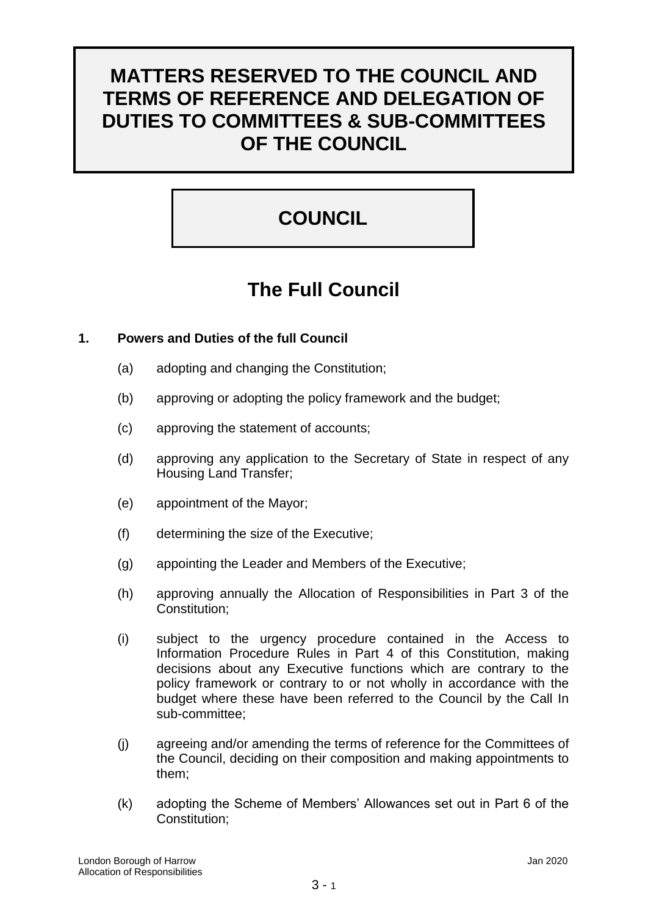# MATTERS RESERVED TO THE COUNCIL AND TERMS OF REFERENCE AND DELEGATION OF DUTIES TO COMMITTEES & SUB-COMMITTEES OF THE COUNCIL

# COUNCIL

## The Full Council

### 1. Powers and Duties of the full Council

(a) adopting and changing the Constitution;

(b) approving or adopting the policy framework and the budget;

(c) approving the statement of accounts;

(d) approving any application to the Secretary of State in respect of any Housing Land Transfer;

(e) appointment of the Mayor;

(f) determining the size of the Executive;

(g) appointing the Leader and Members of the Executive;

(h) approving annually the Allocation of Responsibilities in Part 3 of the Constitution;

(i) subject to the urgency procedure contained in the Access to Information Procedure Rules in Part 4 of this Constitution, making decisions about any Executive functions which are contrary to the policy framework or contrary to or not wholly in accordance with the budget where these have been referred to the Council by the Call In sub-committee;

(j) agreeing and/or amending the terms of reference for the Committees of the Council, deciding on their composition and making appointments to them;

(k) adopting the Scheme of Members' Allowances set out in Part 6 of the Constitution;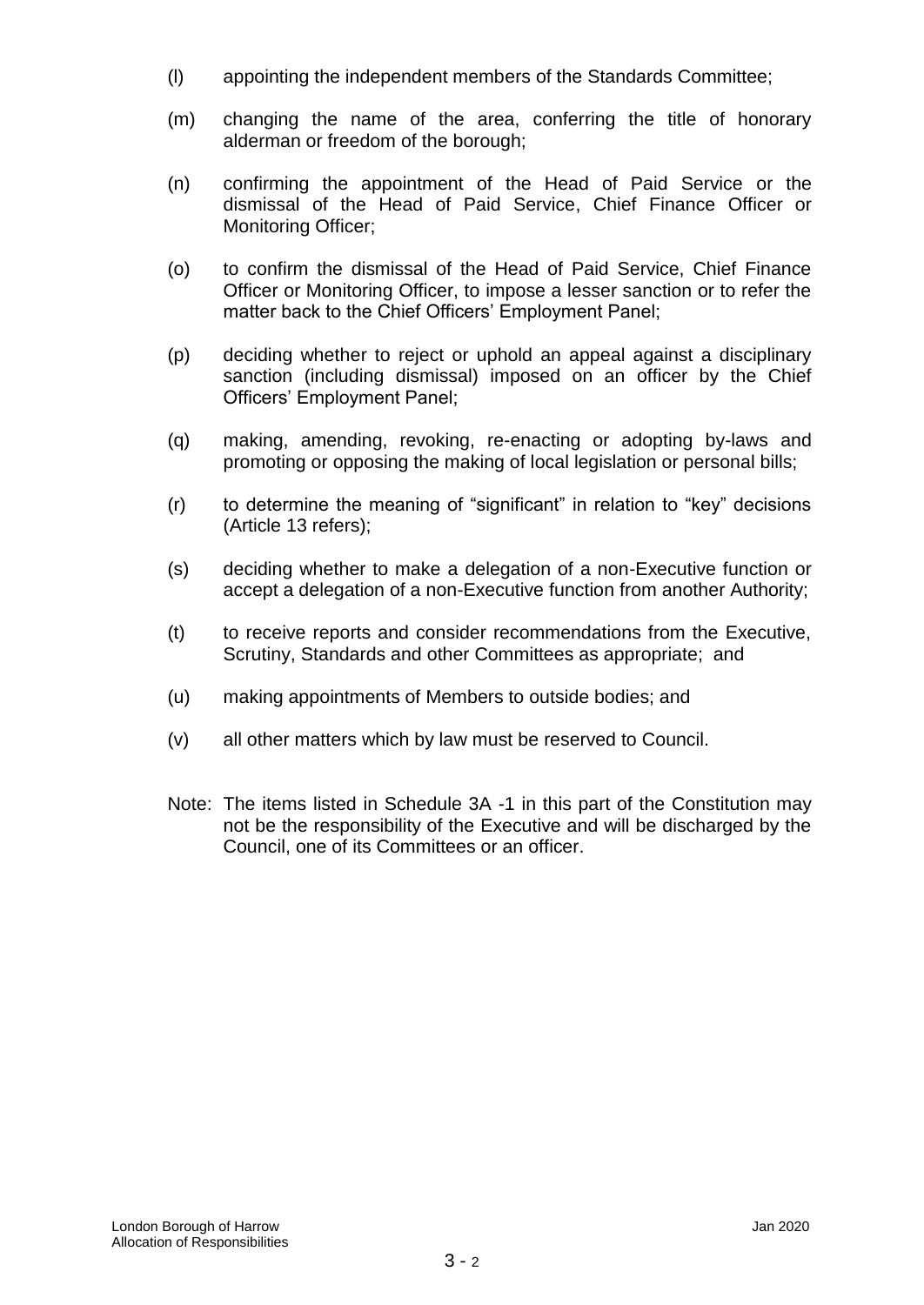(l) appointing the independent members of the Standards Committee;

(m) changing the name of the area, conferring the title of honorary alderman or freedom of the borough;

(n) confirming the appointment of the Head of Paid Service or the dismissal of the Head of Paid Service, Chief Finance Officer or Monitoring Officer;

(o) to confirm the dismissal of the Head of Paid Service, Chief Finance Officer or Monitoring Officer, to impose a lesser sanction or to refer the matter back to the Chief Officers' Employment Panel;

(p) deciding whether to reject or uphold an appeal against a disciplinary sanction (including dismissal) imposed on an officer by the Chief Officers' Employment Panel;

(q) making, amending, revoking, re-enacting or adopting by-laws and promoting or opposing the making of local legislation or personal bills;

(r) to determine the meaning of "significant" in relation to "key" decisions (Article 13 refers);

(s) deciding whether to make a delegation of a non-Executive function or accept a delegation of a non-Executive function from another Authority;

(t) to receive reports and consider recommendations from the Executive, Scrutiny, Standards and other Committees as appropriate; and

(u) making appointments of Members to outside bodies; and

(v) all other matters which by law must be reserved to Council.

Note: The items listed in Schedule 3A -1 in this part of the Constitution may not be the responsibility of the Executive and will be discharged by the Council, one of its Committees or an officer.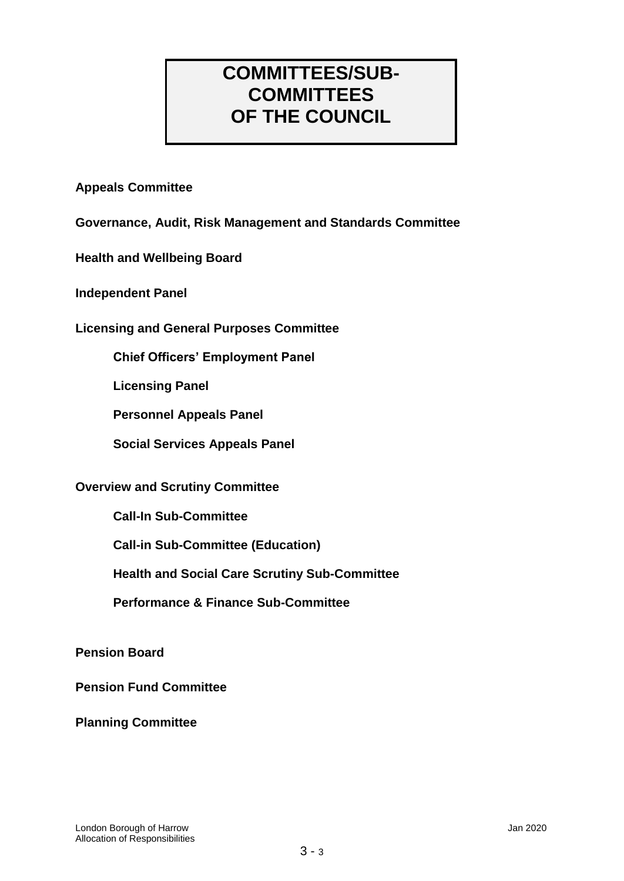# COMMITTEES/SUB-COMMITTEES OF THE COUNCIL

**Appeals Committee**

**Governance, Audit, Risk Management and Standards Committee**

**Health and Wellbeing Board**

**Independent Panel**

**Licensing and General Purposes Committee**

- **Chief Officers' Employment Panel**
- **Licensing Panel**
- **Personnel Appeals Panel**
- **Social Services Appeals Panel**

**Overview and Scrutiny Committee**

- **Call-In Sub-Committee**
- **Call-in Sub-Committee (Education)**
- **Health and Social Care Scrutiny Sub-Committee**
- **Performance & Finance Sub-Committee**

**Pension Board**

**Pension Fund Committee**

**Planning Committee**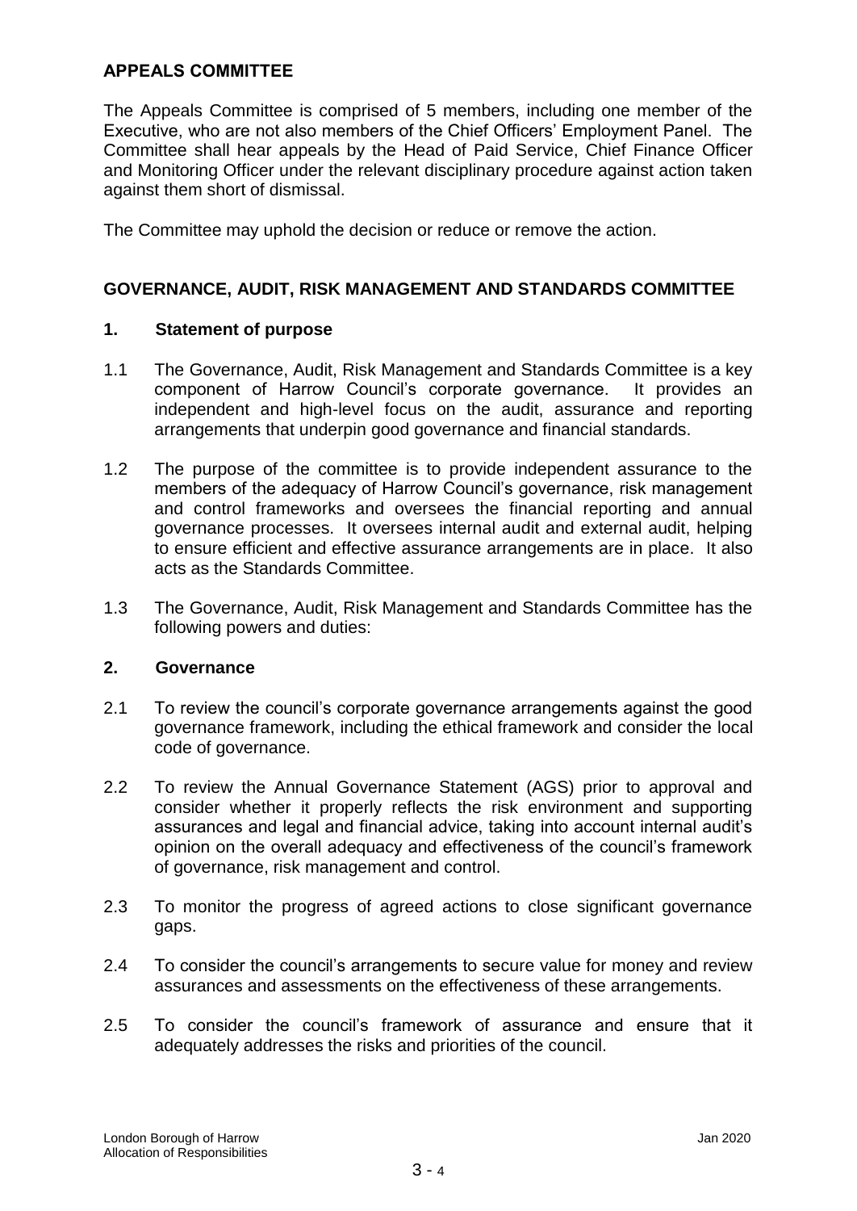## APPEALS COMMITTEE

The Appeals Committee is comprised of 5 members, including one member of the Executive, who are not also members of the Chief Officers' Employment Panel. The Committee shall hear appeals by the Head of Paid Service, Chief Finance Officer and Monitoring Officer under the relevant disciplinary procedure against action taken against them short of dismissal.

The Committee may uphold the decision or reduce or remove the action.

## GOVERNANCE, AUDIT, RISK MANAGEMENT AND STANDARDS COMMITTEE

### 1. Statement of purpose

1.1 The Governance, Audit, Risk Management and Standards Committee is a key component of Harrow Council's corporate governance. It provides an independent and high-level focus on the audit, assurance and reporting arrangements that underpin good governance and financial standards.

1.2 The purpose of the committee is to provide independent assurance to the members of the adequacy of Harrow Council's governance, risk management and control frameworks and oversees the financial reporting and annual governance processes. It oversees internal audit and external audit, helping to ensure efficient and effective assurance arrangements are in place. It also acts as the Standards Committee.

1.3 The Governance, Audit, Risk Management and Standards Committee has the following powers and duties:

### 2. Governance

2.1 To review the council's corporate governance arrangements against the good governance framework, including the ethical framework and consider the local code of governance.

2.2 To review the Annual Governance Statement (AGS) prior to approval and consider whether it properly reflects the risk environment and supporting assurances and legal and financial advice, taking into account internal audit's opinion on the overall adequacy and effectiveness of the council's framework of governance, risk management and control.

2.3 To monitor the progress of agreed actions to close significant governance gaps.

2.4 To consider the council's arrangements to secure value for money and review assurances and assessments on the effectiveness of these arrangements.

2.5 To consider the council's framework of assurance and ensure that it adequately addresses the risks and priorities of the council.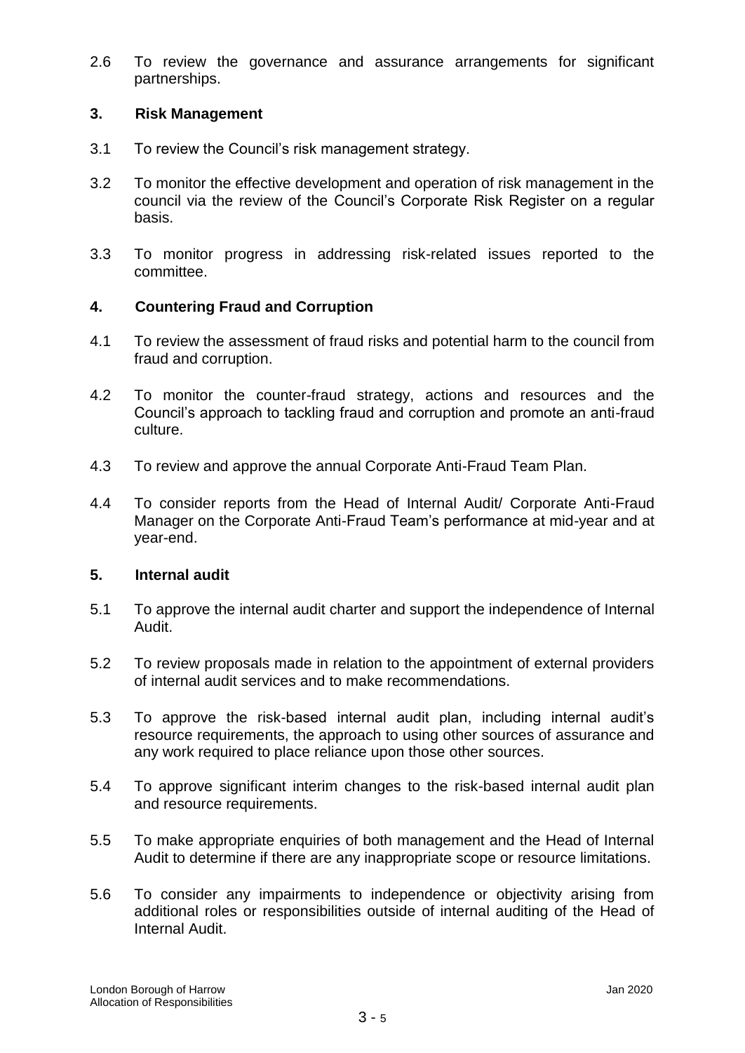2.6 To review the governance and assurance arrangements for significant partnerships.

### 3. Risk Management

3.1 To review the Council's risk management strategy.

3.2 To monitor the effective development and operation of risk management in the council via the review of the Council's Corporate Risk Register on a regular basis.

3.3 To monitor progress in addressing risk-related issues reported to the committee.

### 4. Countering Fraud and Corruption

4.1 To review the assessment of fraud risks and potential harm to the council from fraud and corruption.

4.2 To monitor the counter-fraud strategy, actions and resources and the Council's approach to tackling fraud and corruption and promote an anti-fraud culture.

4.3 To review and approve the annual Corporate Anti-Fraud Team Plan.

4.4 To consider reports from the Head of Internal Audit/ Corporate Anti-Fraud Manager on the Corporate Anti-Fraud Team's performance at mid-year and at year-end.

### 5. Internal audit

5.1 To approve the internal audit charter and support the independence of Internal Audit.

5.2 To review proposals made in relation to the appointment of external providers of internal audit services and to make recommendations.

5.3 To approve the risk-based internal audit plan, including internal audit's resource requirements, the approach to using other sources of assurance and any work required to place reliance upon those other sources.

5.4 To approve significant interim changes to the risk-based internal audit plan and resource requirements.

5.5 To make appropriate enquiries of both management and the Head of Internal Audit to determine if there are any inappropriate scope or resource limitations.

5.6 To consider any impairments to independence or objectivity arising from additional roles or responsibilities outside of internal auditing of the Head of Internal Audit.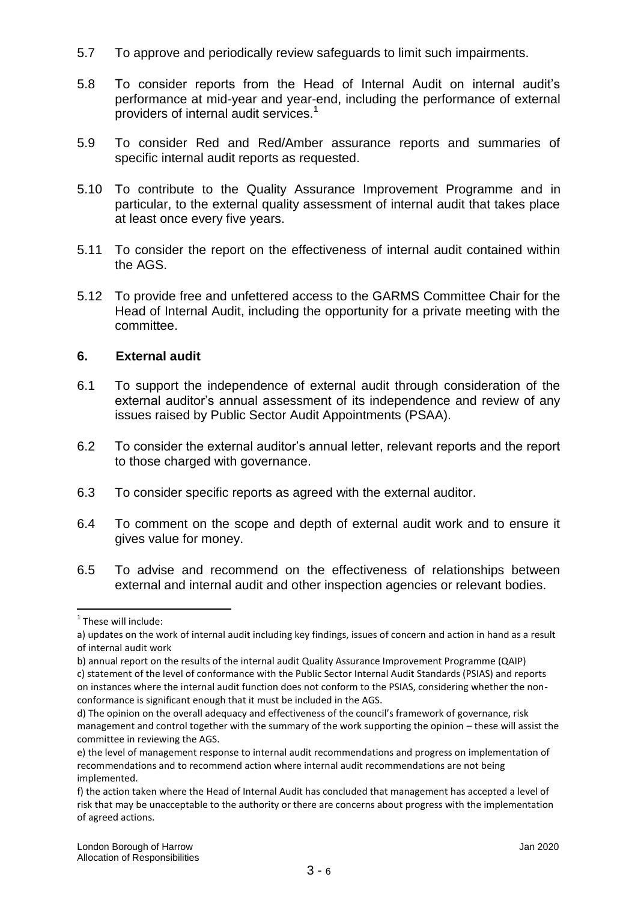5.7 To approve and periodically review safeguards to limit such impairments.

5.8 To consider reports from the Head of Internal Audit on internal audit's performance at mid-year and year-end, including the performance of external providers of internal audit services.[1]

5.9 To consider Red and Red/Amber assurance reports and summaries of specific internal audit reports as requested.

5.10 To contribute to the Quality Assurance Improvement Programme and in particular, to the external quality assessment of internal audit that takes place at least once every five years.

5.11 To consider the report on the effectiveness of internal audit contained within the AGS.

5.12 To provide free and unfettered access to the GARMS Committee Chair for the Head of Internal Audit, including the opportunity for a private meeting with the committee.

## 6. External audit

6.1 To support the independence of external audit through consideration of the external auditor's annual assessment of its independence and review of any issues raised by Public Sector Audit Appointments (PSAA).

6.2 To consider the external auditor's annual letter, relevant reports and the report to those charged with governance.

6.3 To consider specific reports as agreed with the external auditor.

6.4 To comment on the scope and depth of external audit work and to ensure it gives value for money.

6.5 To advise and recommend on the effectiveness of relationships between external and internal audit and other inspection agencies or relevant bodies.

---

[1] These will include:

a) updates on the work of internal audit including key findings, issues of concern and action in hand as a result of internal audit work

b) annual report on the results of the internal audit Quality Assurance Improvement Programme (QAIP)

c) statement of the level of conformance with the Public Sector Internal Audit Standards (PSIAS) and reports on instances where the internal audit function does not conform to the PSIAS, considering whether the non-conformance is significant enough that it must be included in the AGS.

d) The opinion on the overall adequacy and effectiveness of the council's framework of governance, risk management and control together with the summary of the work supporting the opinion – these will assist the committee in reviewing the AGS.

e) the level of management response to internal audit recommendations and progress on implementation of recommendations and to recommend action where internal audit recommendations are not being implemented.

f) the action taken where the Head of Internal Audit has concluded that management has accepted a level of risk that may be unacceptable to the authority or there are concerns about progress with the implementation of agreed actions.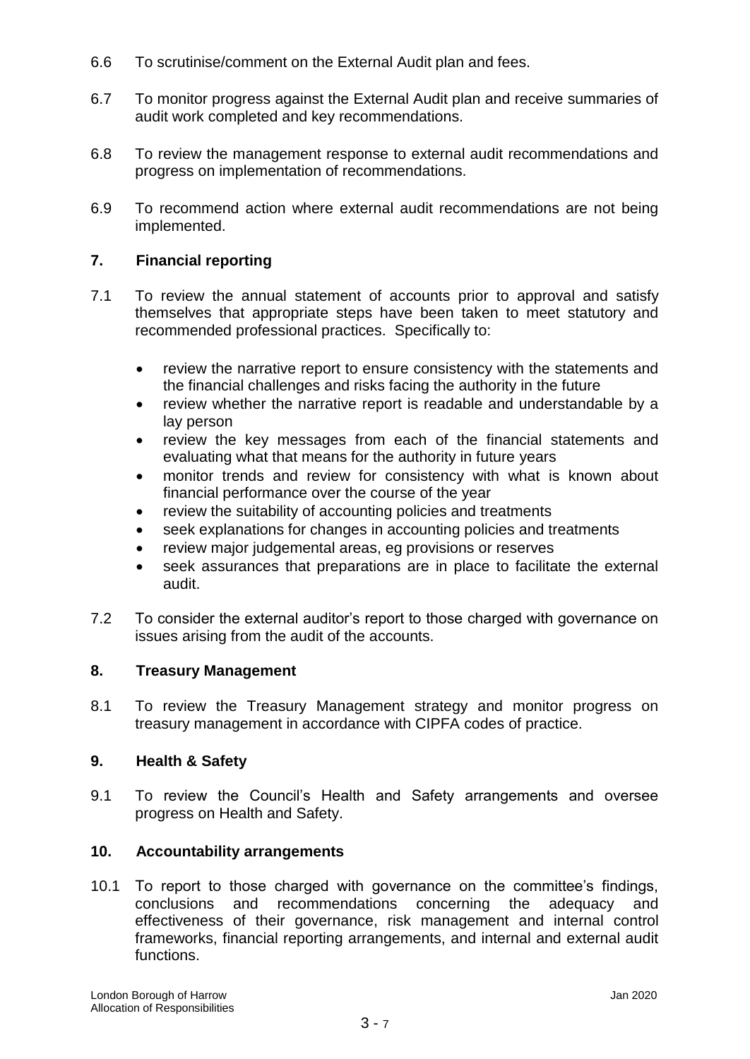6.6 To scrutinise/comment on the External Audit plan and fees.

6.7 To monitor progress against the External Audit plan and receive summaries of audit work completed and key recommendations.

6.8 To review the management response to external audit recommendations and progress on implementation of recommendations.

6.9 To recommend action where external audit recommendations are not being implemented.

## 7. Financial reporting

7.1 To review the annual statement of accounts prior to approval and satisfy themselves that appropriate steps have been taken to meet statutory and recommended professional practices. Specifically to:

- review the narrative report to ensure consistency with the statements and the financial challenges and risks facing the authority in the future
- review whether the narrative report is readable and understandable by a lay person
- review the key messages from each of the financial statements and evaluating what that means for the authority in future years
- monitor trends and review for consistency with what is known about financial performance over the course of the year
- review the suitability of accounting policies and treatments
- seek explanations for changes in accounting policies and treatments
- review major judgemental areas, eg provisions or reserves
- seek assurances that preparations are in place to facilitate the external audit.

7.2 To consider the external auditor's report to those charged with governance on issues arising from the audit of the accounts.

## 8. Treasury Management

8.1 To review the Treasury Management strategy and monitor progress on treasury management in accordance with CIPFA codes of practice.

## 9. Health & Safety

9.1 To review the Council's Health and Safety arrangements and oversee progress on Health and Safety.

## 10. Accountability arrangements

10.1 To report to those charged with governance on the committee's findings, conclusions and recommendations concerning the adequacy and effectiveness of their governance, risk management and internal control frameworks, financial reporting arrangements, and internal and external audit functions.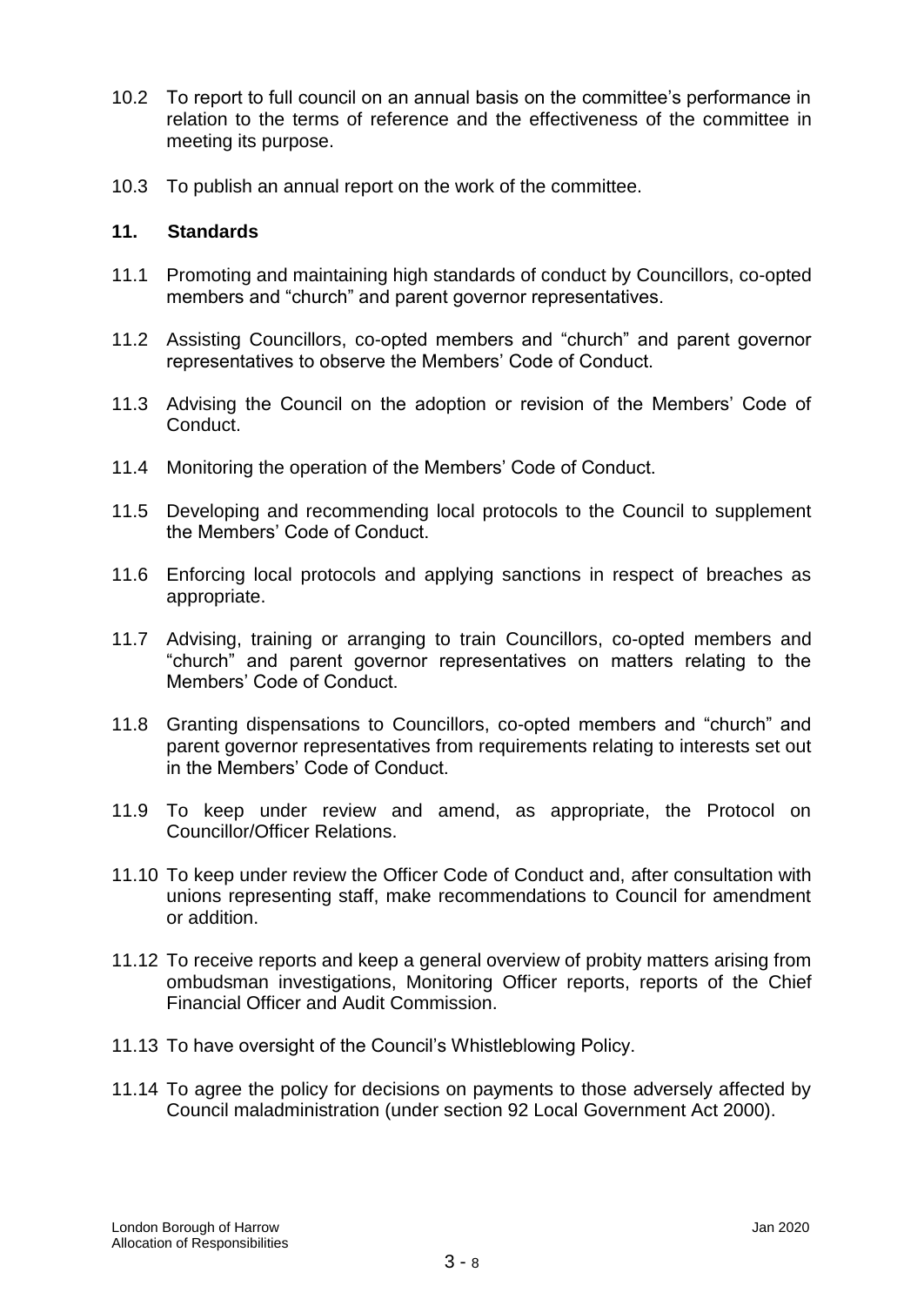10.2 To report to full council on an annual basis on the committee's performance in relation to the terms of reference and the effectiveness of the committee in meeting its purpose.

10.3 To publish an annual report on the work of the committee.

## 11. Standards

11.1 Promoting and maintaining high standards of conduct by Councillors, co-opted members and "church" and parent governor representatives.

11.2 Assisting Councillors, co-opted members and "church" and parent governor representatives to observe the Members' Code of Conduct.

11.3 Advising the Council on the adoption or revision of the Members' Code of Conduct.

11.4 Monitoring the operation of the Members' Code of Conduct.

11.5 Developing and recommending local protocols to the Council to supplement the Members' Code of Conduct.

11.6 Enforcing local protocols and applying sanctions in respect of breaches as appropriate.

11.7 Advising, training or arranging to train Councillors, co-opted members and "church" and parent governor representatives on matters relating to the Members' Code of Conduct.

11.8 Granting dispensations to Councillors, co-opted members and "church" and parent governor representatives from requirements relating to interests set out in the Members' Code of Conduct.

11.9 To keep under review and amend, as appropriate, the Protocol on Councillor/Officer Relations.

11.10 To keep under review the Officer Code of Conduct and, after consultation with unions representing staff, make recommendations to Council for amendment or addition.

11.12 To receive reports and keep a general overview of probity matters arising from ombudsman investigations, Monitoring Officer reports, reports of the Chief Financial Officer and Audit Commission.

11.13 To have oversight of the Council's Whistleblowing Policy.

11.14 To agree the policy for decisions on payments to those adversely affected by Council maladministration (under section 92 Local Government Act 2000).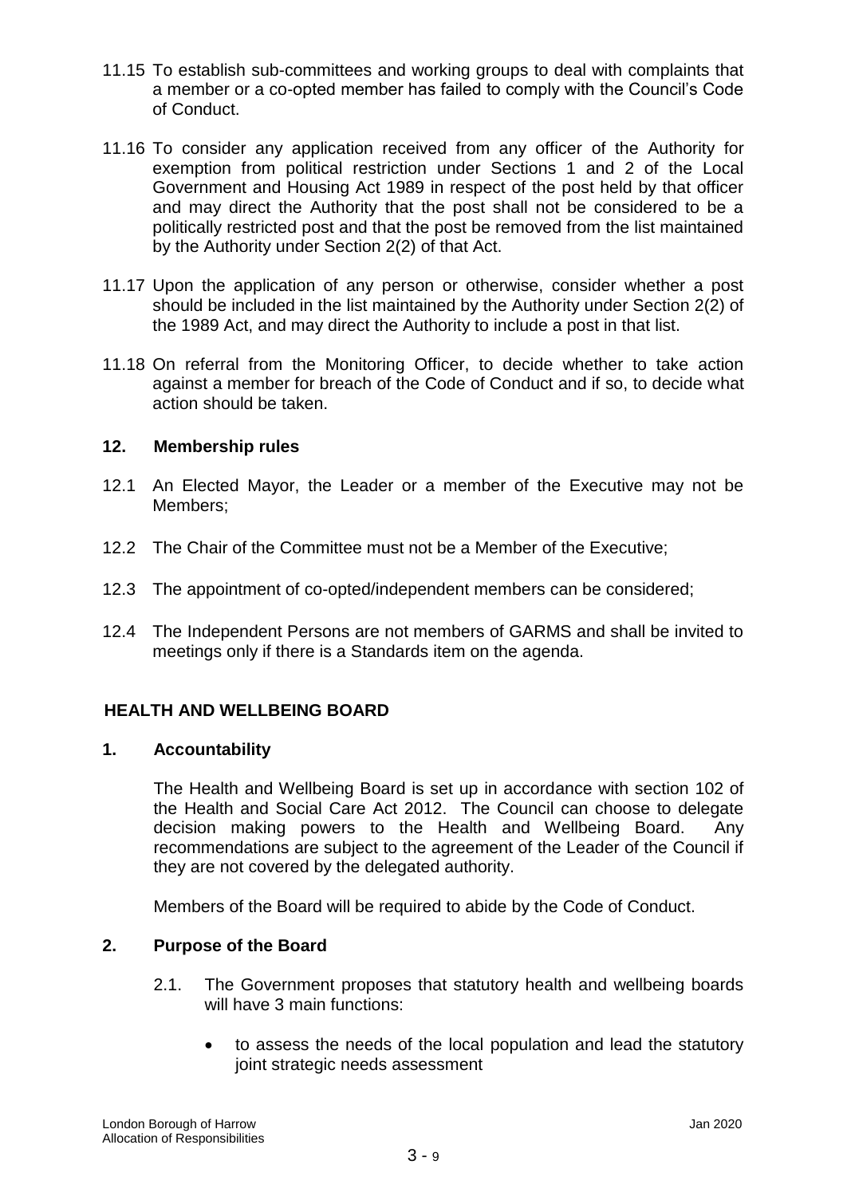11.15 To establish sub-committees and working groups to deal with complaints that a member or a co-opted member has failed to comply with the Council's Code of Conduct.

11.16 To consider any application received from any officer of the Authority for exemption from political restriction under Sections 1 and 2 of the Local Government and Housing Act 1989 in respect of the post held by that officer and may direct the Authority that the post shall not be considered to be a politically restricted post and that the post be removed from the list maintained by the Authority under Section 2(2) of that Act.

11.17 Upon the application of any person or otherwise, consider whether a post should be included in the list maintained by the Authority under Section 2(2) of the 1989 Act, and may direct the Authority to include a post in that list.

11.18 On referral from the Monitoring Officer, to decide whether to take action against a member for breach of the Code of Conduct and if so, to decide what action should be taken.

## 12. Membership rules

12.1 An Elected Mayor, the Leader or a member of the Executive may not be Members;

12.2 The Chair of the Committee must not be a Member of the Executive;

12.3 The appointment of co-opted/independent members can be considered;

12.4 The Independent Persons are not members of GARMS and shall be invited to meetings only if there is a Standards item on the agenda.

# HEALTH AND WELLBEING BOARD

## 1. Accountability

The Health and Wellbeing Board is set up in accordance with section 102 of the Health and Social Care Act 2012. The Council can choose to delegate decision making powers to the Health and Wellbeing Board. Any recommendations are subject to the agreement of the Leader of the Council if they are not covered by the delegated authority.

Members of the Board will be required to abide by the Code of Conduct.

## 2. Purpose of the Board

2.1. The Government proposes that statutory health and wellbeing boards will have 3 main functions:

- to assess the needs of the local population and lead the statutory joint strategic needs assessment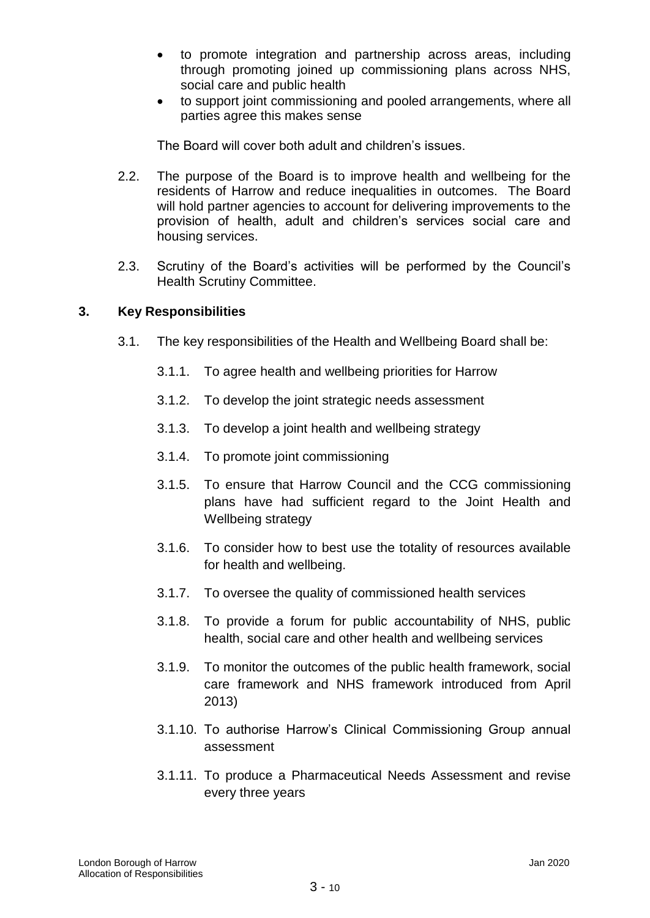- to promote integration and partnership across areas, including through promoting joined up commissioning plans across NHS, social care and public health
- to support joint commissioning and pooled arrangements, where all parties agree this makes sense

The Board will cover both adult and children's issues.

2.2. The purpose of the Board is to improve health and wellbeing for the residents of Harrow and reduce inequalities in outcomes. The Board will hold partner agencies to account for delivering improvements to the provision of health, adult and children's services social care and housing services.

2.3. Scrutiny of the Board's activities will be performed by the Council's Health Scrutiny Committee.

## 3. Key Responsibilities

3.1. The key responsibilities of the Health and Wellbeing Board shall be:

3.1.1. To agree health and wellbeing priorities for Harrow

3.1.2. To develop the joint strategic needs assessment

3.1.3. To develop a joint health and wellbeing strategy

3.1.4. To promote joint commissioning

3.1.5. To ensure that Harrow Council and the CCG commissioning plans have had sufficient regard to the Joint Health and Wellbeing strategy

3.1.6. To consider how to best use the totality of resources available for health and wellbeing.

3.1.7. To oversee the quality of commissioned health services

3.1.8. To provide a forum for public accountability of NHS, public health, social care and other health and wellbeing services

3.1.9. To monitor the outcomes of the public health framework, social care framework and NHS framework introduced from April 2013)

3.1.10. To authorise Harrow's Clinical Commissioning Group annual assessment

3.1.11. To produce a Pharmaceutical Needs Assessment and revise every three years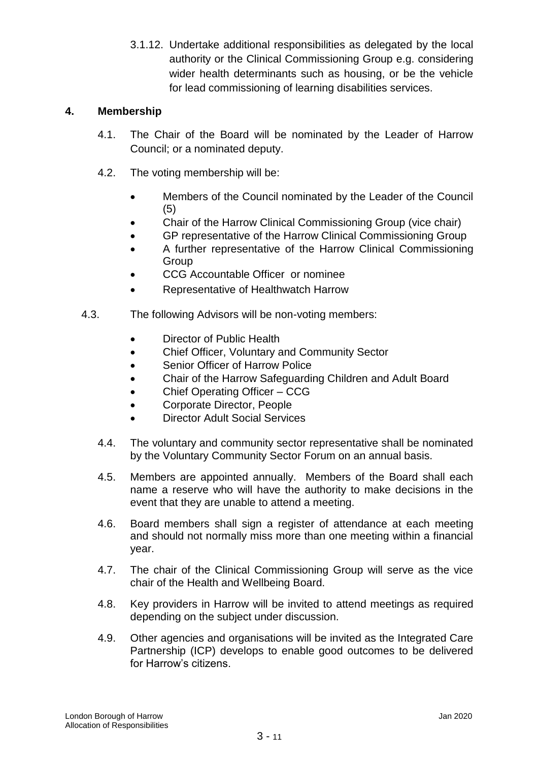3.1.12. Undertake additional responsibilities as delegated by the local authority or the Clinical Commissioning Group e.g. considering wider health determinants such as housing, or be the vehicle for lead commissioning of learning disabilities services.

## 4. Membership

4.1. The Chair of the Board will be nominated by the Leader of Harrow Council; or a nominated deputy.

4.2. The voting membership will be:

- Members of the Council nominated by the Leader of the Council (5)
- Chair of the Harrow Clinical Commissioning Group (vice chair)
- GP representative of the Harrow Clinical Commissioning Group
- A further representative of the Harrow Clinical Commissioning Group
- CCG Accountable Officer or nominee
- Representative of Healthwatch Harrow

4.3. The following Advisors will be non-voting members:

- Director of Public Health
- Chief Officer, Voluntary and Community Sector
- Senior Officer of Harrow Police
- Chair of the Harrow Safeguarding Children and Adult Board
- Chief Operating Officer – CCG
- Corporate Director, People
- Director Adult Social Services

4.4. The voluntary and community sector representative shall be nominated by the Voluntary Community Sector Forum on an annual basis.

4.5. Members are appointed annually. Members of the Board shall each name a reserve who will have the authority to make decisions in the event that they are unable to attend a meeting.

4.6. Board members shall sign a register of attendance at each meeting and should not normally miss more than one meeting within a financial year.

4.7. The chair of the Clinical Commissioning Group will serve as the vice chair of the Health and Wellbeing Board.

4.8. Key providers in Harrow will be invited to attend meetings as required depending on the subject under discussion.

4.9. Other agencies and organisations will be invited as the Integrated Care Partnership (ICP) develops to enable good outcomes to be delivered for Harrow's citizens.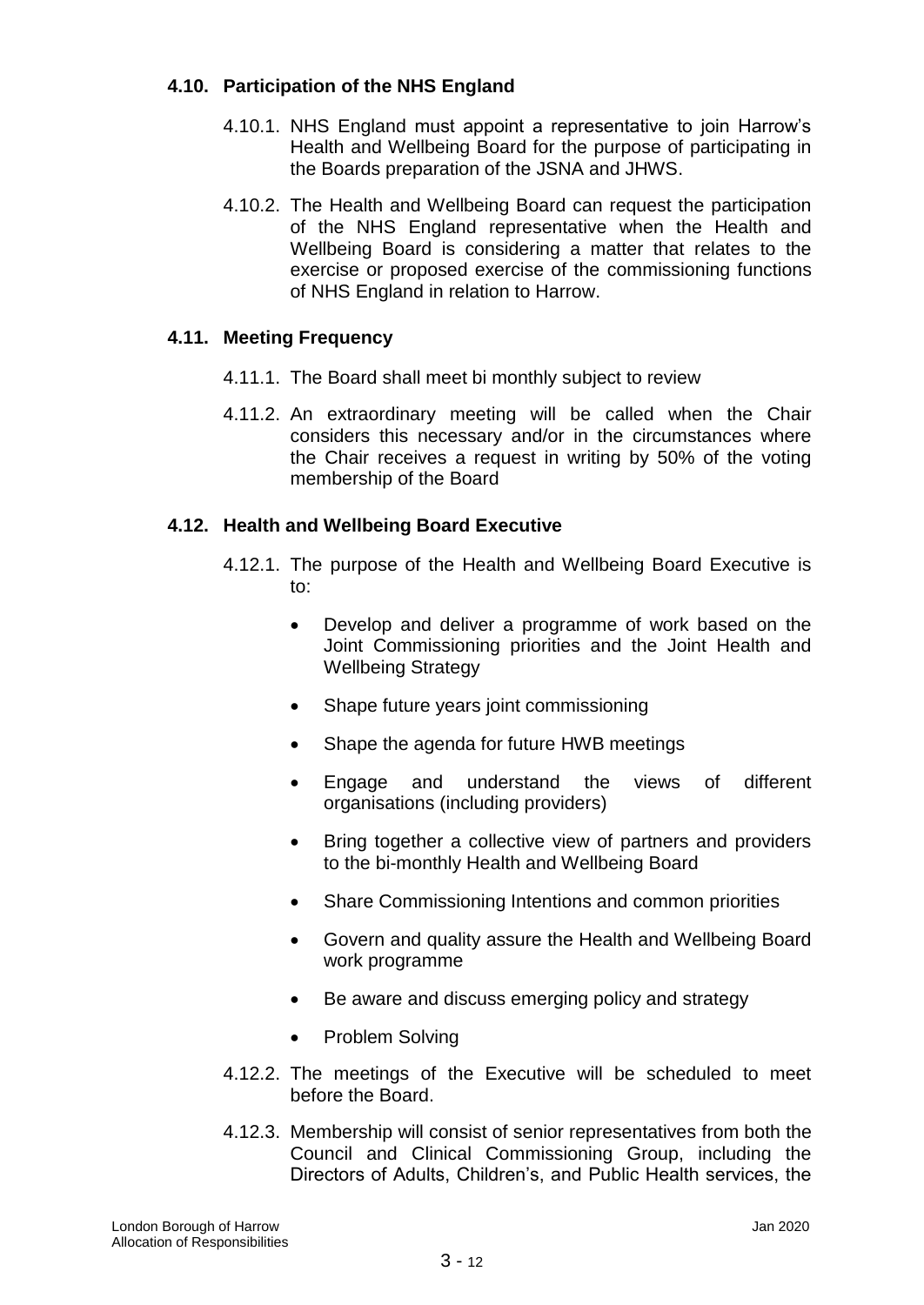### 4.10. Participation of the NHS England

4.10.1. NHS England must appoint a representative to join Harrow's Health and Wellbeing Board for the purpose of participating in the Boards preparation of the JSNA and JHWS.

4.10.2. The Health and Wellbeing Board can request the participation of the NHS England representative when the Health and Wellbeing Board is considering a matter that relates to the exercise or proposed exercise of the commissioning functions of NHS England in relation to Harrow.

### 4.11. Meeting Frequency

4.11.1. The Board shall meet bi monthly subject to review

4.11.2. An extraordinary meeting will be called when the Chair considers this necessary and/or in the circumstances where the Chair receives a request in writing by 50% of the voting membership of the Board

### 4.12. Health and Wellbeing Board Executive

4.12.1. The purpose of the Health and Wellbeing Board Executive is to:

- Develop and deliver a programme of work based on the Joint Commissioning priorities and the Joint Health and Wellbeing Strategy
- Shape future years joint commissioning
- Shape the agenda for future HWB meetings
- Engage and understand the views of different organisations (including providers)
- Bring together a collective view of partners and providers to the bi-monthly Health and Wellbeing Board
- Share Commissioning Intentions and common priorities
- Govern and quality assure the Health and Wellbeing Board work programme
- Be aware and discuss emerging policy and strategy
- Problem Solving

4.12.2. The meetings of the Executive will be scheduled to meet before the Board.

4.12.3. Membership will consist of senior representatives from both the Council and Clinical Commissioning Group, including the Directors of Adults, Children's, and Public Health services, the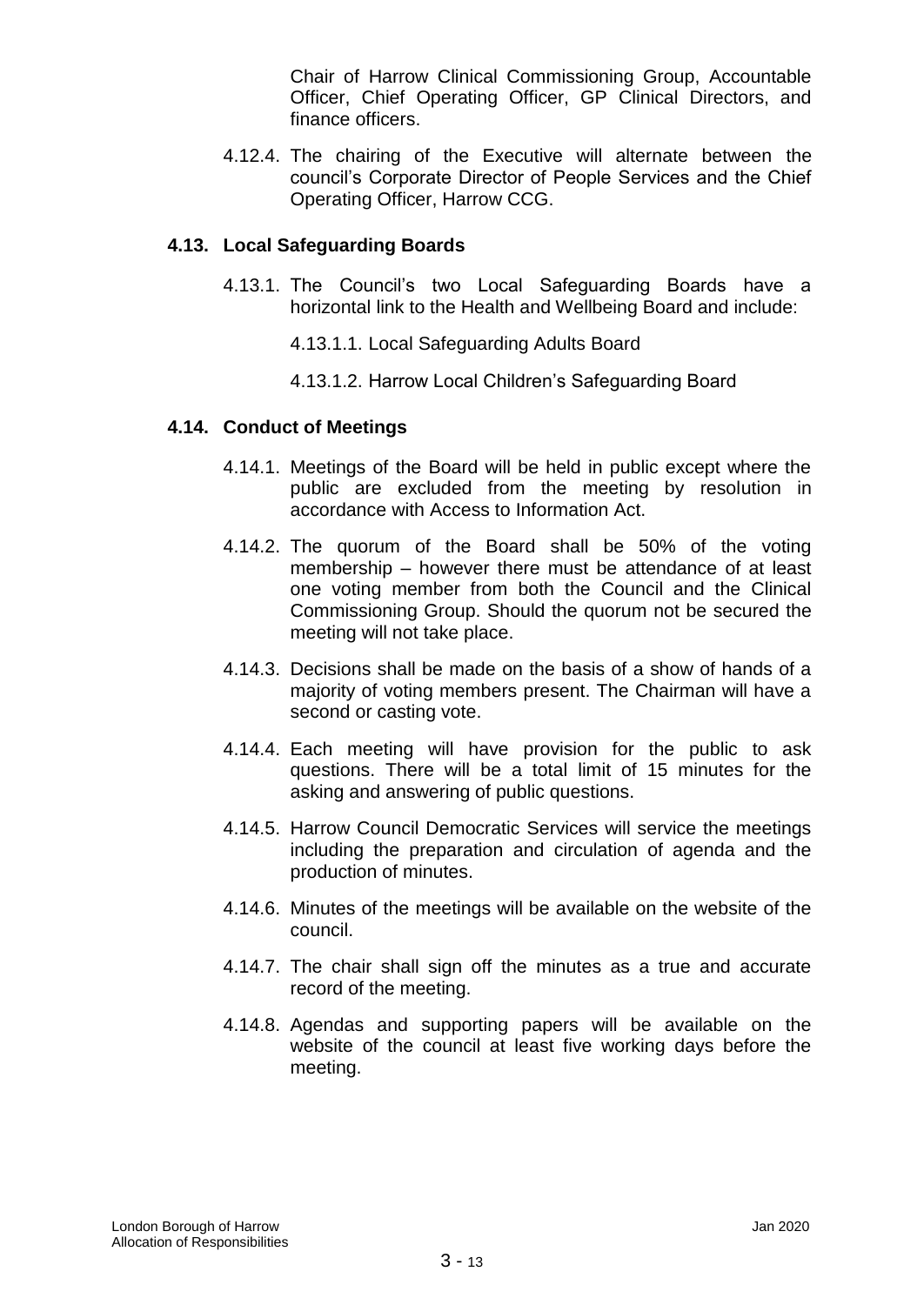Chair of Harrow Clinical Commissioning Group, Accountable Officer, Chief Operating Officer, GP Clinical Directors, and finance officers.

4.12.4. The chairing of the Executive will alternate between the council's Corporate Director of People Services and the Chief Operating Officer, Harrow CCG.

### 4.13. Local Safeguarding Boards

4.13.1. The Council's two Local Safeguarding Boards have a horizontal link to the Health and Wellbeing Board and include:

4.13.1.1. Local Safeguarding Adults Board

4.13.1.2. Harrow Local Children's Safeguarding Board

### 4.14. Conduct of Meetings

4.14.1. Meetings of the Board will be held in public except where the public are excluded from the meeting by resolution in accordance with Access to Information Act.

4.14.2. The quorum of the Board shall be 50% of the voting membership – however there must be attendance of at least one voting member from both the Council and the Clinical Commissioning Group. Should the quorum not be secured the meeting will not take place.

4.14.3. Decisions shall be made on the basis of a show of hands of a majority of voting members present. The Chairman will have a second or casting vote.

4.14.4. Each meeting will have provision for the public to ask questions. There will be a total limit of 15 minutes for the asking and answering of public questions.

4.14.5. Harrow Council Democratic Services will service the meetings including the preparation and circulation of agenda and the production of minutes.

4.14.6. Minutes of the meetings will be available on the website of the council.

4.14.7. The chair shall sign off the minutes as a true and accurate record of the meeting.

4.14.8. Agendas and supporting papers will be available on the website of the council at least five working days before the meeting.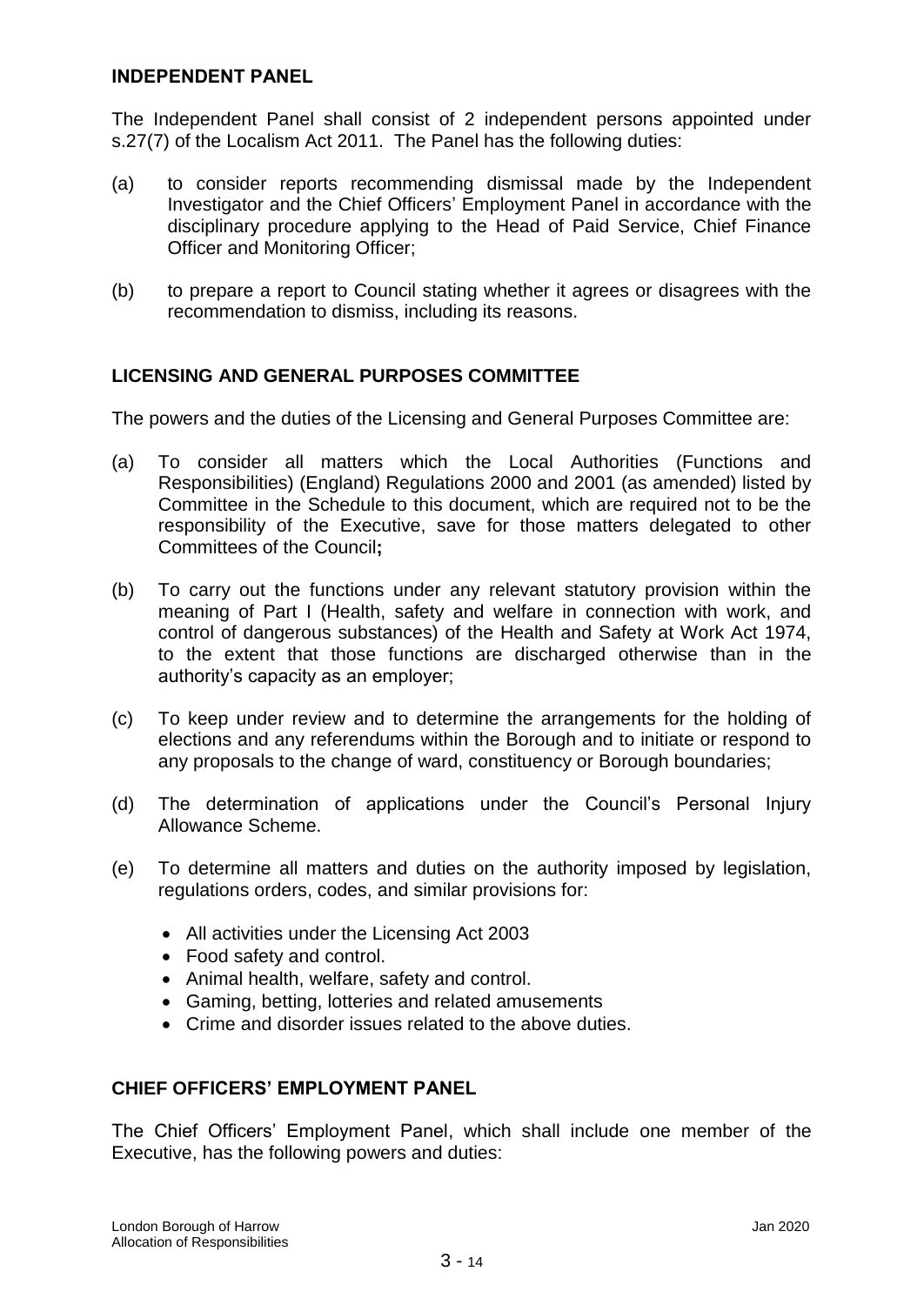## INDEPENDENT PANEL

The Independent Panel shall consist of 2 independent persons appointed under s.27(7) of the Localism Act 2011. The Panel has the following duties:

(a) to consider reports recommending dismissal made by the Independent Investigator and the Chief Officers' Employment Panel in accordance with the disciplinary procedure applying to the Head of Paid Service, Chief Finance Officer and Monitoring Officer;

(b) to prepare a report to Council stating whether it agrees or disagrees with the recommendation to dismiss, including its reasons.

## LICENSING AND GENERAL PURPOSES COMMITTEE

The powers and the duties of the Licensing and General Purposes Committee are:

(a) To consider all matters which the Local Authorities (Functions and Responsibilities) (England) Regulations 2000 and 2001 (as amended) listed by Committee in the Schedule to this document, which are required not to be the responsibility of the Executive, save for those matters delegated to other Committees of the Council**;**

(b) To carry out the functions under any relevant statutory provision within the meaning of Part I (Health, safety and welfare in connection with work, and control of dangerous substances) of the Health and Safety at Work Act 1974, to the extent that those functions are discharged otherwise than in the authority's capacity as an employer;

(c) To keep under review and to determine the arrangements for the holding of elections and any referendums within the Borough and to initiate or respond to any proposals to the change of ward, constituency or Borough boundaries;

(d) The determination of applications under the Council's Personal Injury Allowance Scheme.

(e) To determine all matters and duties on the authority imposed by legislation, regulations orders, codes, and similar provisions for:

- All activities under the Licensing Act 2003
- Food safety and control.
- Animal health, welfare, safety and control.
- Gaming, betting, lotteries and related amusements
- Crime and disorder issues related to the above duties.

## CHIEF OFFICERS' EMPLOYMENT PANEL

The Chief Officers' Employment Panel, which shall include one member of the Executive, has the following powers and duties: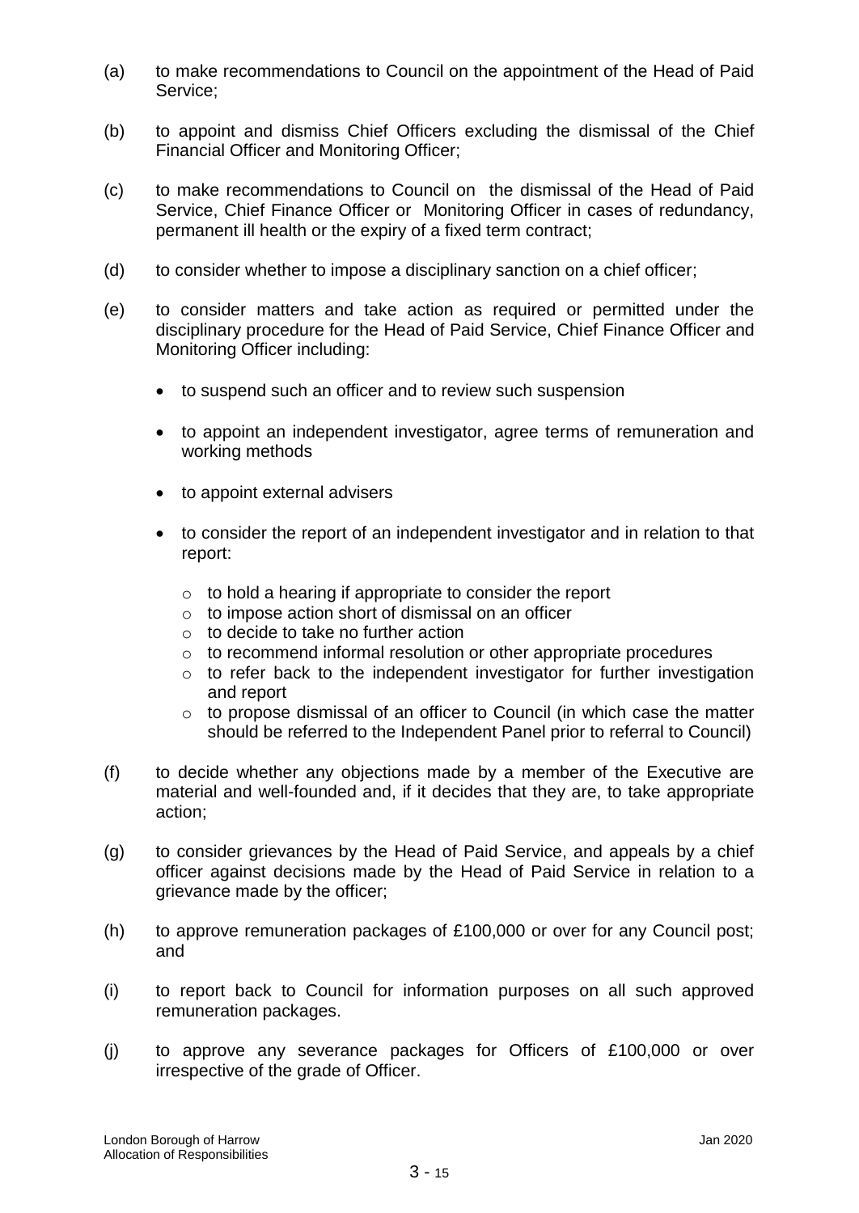(a) to make recommendations to Council on the appointment of the Head of Paid Service;

(b) to appoint and dismiss Chief Officers excluding the dismissal of the Chief Financial Officer and Monitoring Officer;

(c) to make recommendations to Council on the dismissal of the Head of Paid Service, Chief Finance Officer or Monitoring Officer in cases of redundancy, permanent ill health or the expiry of a fixed term contract;

(d) to consider whether to impose a disciplinary sanction on a chief officer;

(e) to consider matters and take action as required or permitted under the disciplinary procedure for the Head of Paid Service, Chief Finance Officer and Monitoring Officer including:

- to suspend such an officer and to review such suspension
- to appoint an independent investigator, agree terms of remuneration and working methods
- to appoint external advisers
- to consider the report of an independent investigator and in relation to that report:
  - to hold a hearing if appropriate to consider the report
  - to impose action short of dismissal on an officer
  - to decide to take no further action
  - to recommend informal resolution or other appropriate procedures
  - to refer back to the independent investigator for further investigation and report
  - to propose dismissal of an officer to Council (in which case the matter should be referred to the Independent Panel prior to referral to Council)

(f) to decide whether any objections made by a member of the Executive are material and well-founded and, if it decides that they are, to take appropriate action;

(g) to consider grievances by the Head of Paid Service, and appeals by a chief officer against decisions made by the Head of Paid Service in relation to a grievance made by the officer;

(h) to approve remuneration packages of £100,000 or over for any Council post; and

(i) to report back to Council for information purposes on all such approved remuneration packages.

(j) to approve any severance packages for Officers of £100,000 or over irrespective of the grade of Officer.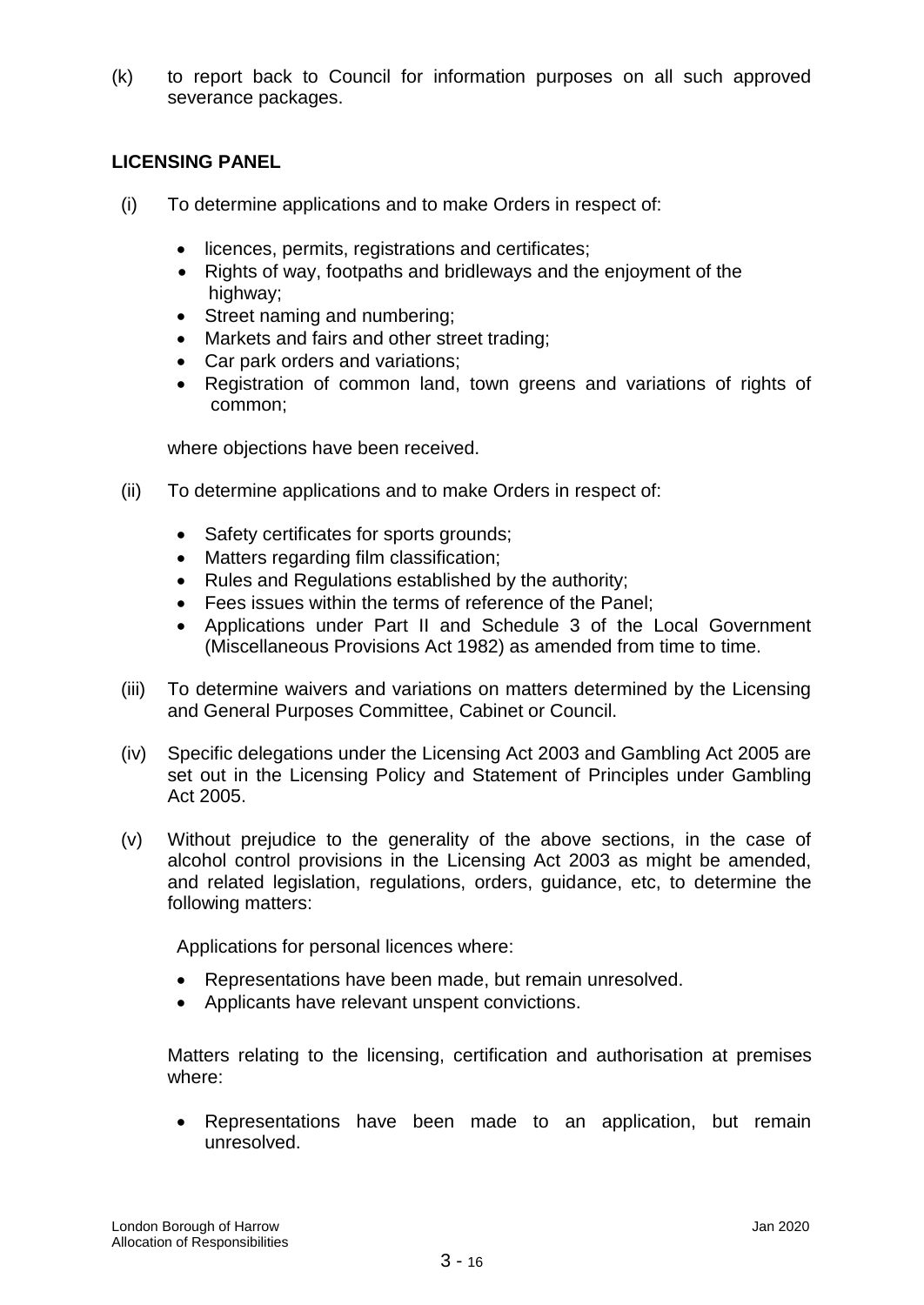(k) to report back to Council for information purposes on all such approved severance packages.

**LICENSING PANEL**

(i) To determine applications and to make Orders in respect of:

- licences, permits, registrations and certificates;
- Rights of way, footpaths and bridleways and the enjoyment of the highway;
- Street naming and numbering;
- Markets and fairs and other street trading;
- Car park orders and variations;
- Registration of common land, town greens and variations of rights of common;

where objections have been received.

(ii) To determine applications and to make Orders in respect of:

- Safety certificates for sports grounds;
- Matters regarding film classification;
- Rules and Regulations established by the authority;
- Fees issues within the terms of reference of the Panel;
- Applications under Part II and Schedule 3 of the Local Government (Miscellaneous Provisions Act 1982) as amended from time to time.

(iii) To determine waivers and variations on matters determined by the Licensing and General Purposes Committee, Cabinet or Council.

(iv) Specific delegations under the Licensing Act 2003 and Gambling Act 2005 are set out in the Licensing Policy and Statement of Principles under Gambling Act 2005.

(v) Without prejudice to the generality of the above sections, in the case of alcohol control provisions in the Licensing Act 2003 as might be amended, and related legislation, regulations, orders, guidance, etc, to determine the following matters:

Applications for personal licences where:

- Representations have been made, but remain unresolved.
- Applicants have relevant unspent convictions.

Matters relating to the licensing, certification and authorisation at premises where:

- Representations have been made to an application, but remain unresolved.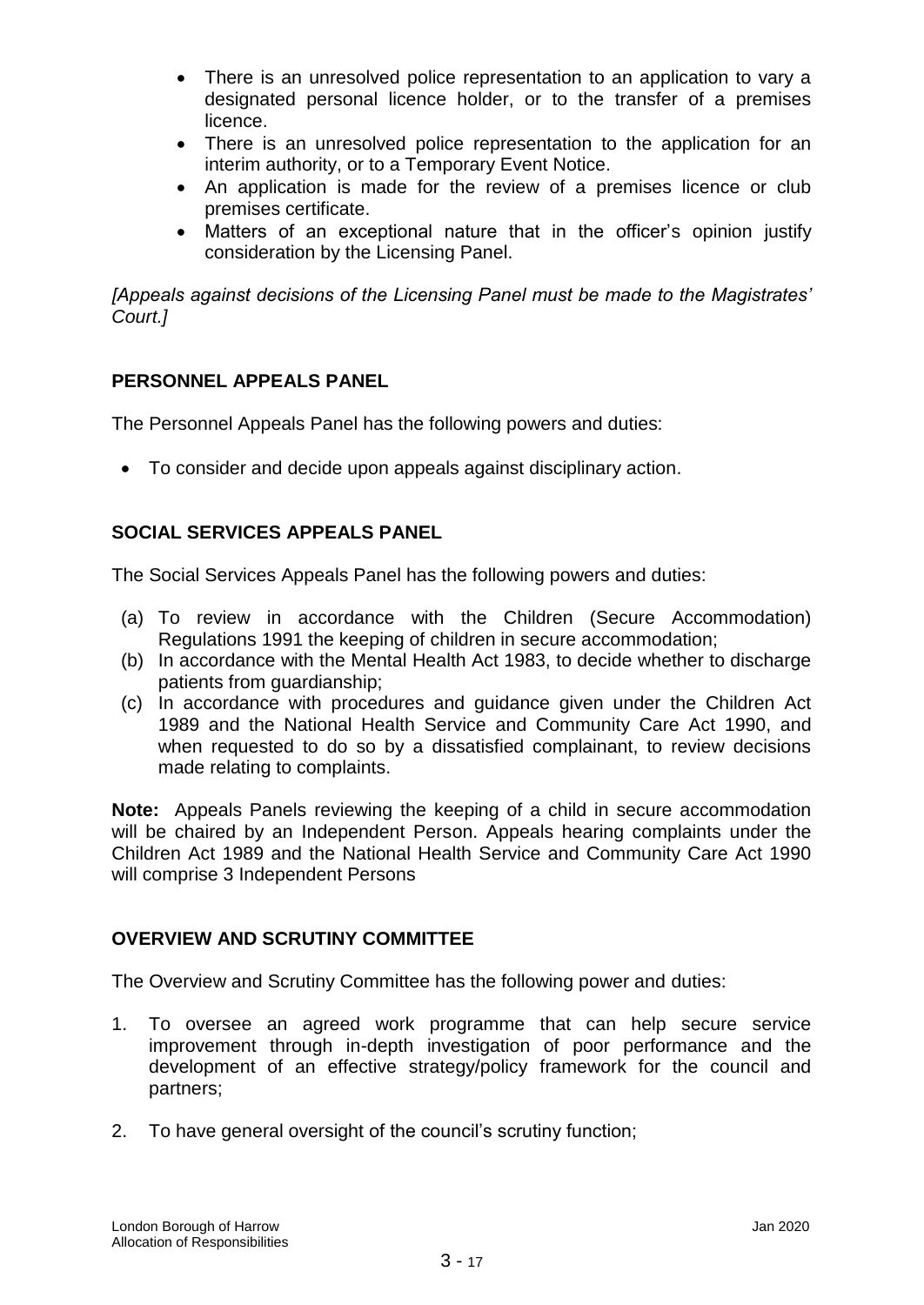- There is an unresolved police representation to an application to vary a designated personal licence holder, or to the transfer of a premises licence.
- There is an unresolved police representation to the application for an interim authority, or to a Temporary Event Notice.
- An application is made for the review of a premises licence or club premises certificate.
- Matters of an exceptional nature that in the officer's opinion justify consideration by the Licensing Panel.

*[Appeals against decisions of the Licensing Panel must be made to the Magistrates' Court.]*

## PERSONNEL APPEALS PANEL

The Personnel Appeals Panel has the following powers and duties:

- To consider and decide upon appeals against disciplinary action.

## SOCIAL SERVICES APPEALS PANEL

The Social Services Appeals Panel has the following powers and duties:

(a) To review in accordance with the Children (Secure Accommodation) Regulations 1991 the keeping of children in secure accommodation;
(b) In accordance with the Mental Health Act 1983, to decide whether to discharge patients from guardianship;
(c) In accordance with procedures and guidance given under the Children Act 1989 and the National Health Service and Community Care Act 1990, and when requested to do so by a dissatisfied complainant, to review decisions made relating to complaints.

**Note:** Appeals Panels reviewing the keeping of a child in secure accommodation will be chaired by an Independent Person. Appeals hearing complaints under the Children Act 1989 and the National Health Service and Community Care Act 1990 will comprise 3 Independent Persons

## OVERVIEW AND SCRUTINY COMMITTEE

The Overview and Scrutiny Committee has the following power and duties:

1. To oversee an agreed work programme that can help secure service improvement through in-depth investigation of poor performance and the development of an effective strategy/policy framework for the council and partners;

2. To have general oversight of the council's scrutiny function;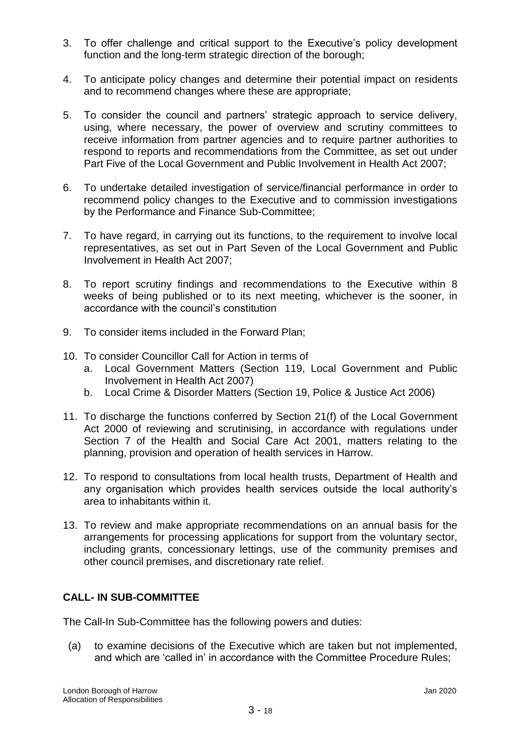3. To offer challenge and critical support to the Executive's policy development function and the long-term strategic direction of the borough;

4. To anticipate policy changes and determine their potential impact on residents and to recommend changes where these are appropriate;

5. To consider the council and partners' strategic approach to service delivery, using, where necessary, the power of overview and scrutiny committees to receive information from partner agencies and to require partner authorities to respond to reports and recommendations from the Committee, as set out under Part Five of the Local Government and Public Involvement in Health Act 2007;

6. To undertake detailed investigation of service/financial performance in order to recommend policy changes to the Executive and to commission investigations by the Performance and Finance Sub-Committee;

7. To have regard, in carrying out its functions, to the requirement to involve local representatives, as set out in Part Seven of the Local Government and Public Involvement in Health Act 2007;

8. To report scrutiny findings and recommendations to the Executive within 8 weeks of being published or to its next meeting, whichever is the sooner, in accordance with the council's constitution

9. To consider items included in the Forward Plan;

10. To consider Councillor Call for Action in terms of
    a. Local Government Matters (Section 119, Local Government and Public Involvement in Health Act 2007)
    b. Local Crime & Disorder Matters (Section 19, Police & Justice Act 2006)

11. To discharge the functions conferred by Section 21(f) of the Local Government Act 2000 of reviewing and scrutinising, in accordance with regulations under Section 7 of the Health and Social Care Act 2001, matters relating to the planning, provision and operation of health services in Harrow.

12. To respond to consultations from local health trusts, Department of Health and any organisation which provides health services outside the local authority's area to inhabitants within it.

13. To review and make appropriate recommendations on an annual basis for the arrangements for processing applications for support from the voluntary sector, including grants, concessionary lettings, use of the community premises and other council premises, and discretionary rate relief.

**CALL- IN SUB-COMMITTEE**

The Call-In Sub-Committee has the following powers and duties:

(a) to examine decisions of the Executive which are taken but not implemented, and which are 'called in' in accordance with the Committee Procedure Rules;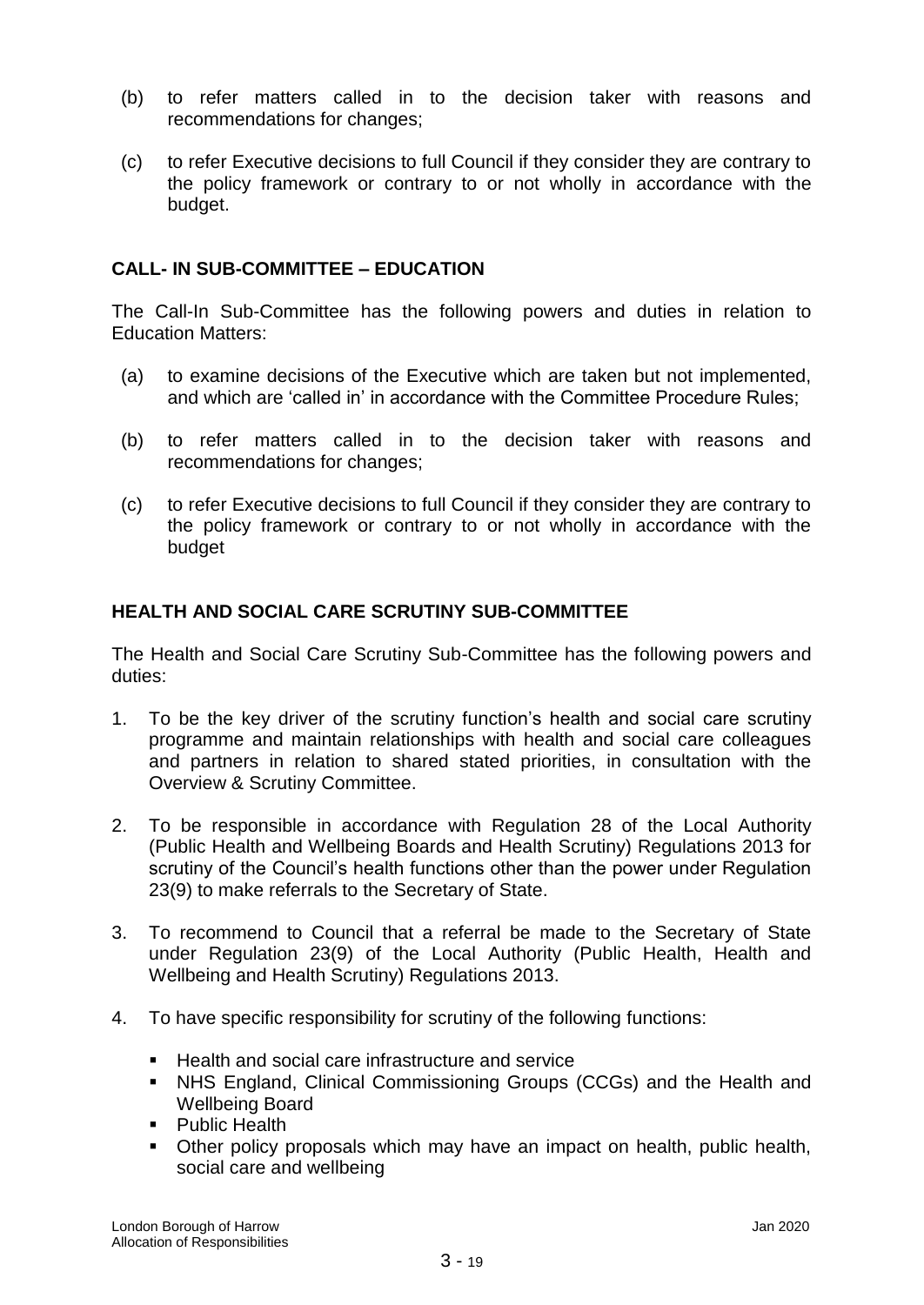(b) to refer matters called in to the decision taker with reasons and recommendations for changes;

(c) to refer Executive decisions to full Council if they consider they are contrary to the policy framework or contrary to or not wholly in accordance with the budget.

**CALL- IN SUB-COMMITTEE – EDUCATION**

The Call-In Sub-Committee has the following powers and duties in relation to Education Matters:

(a) to examine decisions of the Executive which are taken but not implemented, and which are 'called in' in accordance with the Committee Procedure Rules;

(b) to refer matters called in to the decision taker with reasons and recommendations for changes;

(c) to refer Executive decisions to full Council if they consider they are contrary to the policy framework or contrary to or not wholly in accordance with the budget

**HEALTH AND SOCIAL CARE SCRUTINY SUB-COMMITTEE**

The Health and Social Care Scrutiny Sub-Committee has the following powers and duties:

1. To be the key driver of the scrutiny function's health and social care scrutiny programme and maintain relationships with health and social care colleagues and partners in relation to shared stated priorities, in consultation with the Overview & Scrutiny Committee.

2. To be responsible in accordance with Regulation 28 of the Local Authority (Public Health and Wellbeing Boards and Health Scrutiny) Regulations 2013 for scrutiny of the Council's health functions other than the power under Regulation 23(9) to make referrals to the Secretary of State.

3. To recommend to Council that a referral be made to the Secretary of State under Regulation 23(9) of the Local Authority (Public Health, Health and Wellbeing and Health Scrutiny) Regulations 2013.

4. To have specific responsibility for scrutiny of the following functions:

   - Health and social care infrastructure and service
   - NHS England, Clinical Commissioning Groups (CCGs) and the Health and Wellbeing Board
   - Public Health
   - Other policy proposals which may have an impact on health, public health, social care and wellbeing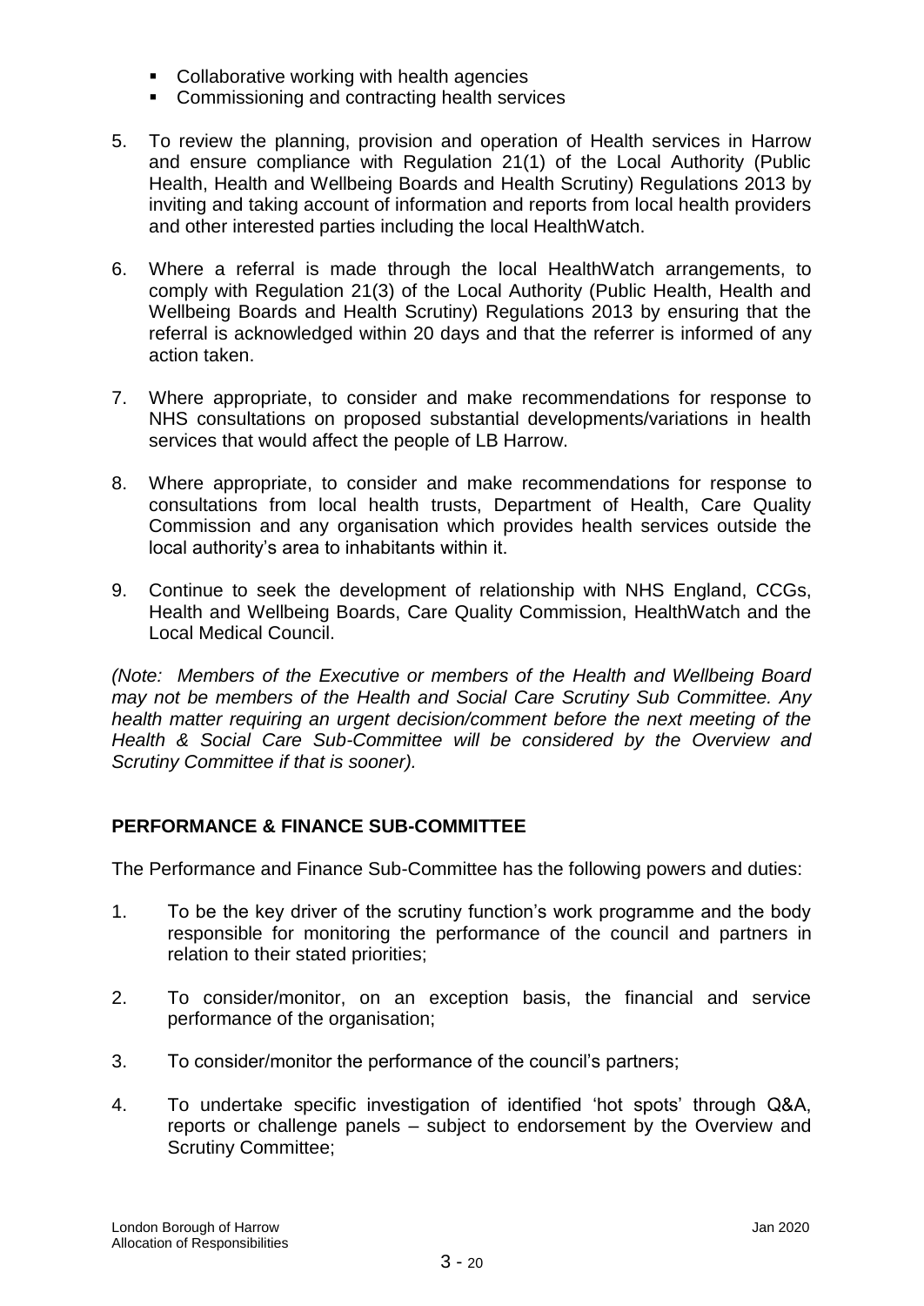- Collaborative working with health agencies
- Commissioning and contracting health services

5. To review the planning, provision and operation of Health services in Harrow and ensure compliance with Regulation 21(1) of the Local Authority (Public Health, Health and Wellbeing Boards and Health Scrutiny) Regulations 2013 by inviting and taking account of information and reports from local health providers and other interested parties including the local HealthWatch.

6. Where a referral is made through the local HealthWatch arrangements, to comply with Regulation 21(3) of the Local Authority (Public Health, Health and Wellbeing Boards and Health Scrutiny) Regulations 2013 by ensuring that the referral is acknowledged within 20 days and that the referrer is informed of any action taken.

7. Where appropriate, to consider and make recommendations for response to NHS consultations on proposed substantial developments/variations in health services that would affect the people of LB Harrow.

8. Where appropriate, to consider and make recommendations for response to consultations from local health trusts, Department of Health, Care Quality Commission and any organisation which provides health services outside the local authority's area to inhabitants within it.

9. Continue to seek the development of relationship with NHS England, CCGs, Health and Wellbeing Boards, Care Quality Commission, HealthWatch and the Local Medical Council.

*(Note: Members of the Executive or members of the Health and Wellbeing Board may not be members of the Health and Social Care Scrutiny Sub Committee. Any health matter requiring an urgent decision/comment before the next meeting of the Health & Social Care Sub-Committee will be considered by the Overview and Scrutiny Committee if that is sooner).*

**PERFORMANCE & FINANCE SUB-COMMITTEE**

The Performance and Finance Sub-Committee has the following powers and duties:

1. To be the key driver of the scrutiny function's work programme and the body responsible for monitoring the performance of the council and partners in relation to their stated priorities;

2. To consider/monitor, on an exception basis, the financial and service performance of the organisation;

3. To consider/monitor the performance of the council's partners;

4. To undertake specific investigation of identified 'hot spots' through Q&A, reports or challenge panels – subject to endorsement by the Overview and Scrutiny Committee;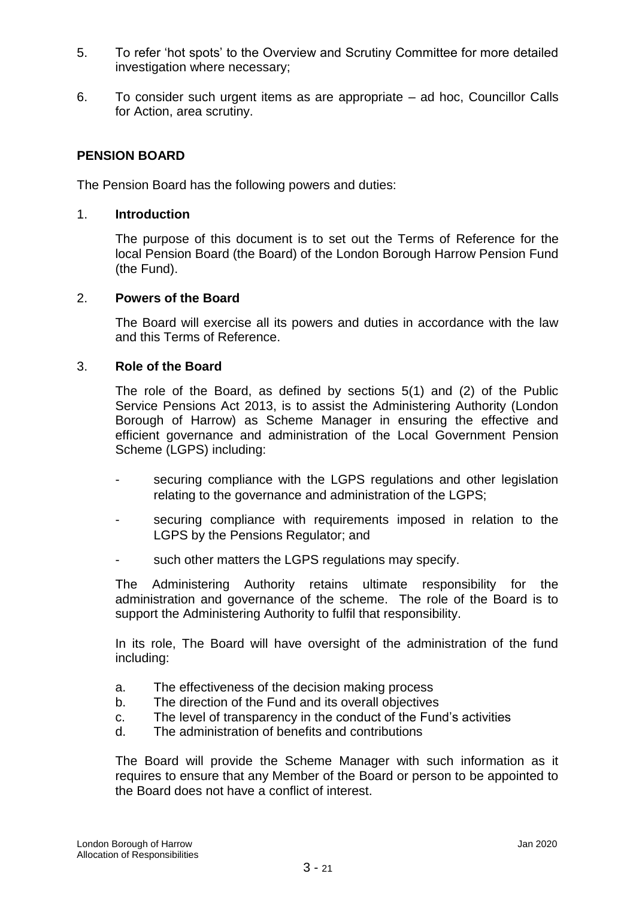5. To refer 'hot spots' to the Overview and Scrutiny Committee for more detailed investigation where necessary;

6. To consider such urgent items as are appropriate – ad hoc, Councillor Calls for Action, area scrutiny.

**PENSION BOARD**

The Pension Board has the following powers and duties:

1. **Introduction**

   The purpose of this document is to set out the Terms of Reference for the local Pension Board (the Board) of the London Borough Harrow Pension Fund (the Fund).

2. **Powers of the Board**

   The Board will exercise all its powers and duties in accordance with the law and this Terms of Reference.

3. **Role of the Board**

   The role of the Board, as defined by sections 5(1) and (2) of the Public Service Pensions Act 2013, is to assist the Administering Authority (London Borough of Harrow) as Scheme Manager in ensuring the effective and efficient governance and administration of the Local Government Pension Scheme (LGPS) including:

   - securing compliance with the LGPS regulations and other legislation relating to the governance and administration of the LGPS;
   - securing compliance with requirements imposed in relation to the LGPS by the Pensions Regulator; and
   - such other matters the LGPS regulations may specify.

   The Administering Authority retains ultimate responsibility for the administration and governance of the scheme. The role of the Board is to support the Administering Authority to fulfil that responsibility.

   In its role, The Board will have oversight of the administration of the fund including:

   a. The effectiveness of the decision making process
   b. The direction of the Fund and its overall objectives
   c. The level of transparency in the conduct of the Fund's activities
   d. The administration of benefits and contributions

   The Board will provide the Scheme Manager with such information as it requires to ensure that any Member of the Board or person to be appointed to the Board does not have a conflict of interest.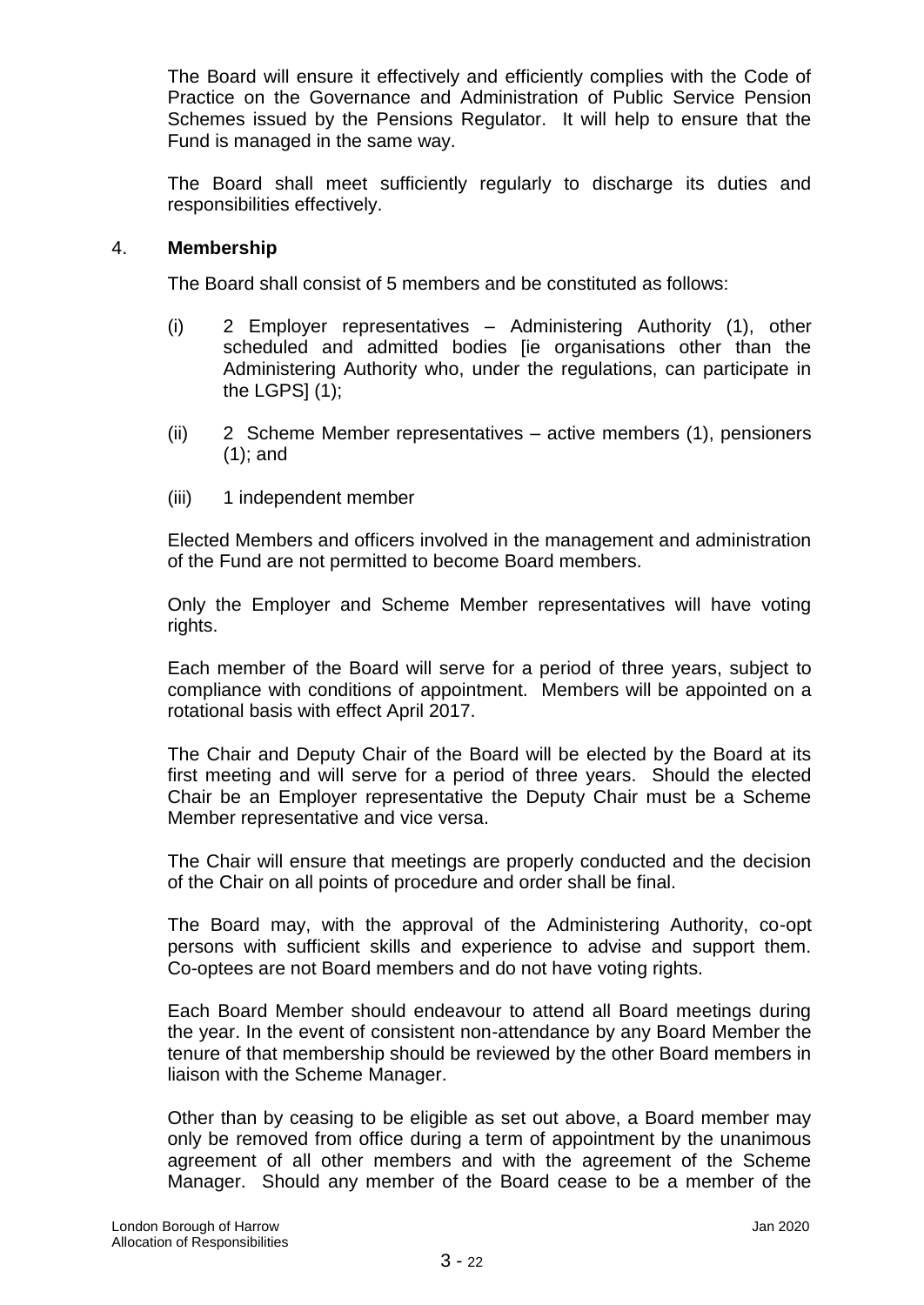The Board will ensure it effectively and efficiently complies with the Code of Practice on the Governance and Administration of Public Service Pension Schemes issued by the Pensions Regulator. It will help to ensure that the Fund is managed in the same way.

The Board shall meet sufficiently regularly to discharge its duties and responsibilities effectively.

4. **Membership**

The Board shall consist of 5 members and be constituted as follows:

(i) 2 Employer representatives – Administering Authority (1), other scheduled and admitted bodies [ie organisations other than the Administering Authority who, under the regulations, can participate in the LGPS] (1);

(ii) 2 Scheme Member representatives – active members (1), pensioners (1); and

(iii) 1 independent member

Elected Members and officers involved in the management and administration of the Fund are not permitted to become Board members.

Only the Employer and Scheme Member representatives will have voting rights.

Each member of the Board will serve for a period of three years, subject to compliance with conditions of appointment. Members will be appointed on a rotational basis with effect April 2017.

The Chair and Deputy Chair of the Board will be elected by the Board at its first meeting and will serve for a period of three years. Should the elected Chair be an Employer representative the Deputy Chair must be a Scheme Member representative and vice versa.

The Chair will ensure that meetings are properly conducted and the decision of the Chair on all points of procedure and order shall be final.

The Board may, with the approval of the Administering Authority, co-opt persons with sufficient skills and experience to advise and support them. Co-optees are not Board members and do not have voting rights.

Each Board Member should endeavour to attend all Board meetings during the year. In the event of consistent non-attendance by any Board Member the tenure of that membership should be reviewed by the other Board members in liaison with the Scheme Manager.

Other than by ceasing to be eligible as set out above, a Board member may only be removed from office during a term of appointment by the unanimous agreement of all other members and with the agreement of the Scheme Manager. Should any member of the Board cease to be a member of the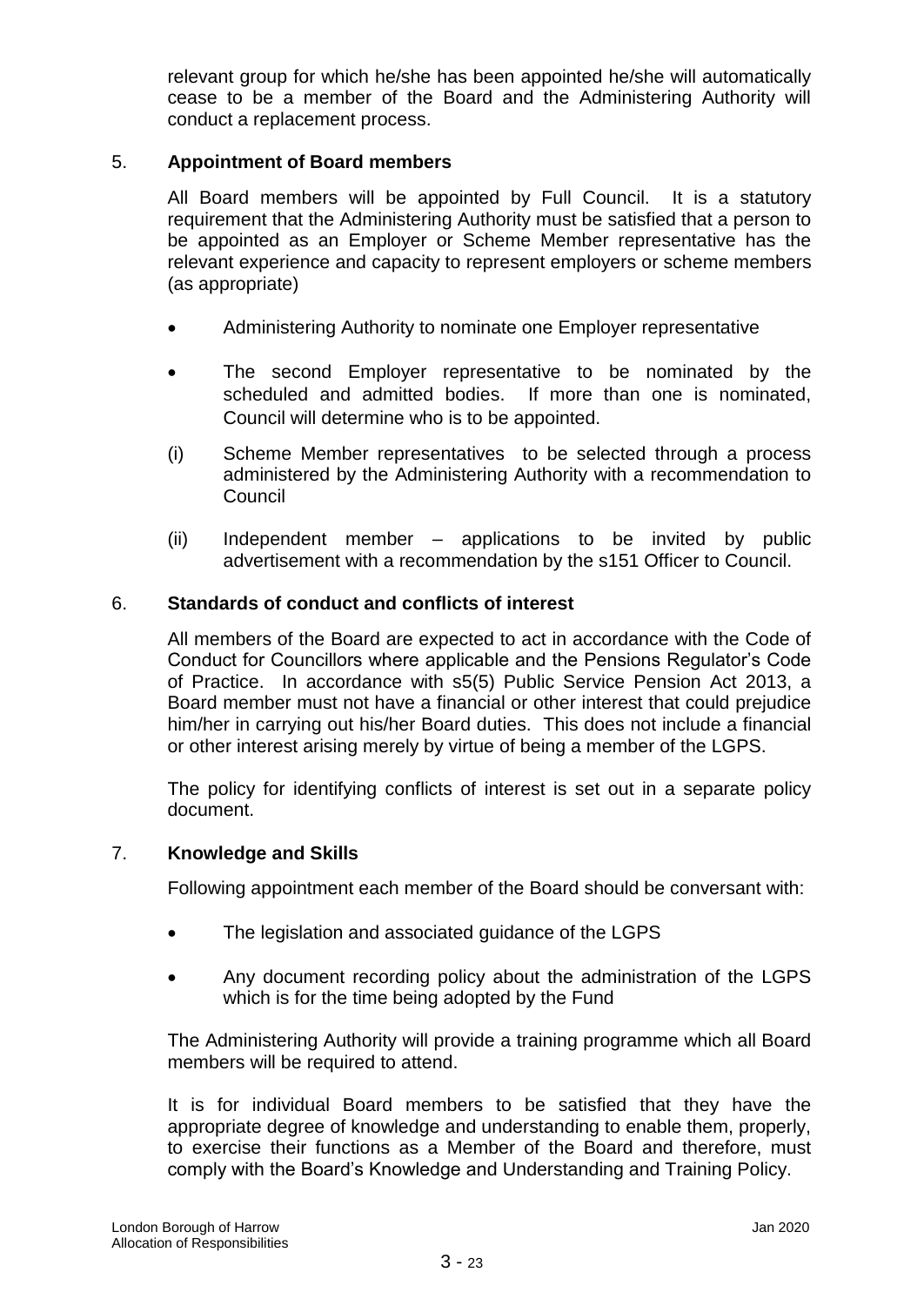relevant group for which he/she has been appointed he/she will automatically cease to be a member of the Board and the Administering Authority will conduct a replacement process.

## 5. Appointment of Board members

All Board members will be appointed by Full Council. It is a statutory requirement that the Administering Authority must be satisfied that a person to be appointed as an Employer or Scheme Member representative has the relevant experience and capacity to represent employers or scheme members (as appropriate)

- Administering Authority to nominate one Employer representative
- The second Employer representative to be nominated by the scheduled and admitted bodies. If more than one is nominated, Council will determine who is to be appointed.

(i) Scheme Member representatives to be selected through a process administered by the Administering Authority with a recommendation to Council

(ii) Independent member – applications to be invited by public advertisement with a recommendation by the s151 Officer to Council.

## 6. Standards of conduct and conflicts of interest

All members of the Board are expected to act in accordance with the Code of Conduct for Councillors where applicable and the Pensions Regulator's Code of Practice. In accordance with s5(5) Public Service Pension Act 2013, a Board member must not have a financial or other interest that could prejudice him/her in carrying out his/her Board duties. This does not include a financial or other interest arising merely by virtue of being a member of the LGPS.

The policy for identifying conflicts of interest is set out in a separate policy document.

## 7. Knowledge and Skills

Following appointment each member of the Board should be conversant with:

- The legislation and associated guidance of the LGPS
- Any document recording policy about the administration of the LGPS which is for the time being adopted by the Fund

The Administering Authority will provide a training programme which all Board members will be required to attend.

It is for individual Board members to be satisfied that they have the appropriate degree of knowledge and understanding to enable them, properly, to exercise their functions as a Member of the Board and therefore, must comply with the Board's Knowledge and Understanding and Training Policy.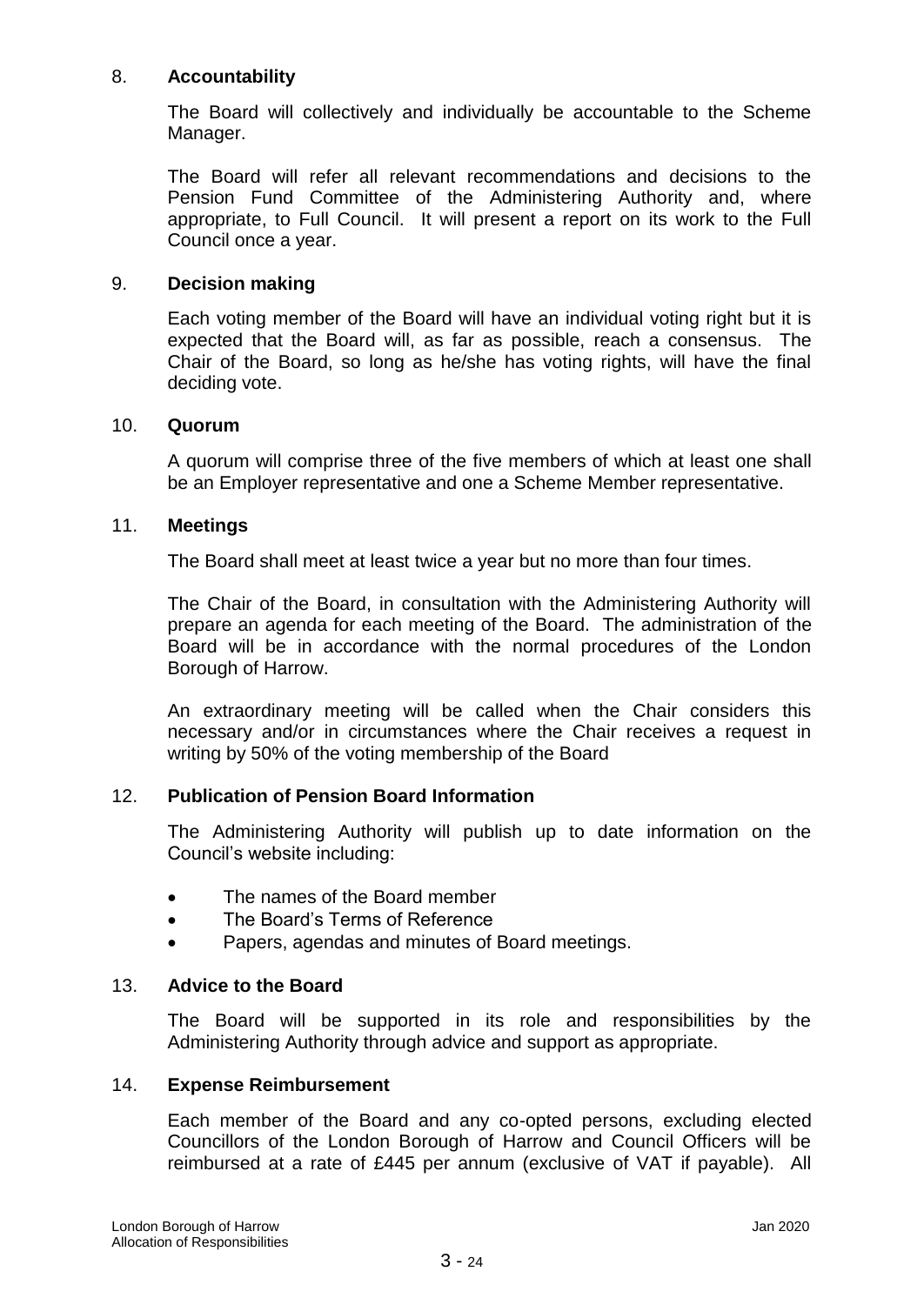## 8. **Accountability**

The Board will collectively and individually be accountable to the Scheme Manager.

The Board will refer all relevant recommendations and decisions to the Pension Fund Committee of the Administering Authority and, where appropriate, to Full Council. It will present a report on its work to the Full Council once a year.

## 9. **Decision making**

Each voting member of the Board will have an individual voting right but it is expected that the Board will, as far as possible, reach a consensus. The Chair of the Board, so long as he/she has voting rights, will have the final deciding vote.

## 10. **Quorum**

A quorum will comprise three of the five members of which at least one shall be an Employer representative and one a Scheme Member representative.

## 11. **Meetings**

The Board shall meet at least twice a year but no more than four times.

The Chair of the Board, in consultation with the Administering Authority will prepare an agenda for each meeting of the Board. The administration of the Board will be in accordance with the normal procedures of the London Borough of Harrow.

An extraordinary meeting will be called when the Chair considers this necessary and/or in circumstances where the Chair receives a request in writing by 50% of the voting membership of the Board

## 12. **Publication of Pension Board Information**

The Administering Authority will publish up to date information on the Council's website including:

- The names of the Board member
- The Board's Terms of Reference
- Papers, agendas and minutes of Board meetings.

## 13. **Advice to the Board**

The Board will be supported in its role and responsibilities by the Administering Authority through advice and support as appropriate.

## 14. **Expense Reimbursement**

Each member of the Board and any co-opted persons, excluding elected Councillors of the London Borough of Harrow and Council Officers will be reimbursed at a rate of £445 per annum (exclusive of VAT if payable). All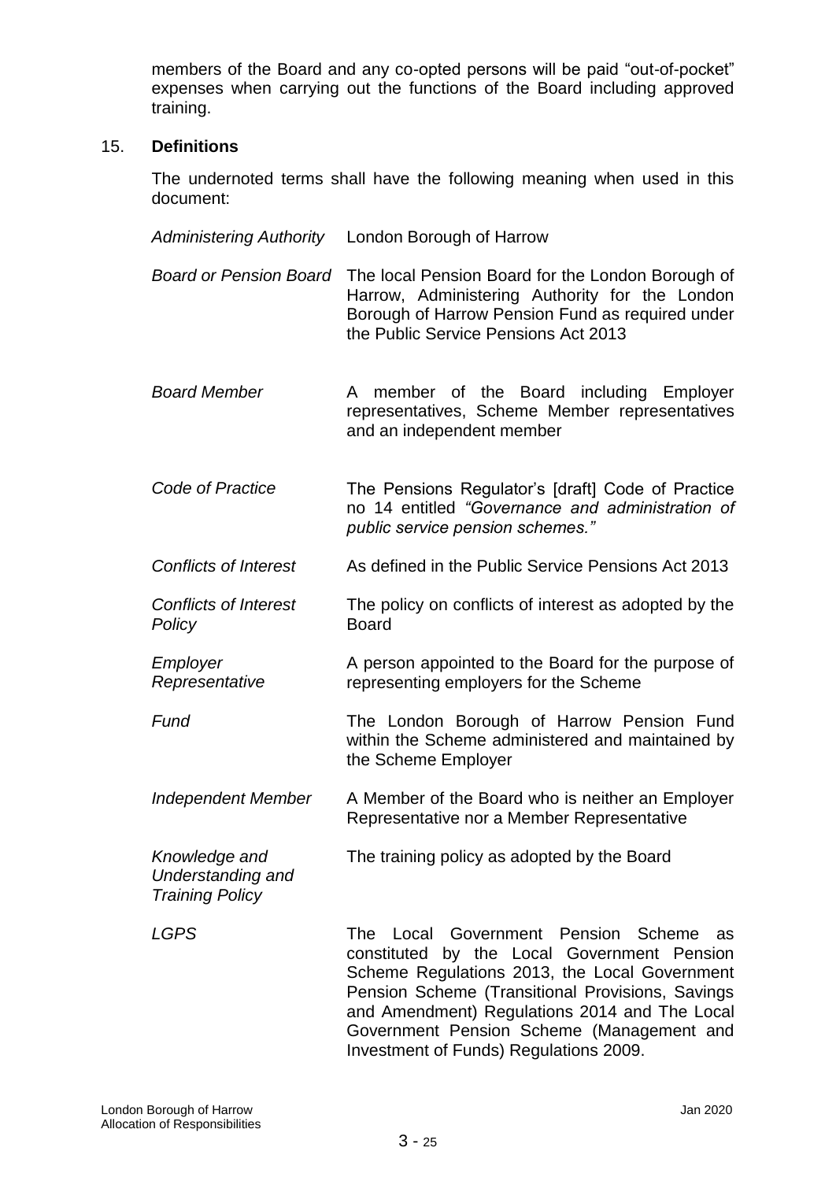members of the Board and any co-opted persons will be paid “out-of-pocket” expenses when carrying out the functions of the Board including approved training.

15. **Definitions**

The undernoted terms shall have the following meaning when used in this document:

| | |
|---|---|
| *Administering Authority* | London Borough of Harrow |
| *Board or Pension Board* | The local Pension Board for the London Borough of Harrow, Administering Authority for the London Borough of Harrow Pension Fund as required under the Public Service Pensions Act 2013 |
| *Board Member* | A member of the Board including Employer representatives, Scheme Member representatives and an independent member |
| *Code of Practice* | The Pensions Regulator’s [draft] Code of Practice no 14 entitled *“Governance and administration of public service pension schemes.”* |
| *Conflicts of Interest* | As defined in the Public Service Pensions Act 2013 |
| *Conflicts of Interest Policy* | The policy on conflicts of interest as adopted by the Board |
| *Employer Representative* | A person appointed to the Board for the purpose of representing employers for the Scheme |
| *Fund* | The London Borough of Harrow Pension Fund within the Scheme administered and maintained by the Scheme Employer |
| *Independent Member* | A Member of the Board who is neither an Employer Representative nor a Member Representative |
| *Knowledge and Understanding and Training Policy* | The training policy as adopted by the Board |
| *LGPS* | The Local Government Pension Scheme as constituted by the Local Government Pension Scheme Regulations 2013, the Local Government Pension Scheme (Transitional Provisions, Savings and Amendment) Regulations 2014 and The Local Government Pension Scheme (Management and Investment of Funds) Regulations 2009. |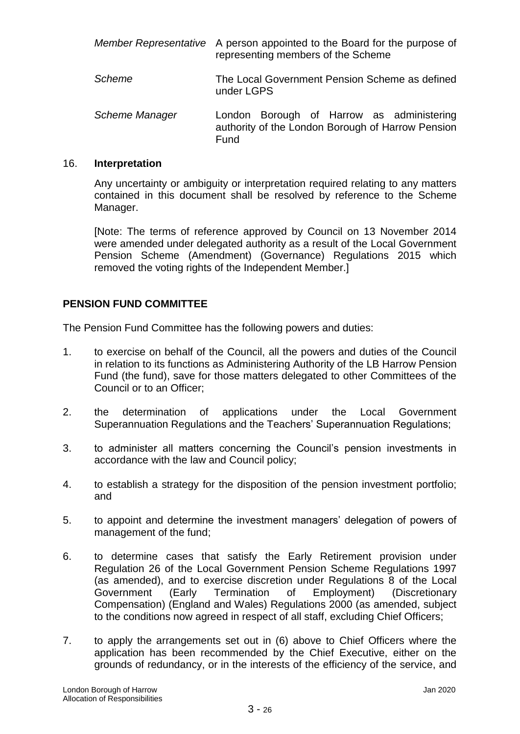| | |
|---|---|
| *Member Representative* | A person appointed to the Board for the purpose of representing members of the Scheme |
| *Scheme* | The Local Government Pension Scheme as defined under LGPS |
| *Scheme Manager* | London Borough of Harrow as administering authority of the London Borough of Harrow Pension Fund |

16. **Interpretation**

Any uncertainty or ambiguity or interpretation required relating to any matters contained in this document shall be resolved by reference to the Scheme Manager.

[Note: The terms of reference approved by Council on 13 November 2014 were amended under delegated authority as a result of the Local Government Pension Scheme (Amendment) (Governance) Regulations 2015 which removed the voting rights of the Independent Member.]

**PENSION FUND COMMITTEE**

The Pension Fund Committee has the following powers and duties:

1. to exercise on behalf of the Council, all the powers and duties of the Council in relation to its functions as Administering Authority of the LB Harrow Pension Fund (the fund), save for those matters delegated to other Committees of the Council or to an Officer;
2. the determination of applications under the Local Government Superannuation Regulations and the Teachers' Superannuation Regulations;
3. to administer all matters concerning the Council's pension investments in accordance with the law and Council policy;
4. to establish a strategy for the disposition of the pension investment portfolio; and
5. to appoint and determine the investment managers' delegation of powers of management of the fund;
6. to determine cases that satisfy the Early Retirement provision under Regulation 26 of the Local Government Pension Scheme Regulations 1997 (as amended), and to exercise discretion under Regulations 8 of the Local Government (Early Termination of Employment) (Discretionary Compensation) (England and Wales) Regulations 2000 (as amended, subject to the conditions now agreed in respect of all staff, excluding Chief Officers;
7. to apply the arrangements set out in (6) above to Chief Officers where the application has been recommended by the Chief Executive, either on the grounds of redundancy, or in the interests of the efficiency of the service, and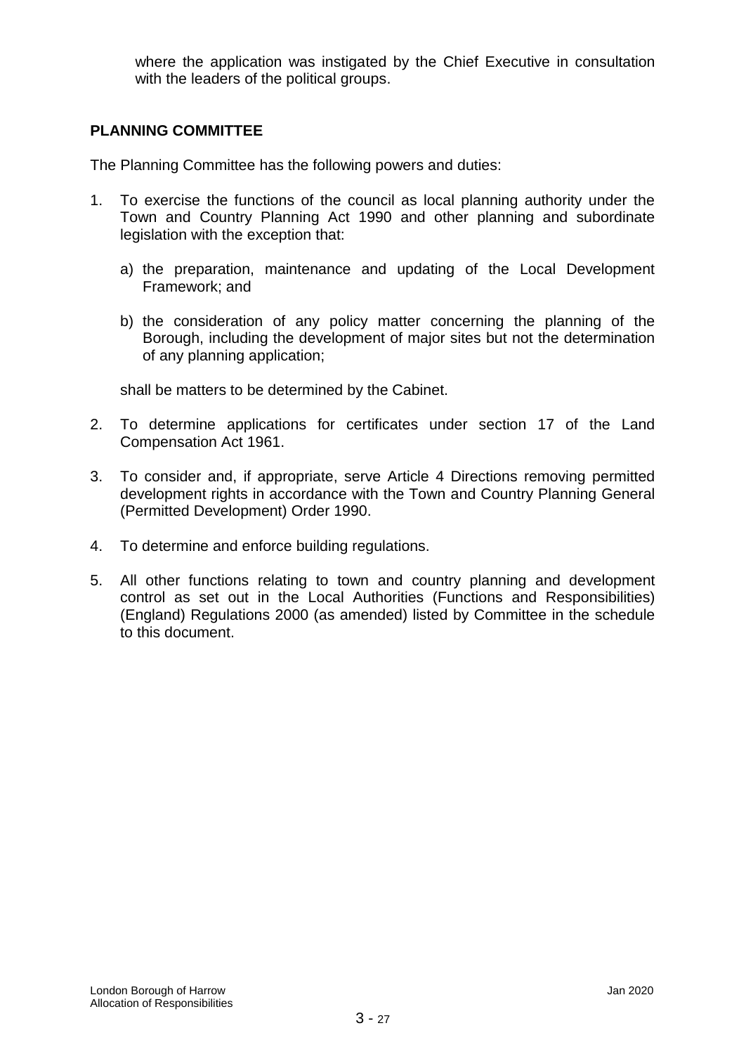where the application was instigated by the Chief Executive in consultation with the leaders of the political groups.

## PLANNING COMMITTEE

The Planning Committee has the following powers and duties:

1. To exercise the functions of the council as local planning authority under the Town and Country Planning Act 1990 and other planning and subordinate legislation with the exception that:

   a) the preparation, maintenance and updating of the Local Development Framework; and

   b) the consideration of any policy matter concerning the planning of the Borough, including the development of major sites but not the determination of any planning application;

   shall be matters to be determined by the Cabinet.

2. To determine applications for certificates under section 17 of the Land Compensation Act 1961.

3. To consider and, if appropriate, serve Article 4 Directions removing permitted development rights in accordance with the Town and Country Planning General (Permitted Development) Order 1990.

4. To determine and enforce building regulations.

5. All other functions relating to town and country planning and development control as set out in the Local Authorities (Functions and Responsibilities) (England) Regulations 2000 (as amended) listed by Committee in the schedule to this document.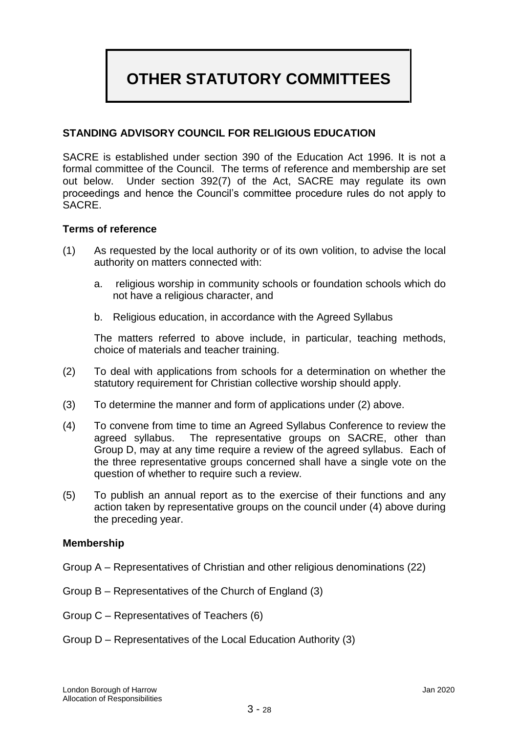# OTHER STATUTORY COMMITTEES

## STANDING ADVISORY COUNCIL FOR RELIGIOUS EDUCATION

SACRE is established under section 390 of the Education Act 1996. It is not a formal committee of the Council. The terms of reference and membership are set out below. Under section 392(7) of the Act, SACRE may regulate its own proceedings and hence the Council's committee procedure rules do not apply to SACRE.

### Terms of reference

(1) As requested by the local authority or of its own volition, to advise the local authority on matters connected with:

   a. religious worship in community schools or foundation schools which do not have a religious character, and

   b. Religious education, in accordance with the Agreed Syllabus

   The matters referred to above include, in particular, teaching methods, choice of materials and teacher training.

(2) To deal with applications from schools for a determination on whether the statutory requirement for Christian collective worship should apply.

(3) To determine the manner and form of applications under (2) above.

(4) To convene from time to time an Agreed Syllabus Conference to review the agreed syllabus. The representative groups on SACRE, other than Group D, may at any time require a review of the agreed syllabus. Each of the three representative groups concerned shall have a single vote on the question of whether to require such a review.

(5) To publish an annual report as to the exercise of their functions and any action taken by representative groups on the council under (4) above during the preceding year.

### Membership

Group A – Representatives of Christian and other religious denominations (22)

Group B – Representatives of the Church of England (3)

Group C – Representatives of Teachers (6)

Group D – Representatives of the Local Education Authority (3)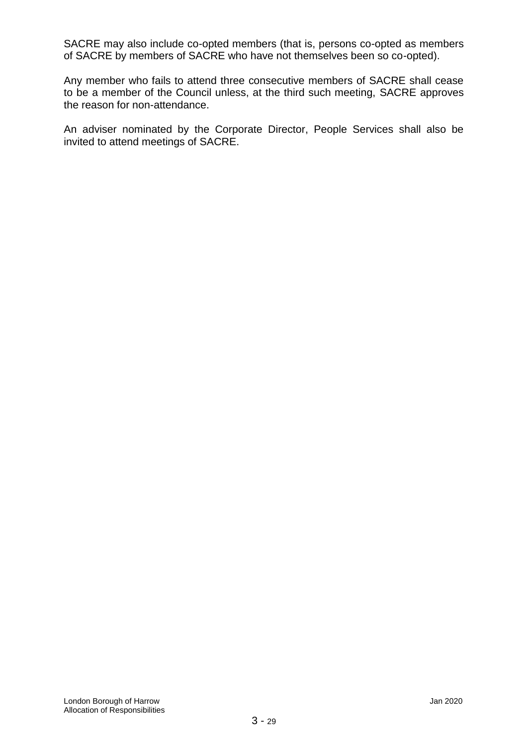SACRE may also include co-opted members (that is, persons co-opted as members of SACRE by members of SACRE who have not themselves been so co-opted).

Any member who fails to attend three consecutive members of SACRE shall cease to be a member of the Council unless, at the third such meeting, SACRE approves the reason for non-attendance.

An adviser nominated by the Corporate Director, People Services shall also be invited to attend meetings of SACRE.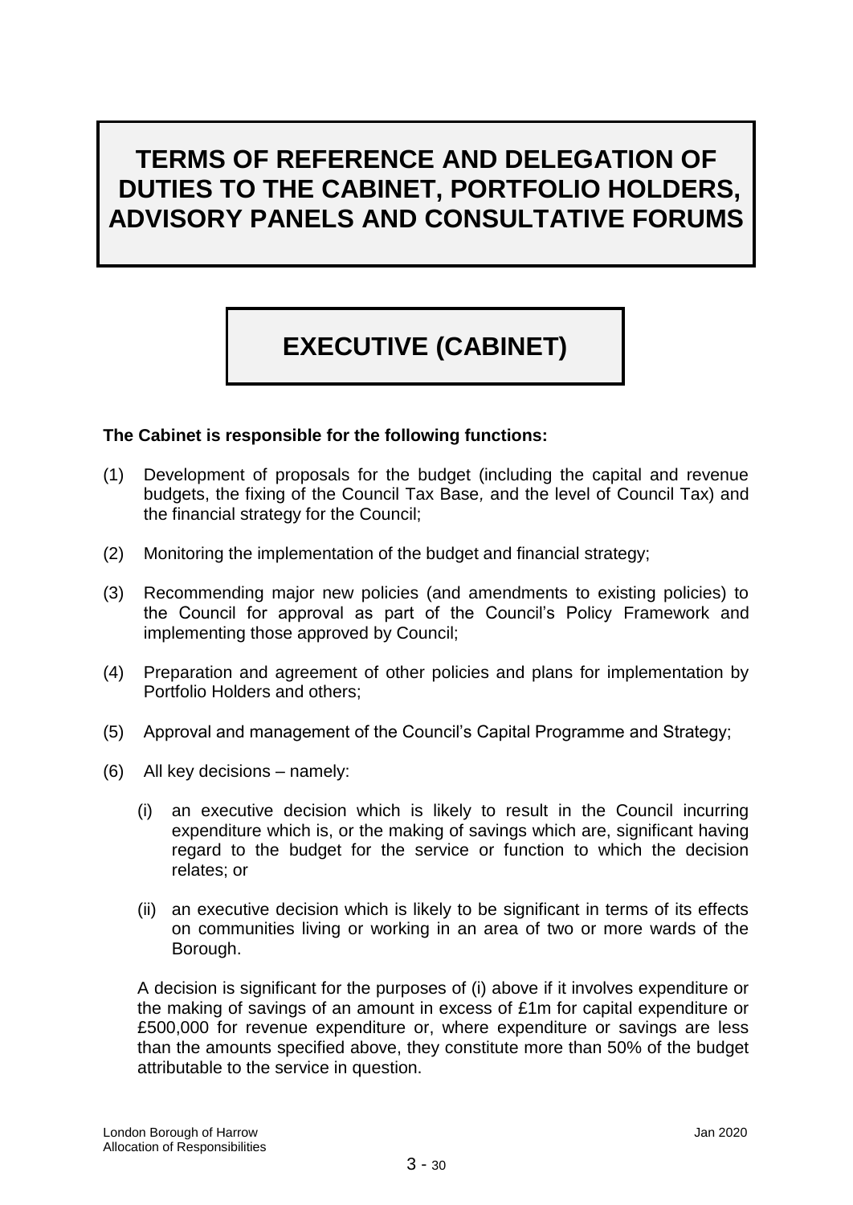# TERMS OF REFERENCE AND DELEGATION OF DUTIES TO THE CABINET, PORTFOLIO HOLDERS, ADVISORY PANELS AND CONSULTATIVE FORUMS

## EXECUTIVE (CABINET)

**The Cabinet is responsible for the following functions:**

(1) Development of proposals for the budget (including the capital and revenue budgets, the fixing of the Council Tax Base, and the level of Council Tax) and the financial strategy for the Council;

(2) Monitoring the implementation of the budget and financial strategy;

(3) Recommending major new policies (and amendments to existing policies) to the Council for approval as part of the Council's Policy Framework and implementing those approved by Council;

(4) Preparation and agreement of other policies and plans for implementation by Portfolio Holders and others;

(5) Approval and management of the Council's Capital Programme and Strategy;

(6) All key decisions – namely:

  (i) an executive decision which is likely to result in the Council incurring expenditure which is, or the making of savings which are, significant having regard to the budget for the service or function to which the decision relates; or

  (ii) an executive decision which is likely to be significant in terms of its effects on communities living or working in an area of two or more wards of the Borough.

  A decision is significant for the purposes of (i) above if it involves expenditure or the making of savings of an amount in excess of £1m for capital expenditure or £500,000 for revenue expenditure or, where expenditure or savings are less than the amounts specified above, they constitute more than 50% of the budget attributable to the service in question.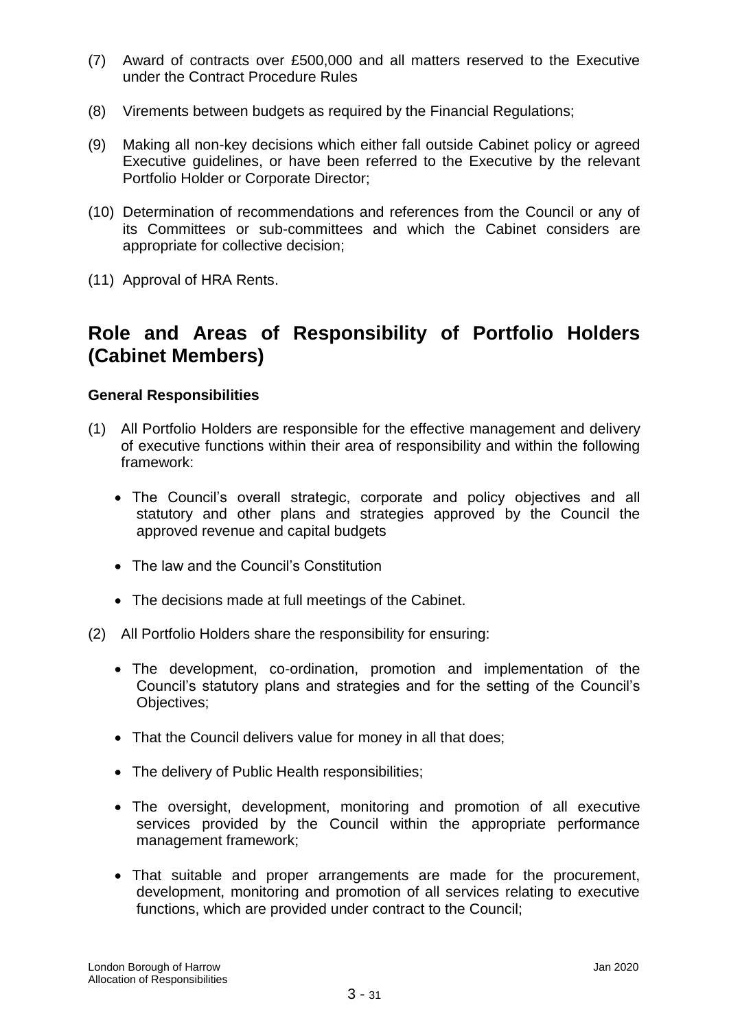(7) Award of contracts over £500,000 and all matters reserved to the Executive under the Contract Procedure Rules

(8) Virements between budgets as required by the Financial Regulations;

(9) Making all non-key decisions which either fall outside Cabinet policy or agreed Executive guidelines, or have been referred to the Executive by the relevant Portfolio Holder or Corporate Director;

(10) Determination of recommendations and references from the Council or any of its Committees or sub-committees and which the Cabinet considers are appropriate for collective decision;

(11) Approval of HRA Rents.

## Role and Areas of Responsibility of Portfolio Holders (Cabinet Members)

**General Responsibilities**

(1) All Portfolio Holders are responsible for the effective management and delivery of executive functions within their area of responsibility and within the following framework:

- The Council's overall strategic, corporate and policy objectives and all statutory and other plans and strategies approved by the Council the approved revenue and capital budgets
- The law and the Council's Constitution
- The decisions made at full meetings of the Cabinet.

(2) All Portfolio Holders share the responsibility for ensuring:

- The development, co-ordination, promotion and implementation of the Council's statutory plans and strategies and for the setting of the Council's Objectives;
- That the Council delivers value for money in all that does;
- The delivery of Public Health responsibilities;
- The oversight, development, monitoring and promotion of all executive services provided by the Council within the appropriate performance management framework;
- That suitable and proper arrangements are made for the procurement, development, monitoring and promotion of all services relating to executive functions, which are provided under contract to the Council;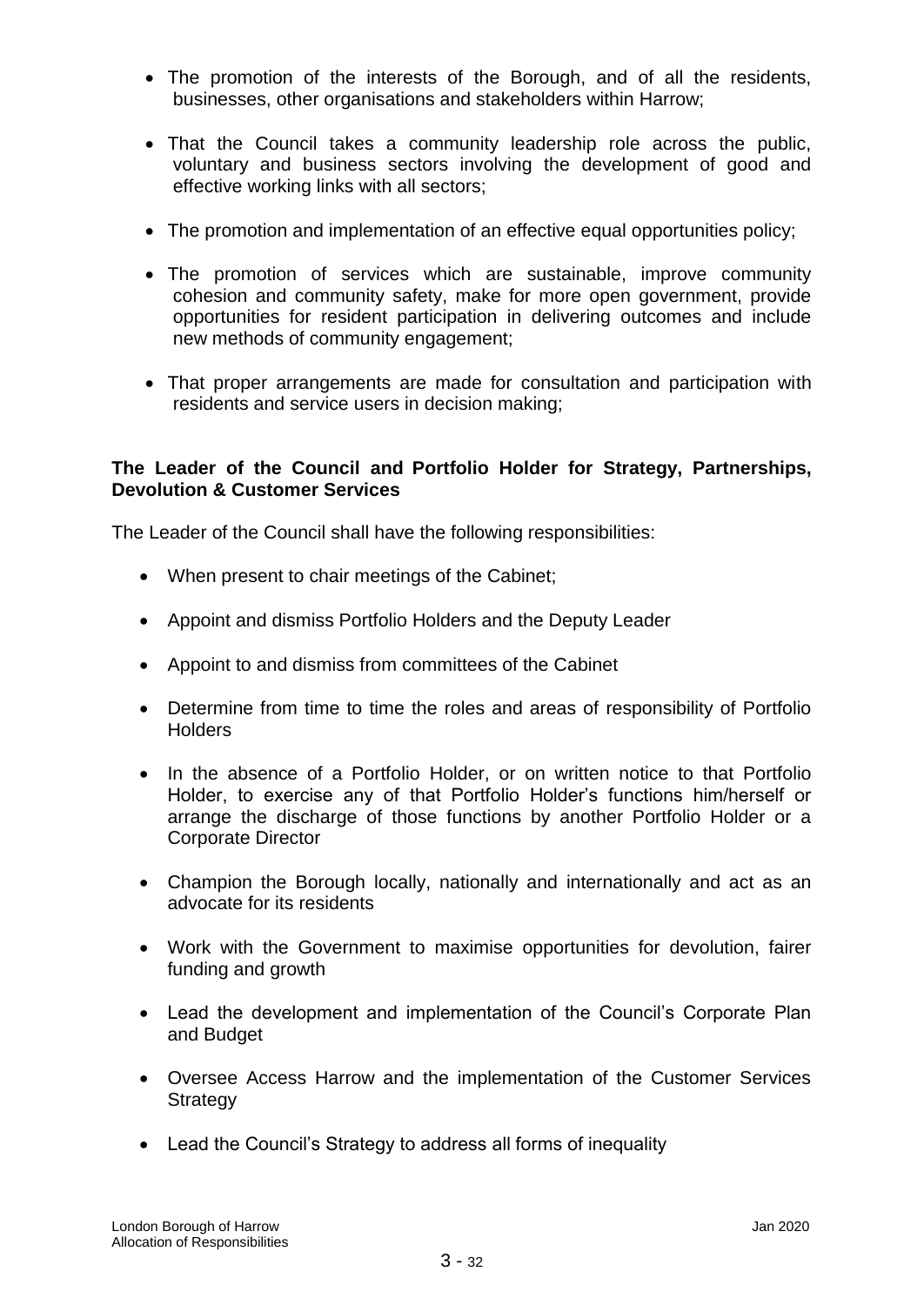- The promotion of the interests of the Borough, and of all the residents, businesses, other organisations and stakeholders within Harrow;

- That the Council takes a community leadership role across the public, voluntary and business sectors involving the development of good and effective working links with all sectors;

- The promotion and implementation of an effective equal opportunities policy;

- The promotion of services which are sustainable, improve community cohesion and community safety, make for more open government, provide opportunities for resident participation in delivering outcomes and include new methods of community engagement;

- That proper arrangements are made for consultation and participation with residents and service users in decision making;

**The Leader of the Council and Portfolio Holder for Strategy, Partnerships, Devolution & Customer Services**

The Leader of the Council shall have the following responsibilities:

- When present to chair meetings of the Cabinet;

- Appoint and dismiss Portfolio Holders and the Deputy Leader

- Appoint to and dismiss from committees of the Cabinet

- Determine from time to time the roles and areas of responsibility of Portfolio Holders

- In the absence of a Portfolio Holder, or on written notice to that Portfolio Holder, to exercise any of that Portfolio Holder's functions him/herself or arrange the discharge of those functions by another Portfolio Holder or a Corporate Director

- Champion the Borough locally, nationally and internationally and act as an advocate for its residents

- Work with the Government to maximise opportunities for devolution, fairer funding and growth

- Lead the development and implementation of the Council's Corporate Plan and Budget

- Oversee Access Harrow and the implementation of the Customer Services Strategy

- Lead the Council's Strategy to address all forms of inequality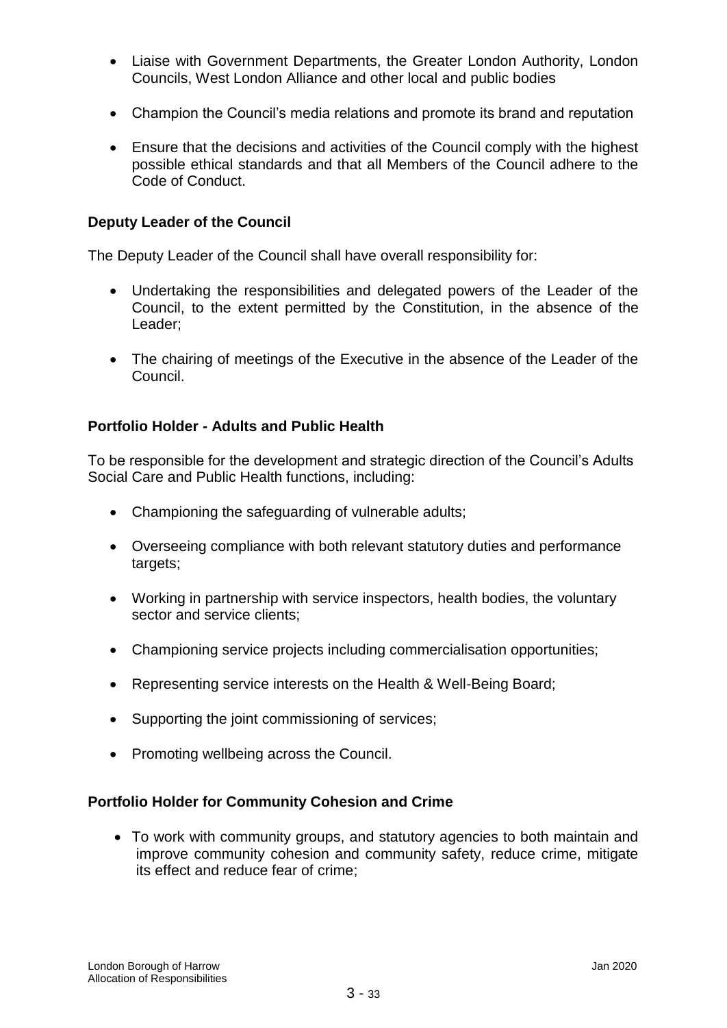- Liaise with Government Departments, the Greater London Authority, London Councils, West London Alliance and other local and public bodies

- Champion the Council's media relations and promote its brand and reputation

- Ensure that the decisions and activities of the Council comply with the highest possible ethical standards and that all Members of the Council adhere to the Code of Conduct.

**Deputy Leader of the Council**

The Deputy Leader of the Council shall have overall responsibility for:

- Undertaking the responsibilities and delegated powers of the Leader of the Council, to the extent permitted by the Constitution, in the absence of the Leader;

- The chairing of meetings of the Executive in the absence of the Leader of the Council.

**Portfolio Holder - Adults and Public Health**

To be responsible for the development and strategic direction of the Council's Adults Social Care and Public Health functions, including:

- Championing the safeguarding of vulnerable adults;

- Overseeing compliance with both relevant statutory duties and performance targets;

- Working in partnership with service inspectors, health bodies, the voluntary sector and service clients;

- Championing service projects including commercialisation opportunities;

- Representing service interests on the Health & Well-Being Board;

- Supporting the joint commissioning of services;

- Promoting wellbeing across the Council.

**Portfolio Holder for Community Cohesion and Crime**

- To work with community groups, and statutory agencies to both maintain and improve community cohesion and community safety, reduce crime, mitigate its effect and reduce fear of crime;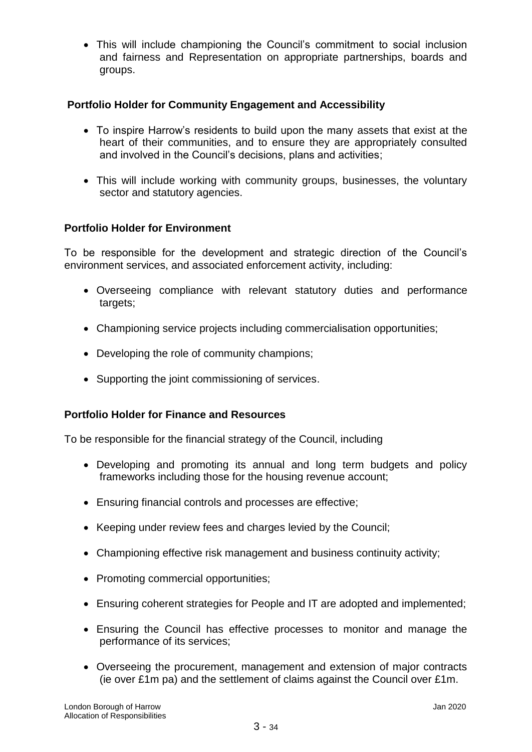- This will include championing the Council's commitment to social inclusion and fairness and Representation on appropriate partnerships, boards and groups.

**Portfolio Holder for Community Engagement and Accessibility**

- To inspire Harrow's residents to build upon the many assets that exist at the heart of their communities, and to ensure they are appropriately consulted and involved in the Council's decisions, plans and activities;
- This will include working with community groups, businesses, the voluntary sector and statutory agencies.

**Portfolio Holder for Environment**

To be responsible for the development and strategic direction of the Council's environment services, and associated enforcement activity, including:

- Overseeing compliance with relevant statutory duties and performance targets;
- Championing service projects including commercialisation opportunities;
- Developing the role of community champions;
- Supporting the joint commissioning of services.

**Portfolio Holder for Finance and Resources**

To be responsible for the financial strategy of the Council, including

- Developing and promoting its annual and long term budgets and policy frameworks including those for the housing revenue account;
- Ensuring financial controls and processes are effective;
- Keeping under review fees and charges levied by the Council;
- Championing effective risk management and business continuity activity;
- Promoting commercial opportunities;
- Ensuring coherent strategies for People and IT are adopted and implemented;
- Ensuring the Council has effective processes to monitor and manage the performance of its services;
- Overseeing the procurement, management and extension of major contracts (ie over £1m pa) and the settlement of claims against the Council over £1m.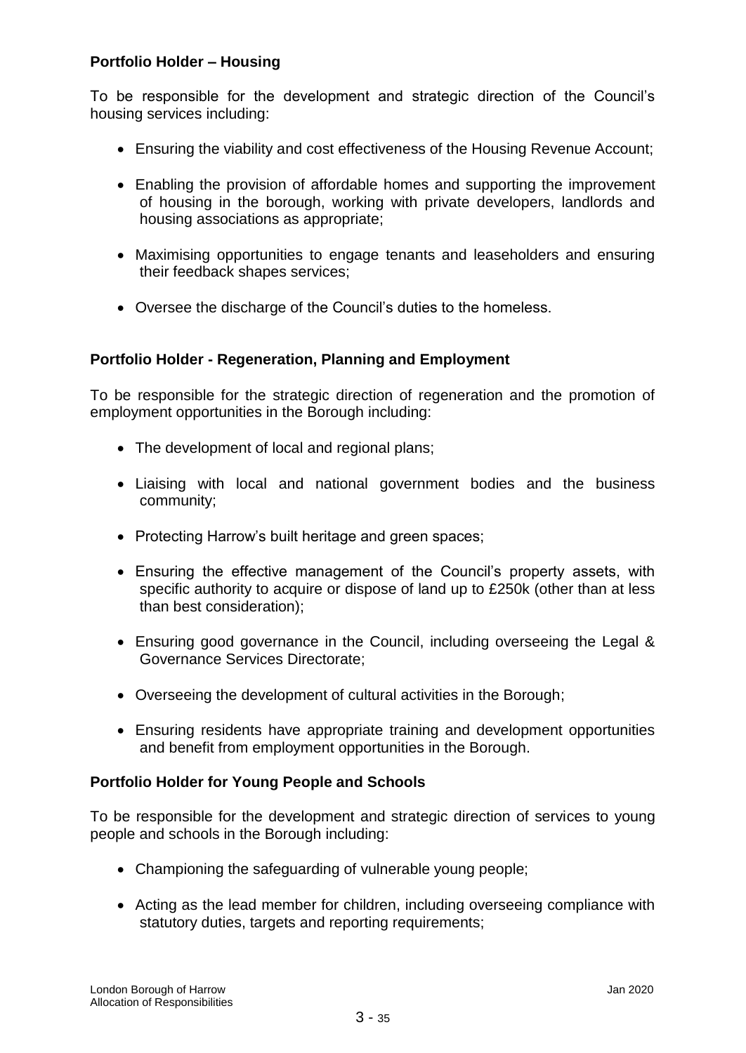**Portfolio Holder – Housing**

To be responsible for the development and strategic direction of the Council's housing services including:

- Ensuring the viability and cost effectiveness of the Housing Revenue Account;
- Enabling the provision of affordable homes and supporting the improvement of housing in the borough, working with private developers, landlords and housing associations as appropriate;
- Maximising opportunities to engage tenants and leaseholders and ensuring their feedback shapes services;
- Oversee the discharge of the Council's duties to the homeless.

**Portfolio Holder - Regeneration, Planning and Employment**

To be responsible for the strategic direction of regeneration and the promotion of employment opportunities in the Borough including:

- The development of local and regional plans;
- Liaising with local and national government bodies and the business community;
- Protecting Harrow's built heritage and green spaces;
- Ensuring the effective management of the Council's property assets, with specific authority to acquire or dispose of land up to £250k (other than at less than best consideration);
- Ensuring good governance in the Council, including overseeing the Legal & Governance Services Directorate;
- Overseeing the development of cultural activities in the Borough;
- Ensuring residents have appropriate training and development opportunities and benefit from employment opportunities in the Borough.

**Portfolio Holder for Young People and Schools**

To be responsible for the development and strategic direction of services to young people and schools in the Borough including:

- Championing the safeguarding of vulnerable young people;
- Acting as the lead member for children, including overseeing compliance with statutory duties, targets and reporting requirements;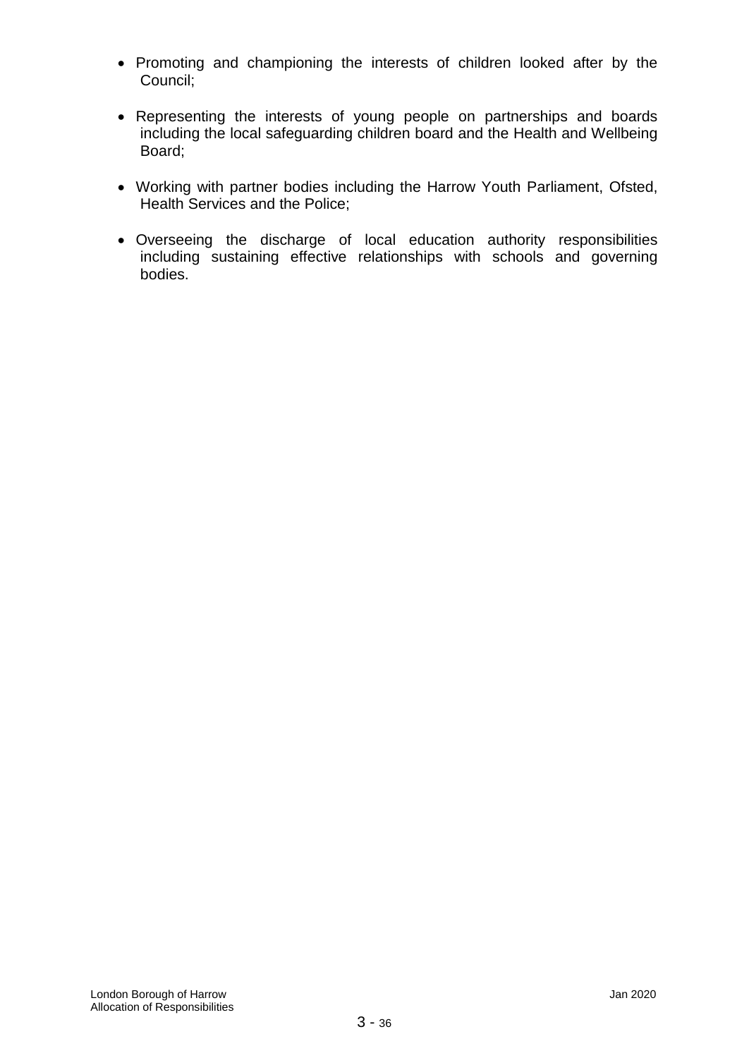- Promoting and championing the interests of children looked after by the Council;

- Representing the interests of young people on partnerships and boards including the local safeguarding children board and the Health and Wellbeing Board;

- Working with partner bodies including the Harrow Youth Parliament, Ofsted, Health Services and the Police;

- Overseeing the discharge of local education authority responsibilities including sustaining effective relationships with schools and governing bodies.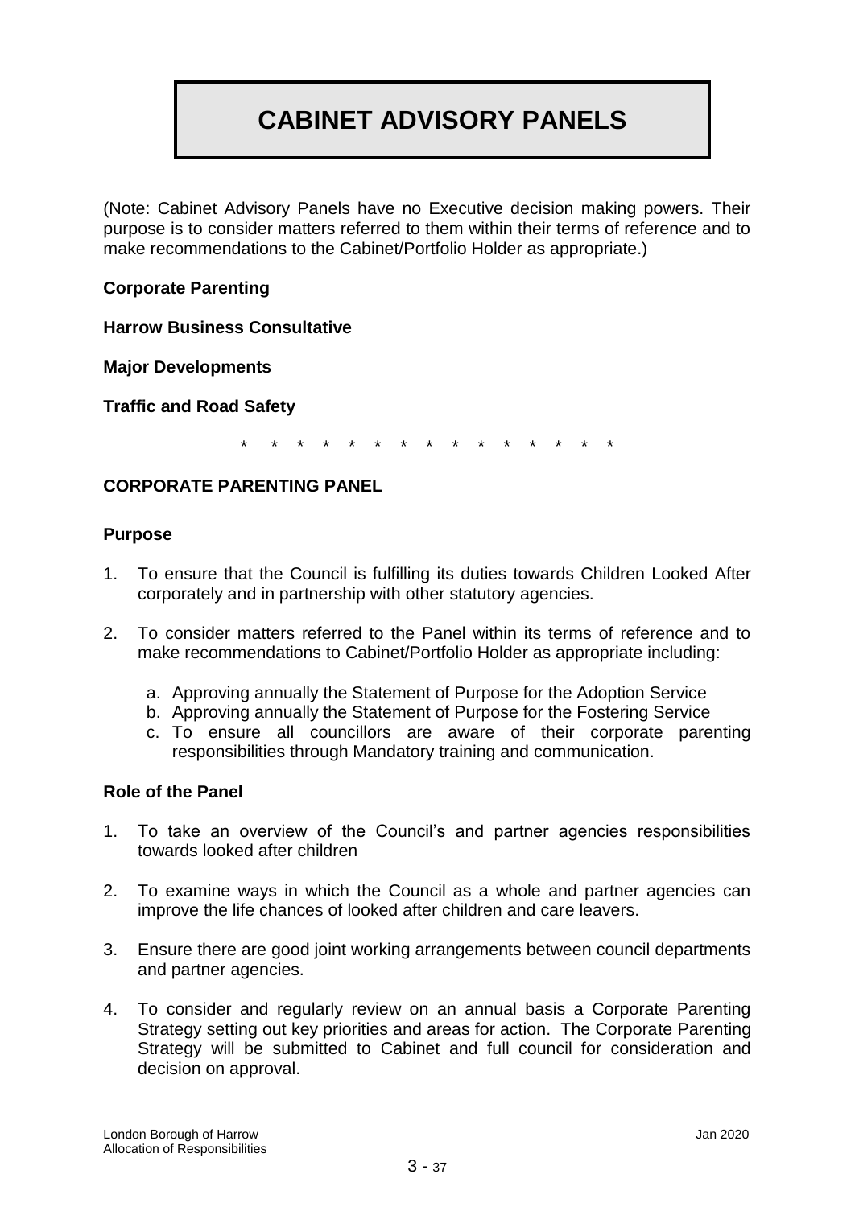# CABINET ADVISORY PANELS

(Note: Cabinet Advisory Panels have no Executive decision making powers. Their purpose is to consider matters referred to them within their terms of reference and to make recommendations to the Cabinet/Portfolio Holder as appropriate.)

**Corporate Parenting**

**Harrow Business Consultative**

**Major Developments**

**Traffic and Road Safety**

\* \* \* \* \* \* \* \* \* \* \* \* \* \* \* \*

## CORPORATE PARENTING PANEL

### Purpose

1. To ensure that the Council is fulfilling its duties towards Children Looked After corporately and in partnership with other statutory agencies.

2. To consider matters referred to the Panel within its terms of reference and to make recommendations to Cabinet/Portfolio Holder as appropriate including:

   a. Approving annually the Statement of Purpose for the Adoption Service
   b. Approving annually the Statement of Purpose for the Fostering Service
   c. To ensure all councillors are aware of their corporate parenting responsibilities through Mandatory training and communication.

### Role of the Panel

1. To take an overview of the Council's and partner agencies responsibilities towards looked after children

2. To examine ways in which the Council as a whole and partner agencies can improve the life chances of looked after children and care leavers.

3. Ensure there are good joint working arrangements between council departments and partner agencies.

4. To consider and regularly review on an annual basis a Corporate Parenting Strategy setting out key priorities and areas for action. The Corporate Parenting Strategy will be submitted to Cabinet and full council for consideration and decision on approval.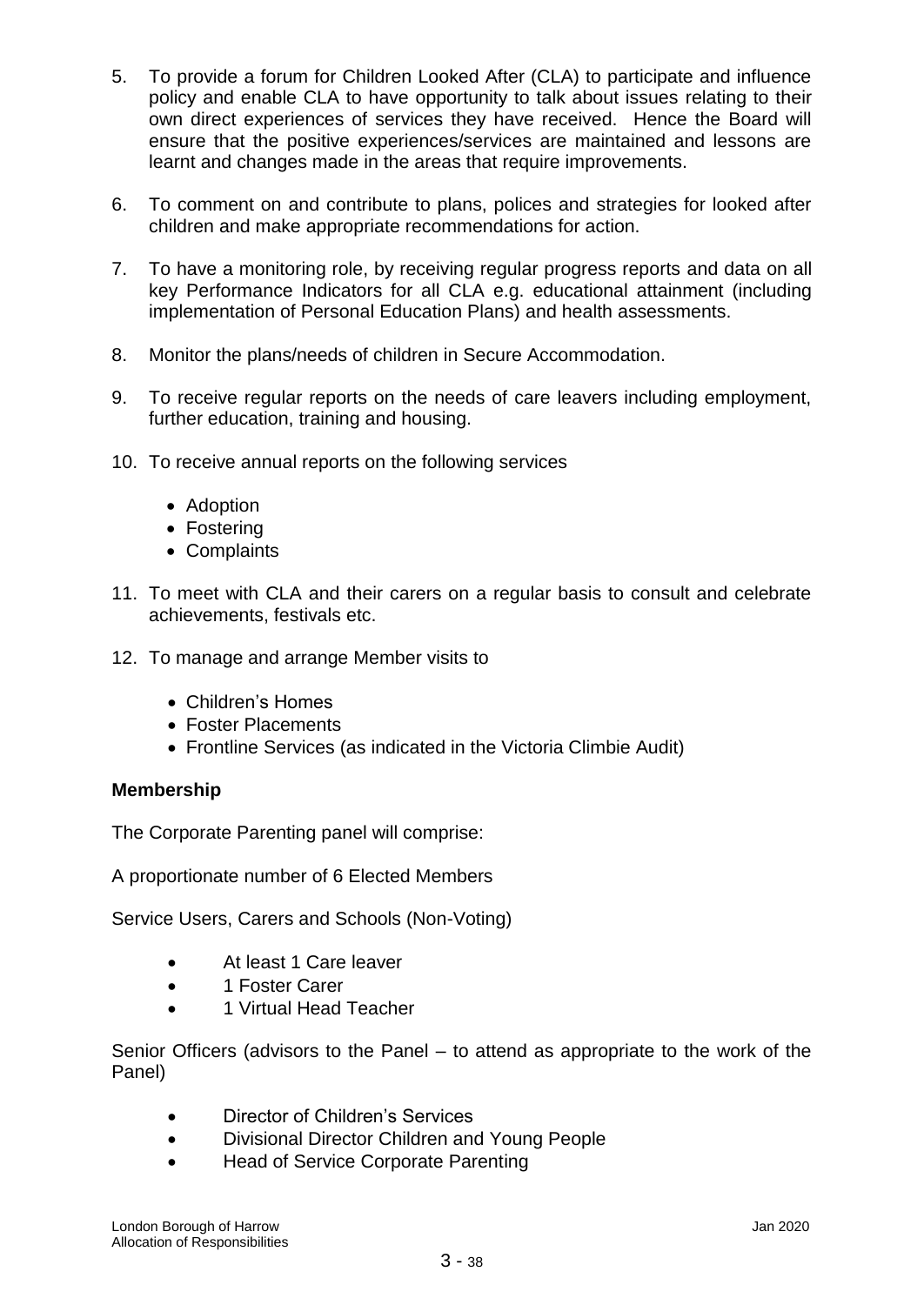5. To provide a forum for Children Looked After (CLA) to participate and influence policy and enable CLA to have opportunity to talk about issues relating to their own direct experiences of services they have received. Hence the Board will ensure that the positive experiences/services are maintained and lessons are learnt and changes made in the areas that require improvements.

6. To comment on and contribute to plans, polices and strategies for looked after children and make appropriate recommendations for action.

7. To have a monitoring role, by receiving regular progress reports and data on all key Performance Indicators for all CLA e.g. educational attainment (including implementation of Personal Education Plans) and health assessments.

8. Monitor the plans/needs of children in Secure Accommodation.

9. To receive regular reports on the needs of care leavers including employment, further education, training and housing.

10. To receive annual reports on the following services

    - Adoption
    - Fostering
    - Complaints

11. To meet with CLA and their carers on a regular basis to consult and celebrate achievements, festivals etc.

12. To manage and arrange Member visits to

    - Children's Homes
    - Foster Placements
    - Frontline Services (as indicated in the Victoria Climbie Audit)

**Membership**

The Corporate Parenting panel will comprise:

A proportionate number of 6 Elected Members

Service Users, Carers and Schools (Non-Voting)

- At least 1 Care leaver
- 1 Foster Carer
- 1 Virtual Head Teacher

Senior Officers (advisors to the Panel – to attend as appropriate to the work of the Panel)

- Director of Children's Services
- Divisional Director Children and Young People
- Head of Service Corporate Parenting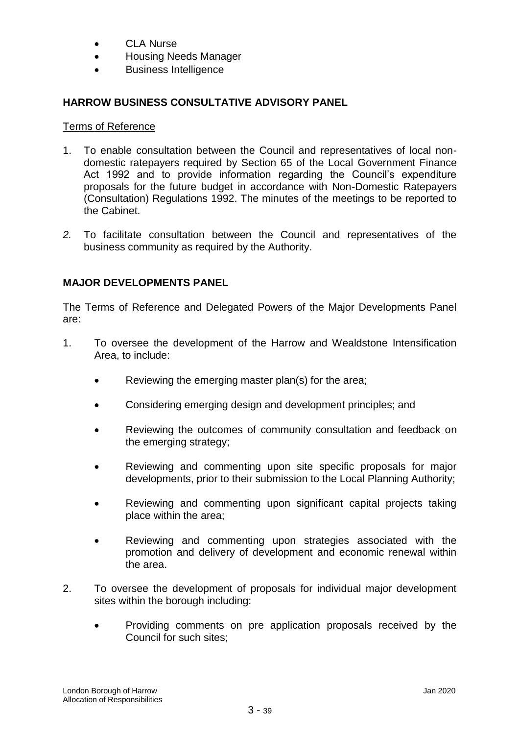- CLA Nurse
- Housing Needs Manager
- Business Intelligence

**HARROW BUSINESS CONSULTATIVE ADVISORY PANEL**

Terms of Reference

1. To enable consultation between the Council and representatives of local non-domestic ratepayers required by Section 65 of the Local Government Finance Act 1992 and to provide information regarding the Council's expenditure proposals for the future budget in accordance with Non-Domestic Ratepayers (Consultation) Regulations 1992. The minutes of the meetings to be reported to the Cabinet.

2. To facilitate consultation between the Council and representatives of the business community as required by the Authority.

**MAJOR DEVELOPMENTS PANEL**

The Terms of Reference and Delegated Powers of the Major Developments Panel are:

1. To oversee the development of the Harrow and Wealdstone Intensification Area, to include:

    - Reviewing the emerging master plan(s) for the area;
    - Considering emerging design and development principles; and
    - Reviewing the outcomes of community consultation and feedback on the emerging strategy;
    - Reviewing and commenting upon site specific proposals for major developments, prior to their submission to the Local Planning Authority;
    - Reviewing and commenting upon significant capital projects taking place within the area;
    - Reviewing and commenting upon strategies associated with the promotion and delivery of development and economic renewal within the area.

2. To oversee the development of proposals for individual major development sites within the borough including:

    - Providing comments on pre application proposals received by the Council for such sites;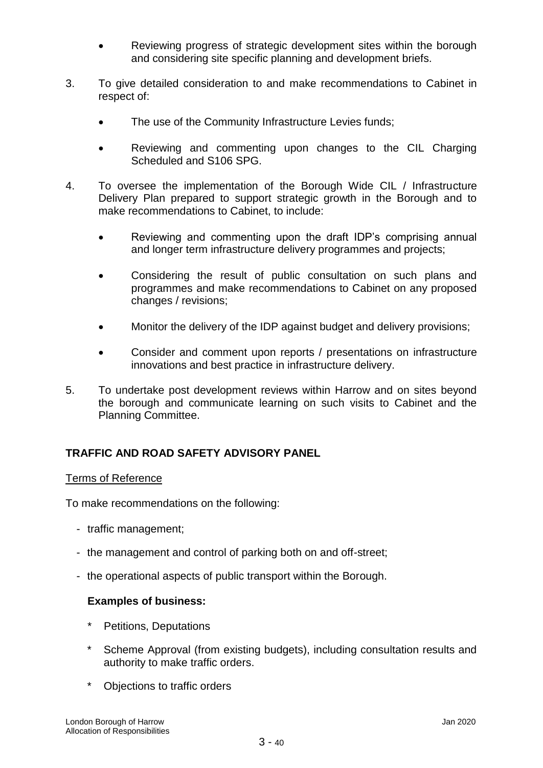- Reviewing progress of strategic development sites within the borough and considering site specific planning and development briefs.

3. To give detailed consideration to and make recommendations to Cabinet in respect of:

   - The use of the Community Infrastructure Levies funds;
   - Reviewing and commenting upon changes to the CIL Charging Scheduled and S106 SPG.

4. To oversee the implementation of the Borough Wide CIL / Infrastructure Delivery Plan prepared to support strategic growth in the Borough and to make recommendations to Cabinet, to include:

   - Reviewing and commenting upon the draft IDP's comprising annual and longer term infrastructure delivery programmes and projects;
   - Considering the result of public consultation on such plans and programmes and make recommendations to Cabinet on any proposed changes / revisions;
   - Monitor the delivery of the IDP against budget and delivery provisions;
   - Consider and comment upon reports / presentations on infrastructure innovations and best practice in infrastructure delivery.

5. To undertake post development reviews within Harrow and on sites beyond the borough and communicate learning on such visits to Cabinet and the Planning Committee.

## TRAFFIC AND ROAD SAFETY ADVISORY PANEL

Terms of Reference

To make recommendations on the following:

- traffic management;
- the management and control of parking both on and off-street;
- the operational aspects of public transport within the Borough.

**Examples of business:**

\* Petitions, Deputations

\* Scheme Approval (from existing budgets), including consultation results and authority to make traffic orders.

\* Objections to traffic orders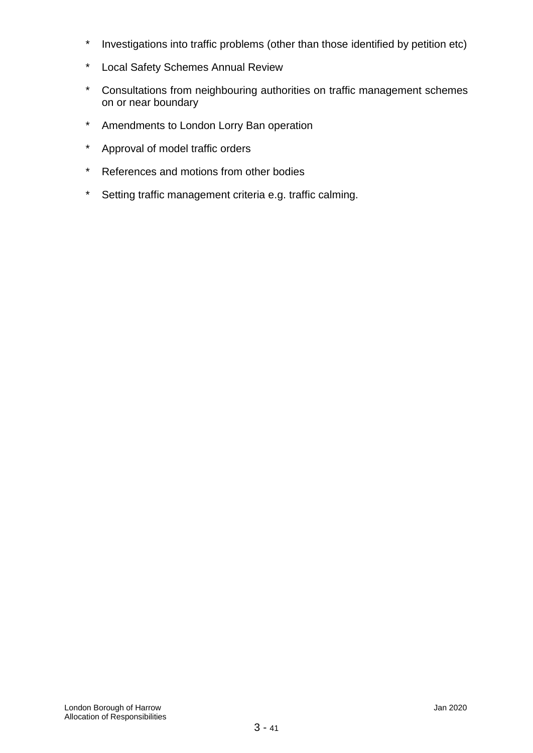* Investigations into traffic problems (other than those identified by petition etc)
* Local Safety Schemes Annual Review
* Consultations from neighbouring authorities on traffic management schemes on or near boundary
* Amendments to London Lorry Ban operation
* Approval of model traffic orders
* References and motions from other bodies
* Setting traffic management criteria e.g. traffic calming.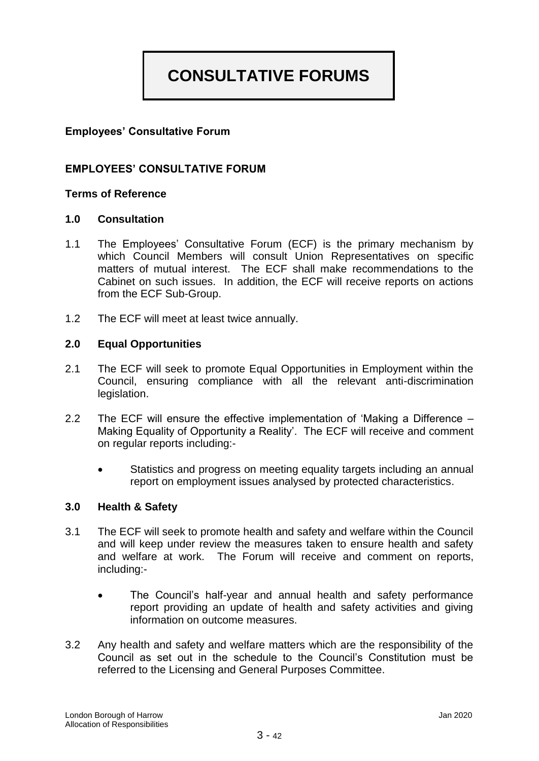# CONSULTATIVE FORUMS

**Employees' Consultative Forum**

## EMPLOYEES' CONSULTATIVE FORUM

**Terms of Reference**

### 1.0 Consultation

1.1 The Employees' Consultative Forum (ECF) is the primary mechanism by which Council Members will consult Union Representatives on specific matters of mutual interest. The ECF shall make recommendations to the Cabinet on such issues. In addition, the ECF will receive reports on actions from the ECF Sub-Group.

1.2 The ECF will meet at least twice annually.

### 2.0 Equal Opportunities

2.1 The ECF will seek to promote Equal Opportunities in Employment within the Council, ensuring compliance with all the relevant anti-discrimination legislation.

2.2 The ECF will ensure the effective implementation of 'Making a Difference – Making Equality of Opportunity a Reality'. The ECF will receive and comment on regular reports including:-

- Statistics and progress on meeting equality targets including an annual report on employment issues analysed by protected characteristics.

### 3.0 Health & Safety

3.1 The ECF will seek to promote health and safety and welfare within the Council and will keep under review the measures taken to ensure health and safety and welfare at work. The Forum will receive and comment on reports, including:-

- The Council's half-year and annual health and safety performance report providing an update of health and safety activities and giving information on outcome measures.

3.2 Any health and safety and welfare matters which are the responsibility of the Council as set out in the schedule to the Council's Constitution must be referred to the Licensing and General Purposes Committee.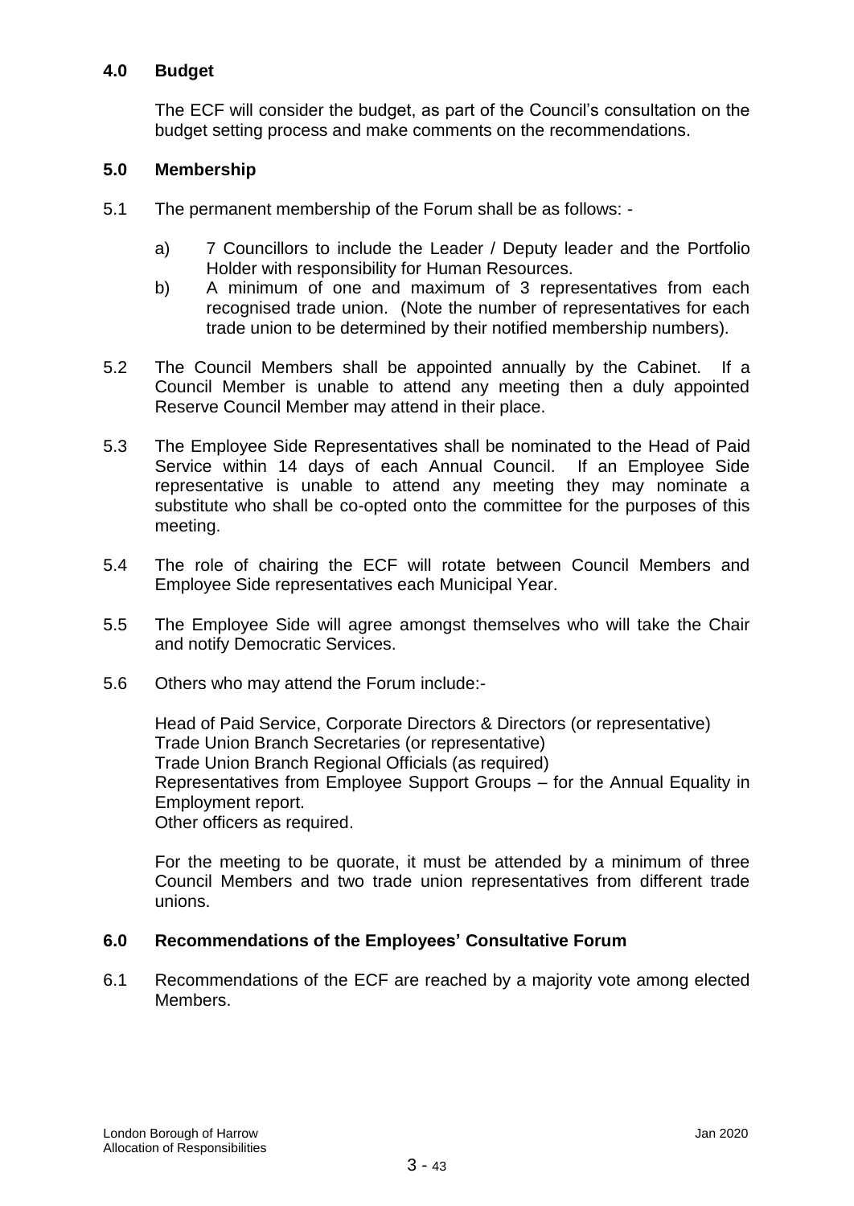## 4.0 Budget

The ECF will consider the budget, as part of the Council's consultation on the budget setting process and make comments on the recommendations.

## 5.0 Membership

5.1 The permanent membership of the Forum shall be as follows: -

a) 7 Councillors to include the Leader / Deputy leader and the Portfolio Holder with responsibility for Human Resources.

b) A minimum of one and maximum of 3 representatives from each recognised trade union. (Note the number of representatives for each trade union to be determined by their notified membership numbers).

5.2 The Council Members shall be appointed annually by the Cabinet. If a Council Member is unable to attend any meeting then a duly appointed Reserve Council Member may attend in their place.

5.3 The Employee Side Representatives shall be nominated to the Head of Paid Service within 14 days of each Annual Council. If an Employee Side representative is unable to attend any meeting they may nominate a substitute who shall be co-opted onto the committee for the purposes of this meeting.

5.4 The role of chairing the ECF will rotate between Council Members and Employee Side representatives each Municipal Year.

5.5 The Employee Side will agree amongst themselves who will take the Chair and notify Democratic Services.

5.6 Others who may attend the Forum include:-

Head of Paid Service, Corporate Directors & Directors (or representative)
Trade Union Branch Secretaries (or representative)
Trade Union Branch Regional Officials (as required)
Representatives from Employee Support Groups – for the Annual Equality in Employment report.
Other officers as required.

For the meeting to be quorate, it must be attended by a minimum of three Council Members and two trade union representatives from different trade unions.

## 6.0 Recommendations of the Employees' Consultative Forum

6.1 Recommendations of the ECF are reached by a majority vote among elected Members.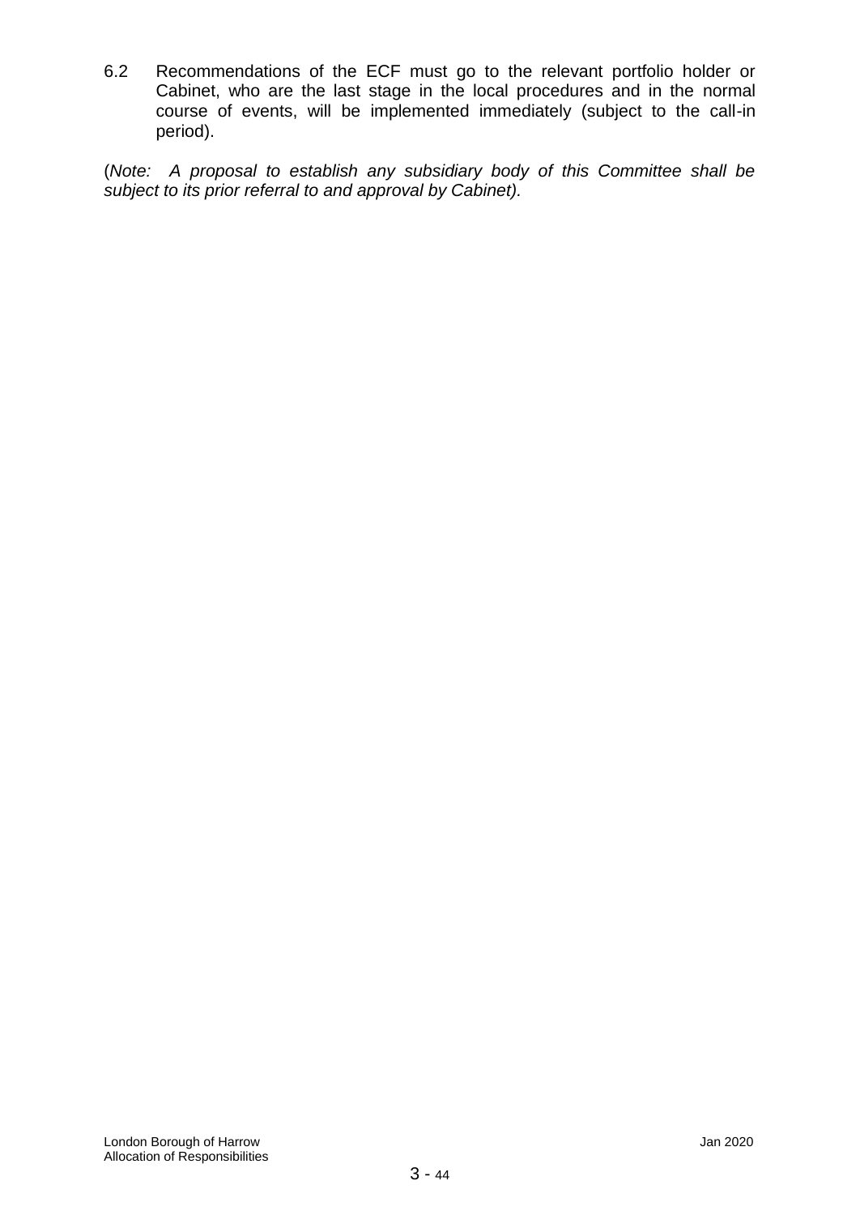6.2 Recommendations of the ECF must go to the relevant portfolio holder or Cabinet, who are the last stage in the local procedures and in the normal course of events, will be implemented immediately (subject to the call-in period).

(*Note: A proposal to establish any subsidiary body of this Committee shall be subject to its prior referral to and approval by Cabinet).*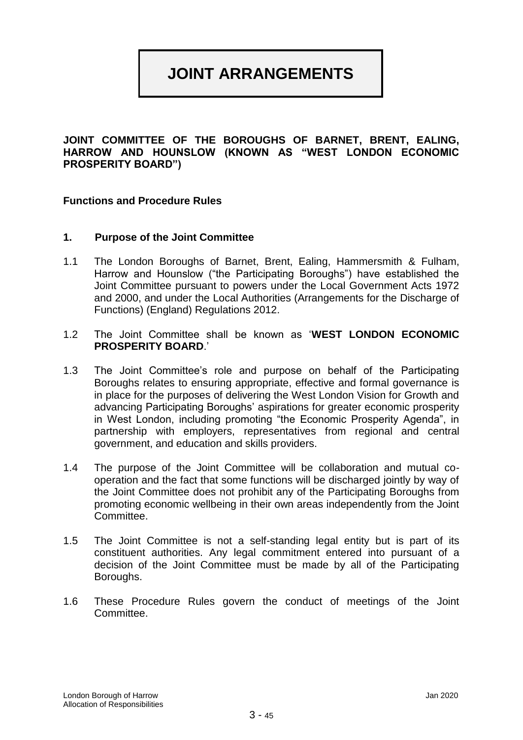# JOINT ARRANGEMENTS

**JOINT COMMITTEE OF THE BOROUGHS OF BARNET, BRENT, EALING, HARROW AND HOUNSLOW (KNOWN AS "WEST LONDON ECONOMIC PROSPERITY BOARD")**

**Functions and Procedure Rules**

### 1. Purpose of the Joint Committee

1.1 The London Boroughs of Barnet, Brent, Ealing, Hammersmith & Fulham, Harrow and Hounslow ("the Participating Boroughs") have established the Joint Committee pursuant to powers under the Local Government Acts 1972 and 2000, and under the Local Authorities (Arrangements for the Discharge of Functions) (England) Regulations 2012.

1.2 The Joint Committee shall be known as '**WEST LONDON ECONOMIC PROSPERITY BOARD**.'

1.3 The Joint Committee's role and purpose on behalf of the Participating Boroughs relates to ensuring appropriate, effective and formal governance is in place for the purposes of delivering the West London Vision for Growth and advancing Participating Boroughs' aspirations for greater economic prosperity in West London, including promoting "the Economic Prosperity Agenda", in partnership with employers, representatives from regional and central government, and education and skills providers.

1.4 The purpose of the Joint Committee will be collaboration and mutual co-operation and the fact that some functions will be discharged jointly by way of the Joint Committee does not prohibit any of the Participating Boroughs from promoting economic wellbeing in their own areas independently from the Joint Committee.

1.5 The Joint Committee is not a self-standing legal entity but is part of its constituent authorities. Any legal commitment entered into pursuant of a decision of the Joint Committee must be made by all of the Participating Boroughs.

1.6 These Procedure Rules govern the conduct of meetings of the Joint Committee.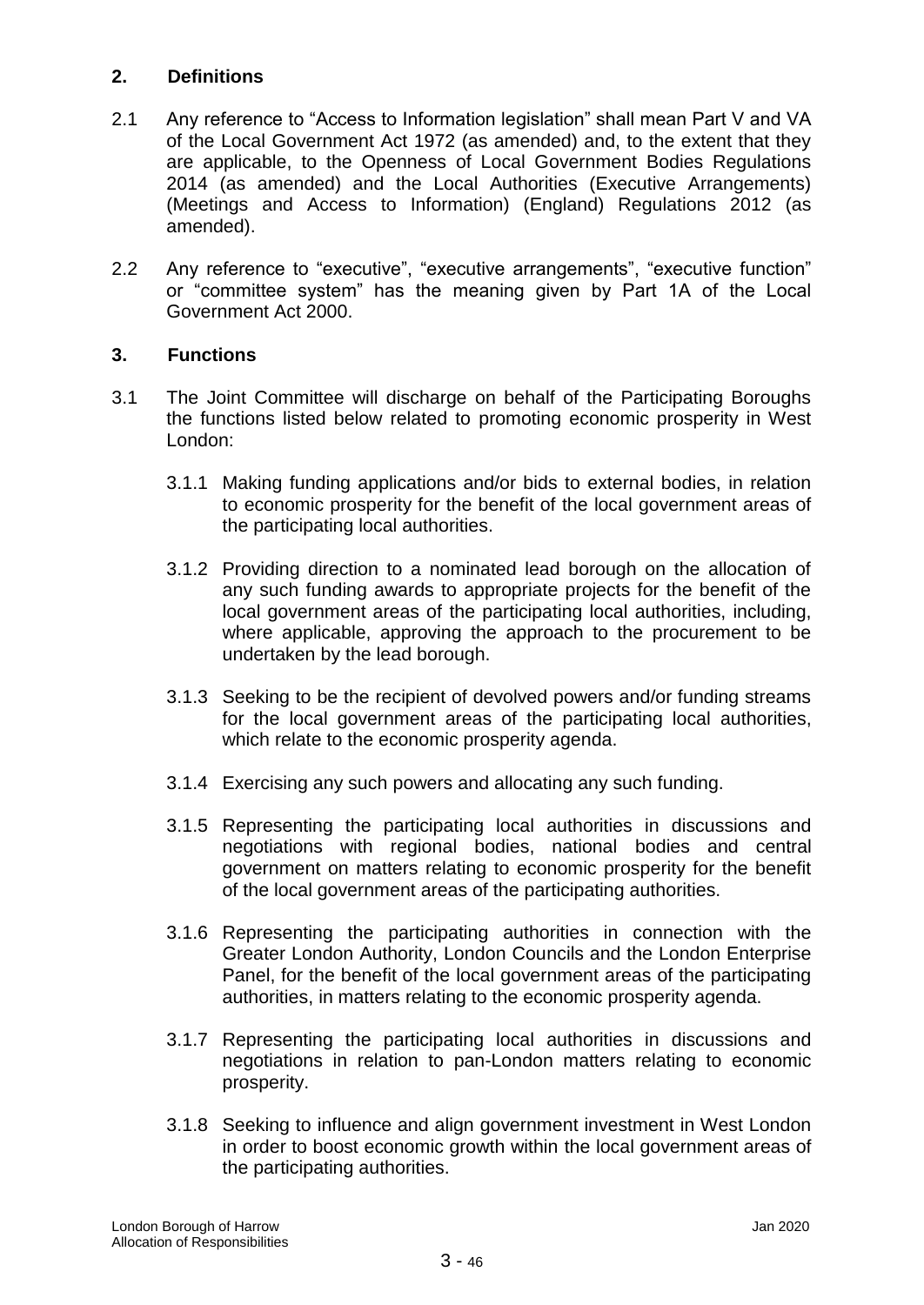## 2. Definitions

2.1 Any reference to "Access to Information legislation" shall mean Part V and VA of the Local Government Act 1972 (as amended) and, to the extent that they are applicable, to the Openness of Local Government Bodies Regulations 2014 (as amended) and the Local Authorities (Executive Arrangements) (Meetings and Access to Information) (England) Regulations 2012 (as amended).

2.2 Any reference to "executive", "executive arrangements", "executive function" or "committee system" has the meaning given by Part 1A of the Local Government Act 2000.

## 3. Functions

3.1 The Joint Committee will discharge on behalf of the Participating Boroughs the functions listed below related to promoting economic prosperity in West London:

3.1.1 Making funding applications and/or bids to external bodies, in relation to economic prosperity for the benefit of the local government areas of the participating local authorities.

3.1.2 Providing direction to a nominated lead borough on the allocation of any such funding awards to appropriate projects for the benefit of the local government areas of the participating local authorities, including, where applicable, approving the approach to the procurement to be undertaken by the lead borough.

3.1.3 Seeking to be the recipient of devolved powers and/or funding streams for the local government areas of the participating local authorities, which relate to the economic prosperity agenda.

3.1.4 Exercising any such powers and allocating any such funding.

3.1.5 Representing the participating local authorities in discussions and negotiations with regional bodies, national bodies and central government on matters relating to economic prosperity for the benefit of the local government areas of the participating authorities.

3.1.6 Representing the participating authorities in connection with the Greater London Authority, London Councils and the London Enterprise Panel, for the benefit of the local government areas of the participating authorities, in matters relating to the economic prosperity agenda.

3.1.7 Representing the participating local authorities in discussions and negotiations in relation to pan-London matters relating to economic prosperity.

3.1.8 Seeking to influence and align government investment in West London in order to boost economic growth within the local government areas of the participating authorities.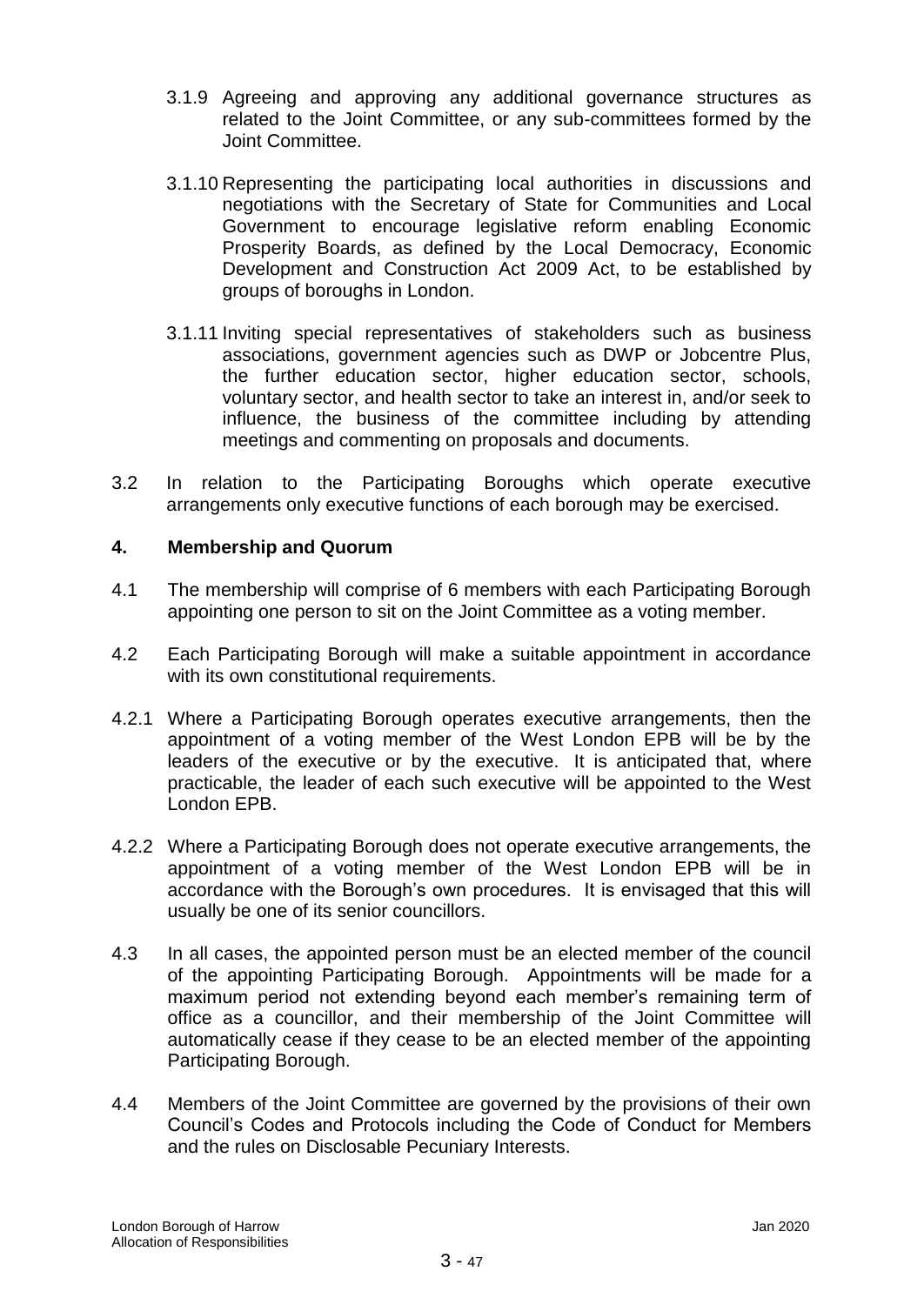3.1.9 Agreeing and approving any additional governance structures as related to the Joint Committee, or any sub-committees formed by the Joint Committee.

3.1.10 Representing the participating local authorities in discussions and negotiations with the Secretary of State for Communities and Local Government to encourage legislative reform enabling Economic Prosperity Boards, as defined by the Local Democracy, Economic Development and Construction Act 2009 Act, to be established by groups of boroughs in London.

3.1.11 Inviting special representatives of stakeholders such as business associations, government agencies such as DWP or Jobcentre Plus, the further education sector, higher education sector, schools, voluntary sector, and health sector to take an interest in, and/or seek to influence, the business of the committee including by attending meetings and commenting on proposals and documents.

3.2 In relation to the Participating Boroughs which operate executive arrangements only executive functions of each borough may be exercised.

## 4. Membership and Quorum

4.1 The membership will comprise of 6 members with each Participating Borough appointing one person to sit on the Joint Committee as a voting member.

4.2 Each Participating Borough will make a suitable appointment in accordance with its own constitutional requirements.

4.2.1 Where a Participating Borough operates executive arrangements, then the appointment of a voting member of the West London EPB will be by the leaders of the executive or by the executive. It is anticipated that, where practicable, the leader of each such executive will be appointed to the West London EPB.

4.2.2 Where a Participating Borough does not operate executive arrangements, the appointment of a voting member of the West London EPB will be in accordance with the Borough's own procedures. It is envisaged that this will usually be one of its senior councillors.

4.3 In all cases, the appointed person must be an elected member of the council of the appointing Participating Borough. Appointments will be made for a maximum period not extending beyond each member's remaining term of office as a councillor, and their membership of the Joint Committee will automatically cease if they cease to be an elected member of the appointing Participating Borough.

4.4 Members of the Joint Committee are governed by the provisions of their own Council's Codes and Protocols including the Code of Conduct for Members and the rules on Disclosable Pecuniary Interests.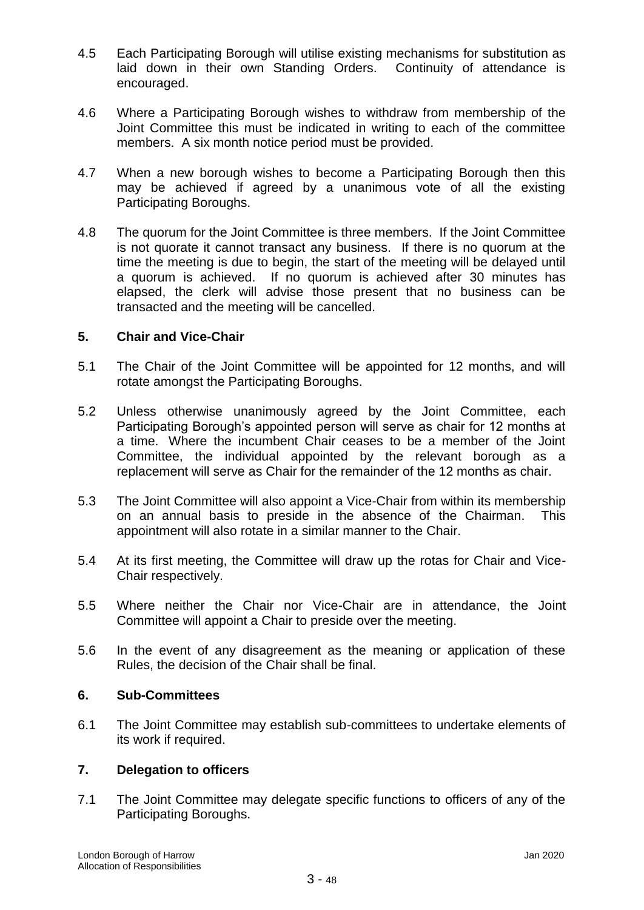4.5 Each Participating Borough will utilise existing mechanisms for substitution as laid down in their own Standing Orders. Continuity of attendance is encouraged.

4.6 Where a Participating Borough wishes to withdraw from membership of the Joint Committee this must be indicated in writing to each of the committee members. A six month notice period must be provided.

4.7 When a new borough wishes to become a Participating Borough then this may be achieved if agreed by a unanimous vote of all the existing Participating Boroughs.

4.8 The quorum for the Joint Committee is three members. If the Joint Committee is not quorate it cannot transact any business. If there is no quorum at the time the meeting is due to begin, the start of the meeting will be delayed until a quorum is achieved. If no quorum is achieved after 30 minutes has elapsed, the clerk will advise those present that no business can be transacted and the meeting will be cancelled.

## 5. Chair and Vice-Chair

5.1 The Chair of the Joint Committee will be appointed for 12 months, and will rotate amongst the Participating Boroughs.

5.2 Unless otherwise unanimously agreed by the Joint Committee, each Participating Borough's appointed person will serve as chair for 12 months at a time. Where the incumbent Chair ceases to be a member of the Joint Committee, the individual appointed by the relevant borough as a replacement will serve as Chair for the remainder of the 12 months as chair.

5.3 The Joint Committee will also appoint a Vice-Chair from within its membership on an annual basis to preside in the absence of the Chairman. This appointment will also rotate in a similar manner to the Chair.

5.4 At its first meeting, the Committee will draw up the rotas for Chair and Vice-Chair respectively.

5.5 Where neither the Chair nor Vice-Chair are in attendance, the Joint Committee will appoint a Chair to preside over the meeting.

5.6 In the event of any disagreement as the meaning or application of these Rules, the decision of the Chair shall be final.

## 6. Sub-Committees

6.1 The Joint Committee may establish sub-committees to undertake elements of its work if required.

## 7. Delegation to officers

7.1 The Joint Committee may delegate specific functions to officers of any of the Participating Boroughs.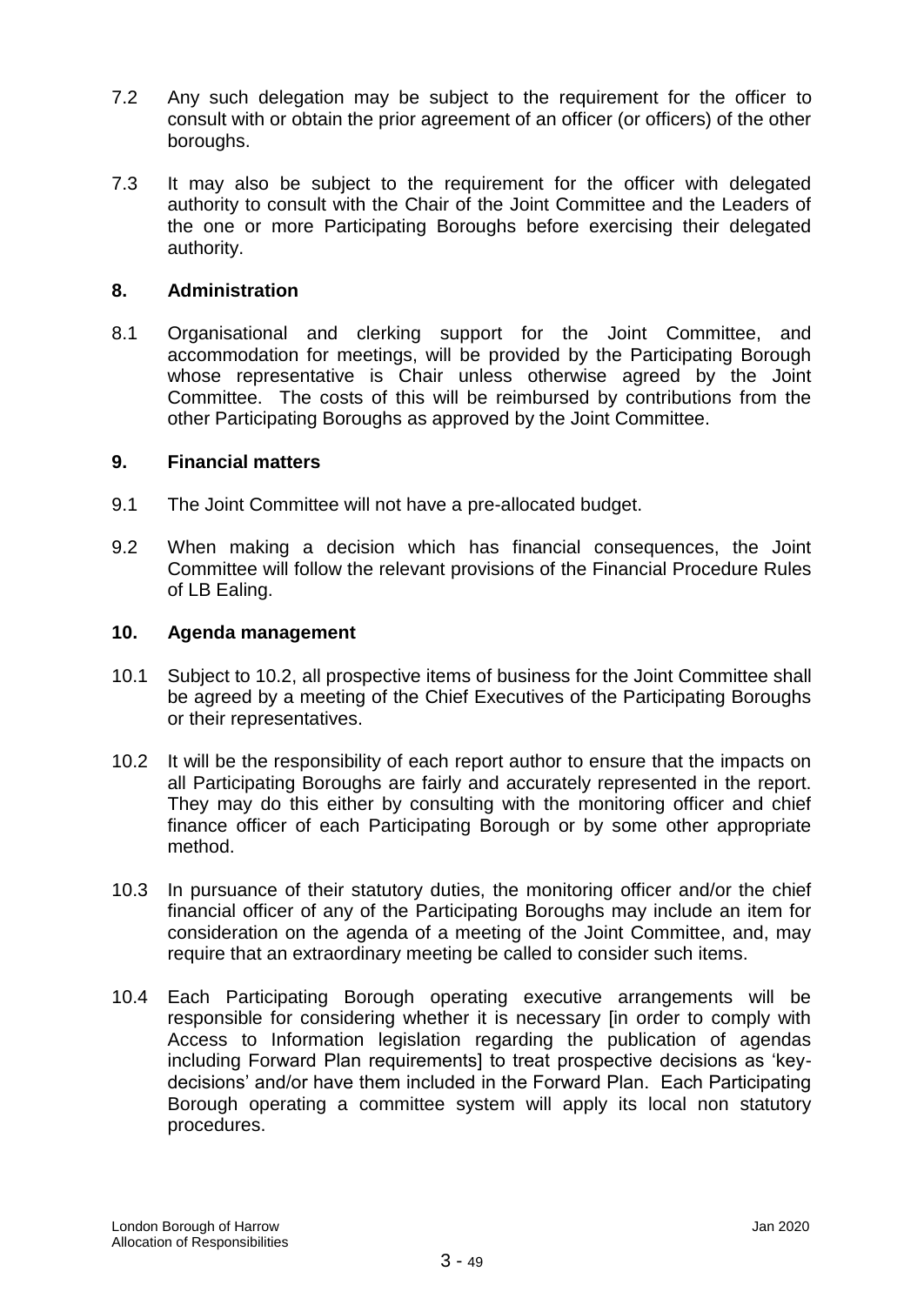7.2 Any such delegation may be subject to the requirement for the officer to consult with or obtain the prior agreement of an officer (or officers) of the other boroughs.

7.3 It may also be subject to the requirement for the officer with delegated authority to consult with the Chair of the Joint Committee and the Leaders of the one or more Participating Boroughs before exercising their delegated authority.

## 8. Administration

8.1 Organisational and clerking support for the Joint Committee, and accommodation for meetings, will be provided by the Participating Borough whose representative is Chair unless otherwise agreed by the Joint Committee. The costs of this will be reimbursed by contributions from the other Participating Boroughs as approved by the Joint Committee.

## 9. Financial matters

9.1 The Joint Committee will not have a pre-allocated budget.

9.2 When making a decision which has financial consequences, the Joint Committee will follow the relevant provisions of the Financial Procedure Rules of LB Ealing.

## 10. Agenda management

10.1 Subject to 10.2, all prospective items of business for the Joint Committee shall be agreed by a meeting of the Chief Executives of the Participating Boroughs or their representatives.

10.2 It will be the responsibility of each report author to ensure that the impacts on all Participating Boroughs are fairly and accurately represented in the report. They may do this either by consulting with the monitoring officer and chief finance officer of each Participating Borough or by some other appropriate method.

10.3 In pursuance of their statutory duties, the monitoring officer and/or the chief financial officer of any of the Participating Boroughs may include an item for consideration on the agenda of a meeting of the Joint Committee, and, may require that an extraordinary meeting be called to consider such items.

10.4 Each Participating Borough operating executive arrangements will be responsible for considering whether it is necessary [in order to comply with Access to Information legislation regarding the publication of agendas including Forward Plan requirements] to treat prospective decisions as 'key-decisions' and/or have them included in the Forward Plan. Each Participating Borough operating a committee system will apply its local non statutory procedures.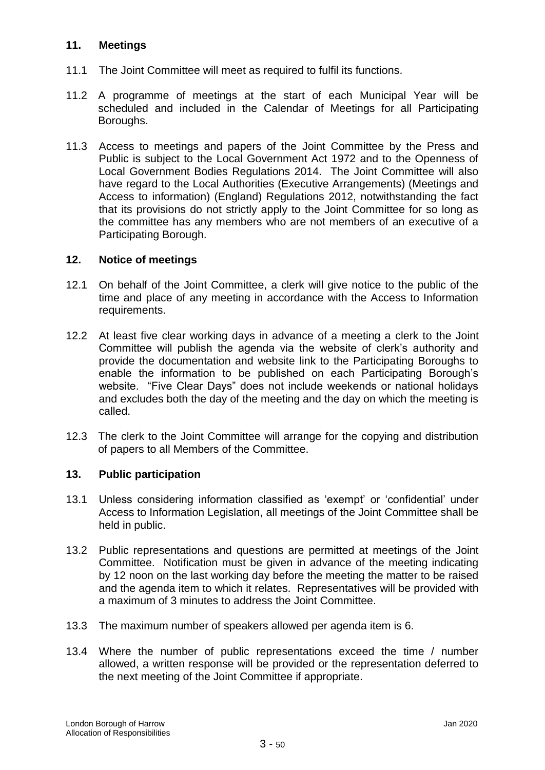## 11. Meetings

11.1 The Joint Committee will meet as required to fulfil its functions.

11.2 A programme of meetings at the start of each Municipal Year will be scheduled and included in the Calendar of Meetings for all Participating Boroughs.

11.3 Access to meetings and papers of the Joint Committee by the Press and Public is subject to the Local Government Act 1972 and to the Openness of Local Government Bodies Regulations 2014. The Joint Committee will also have regard to the Local Authorities (Executive Arrangements) (Meetings and Access to information) (England) Regulations 2012, notwithstanding the fact that its provisions do not strictly apply to the Joint Committee for so long as the committee has any members who are not members of an executive of a Participating Borough.

## 12. Notice of meetings

12.1 On behalf of the Joint Committee, a clerk will give notice to the public of the time and place of any meeting in accordance with the Access to Information requirements.

12.2 At least five clear working days in advance of a meeting a clerk to the Joint Committee will publish the agenda via the website of clerk's authority and provide the documentation and website link to the Participating Boroughs to enable the information to be published on each Participating Borough's website. "Five Clear Days" does not include weekends or national holidays and excludes both the day of the meeting and the day on which the meeting is called.

12.3 The clerk to the Joint Committee will arrange for the copying and distribution of papers to all Members of the Committee.

## 13. Public participation

13.1 Unless considering information classified as 'exempt' or 'confidential' under Access to Information Legislation, all meetings of the Joint Committee shall be held in public.

13.2 Public representations and questions are permitted at meetings of the Joint Committee. Notification must be given in advance of the meeting indicating by 12 noon on the last working day before the meeting the matter to be raised and the agenda item to which it relates. Representatives will be provided with a maximum of 3 minutes to address the Joint Committee.

13.3 The maximum number of speakers allowed per agenda item is 6.

13.4 Where the number of public representations exceed the time / number allowed, a written response will be provided or the representation deferred to the next meeting of the Joint Committee if appropriate.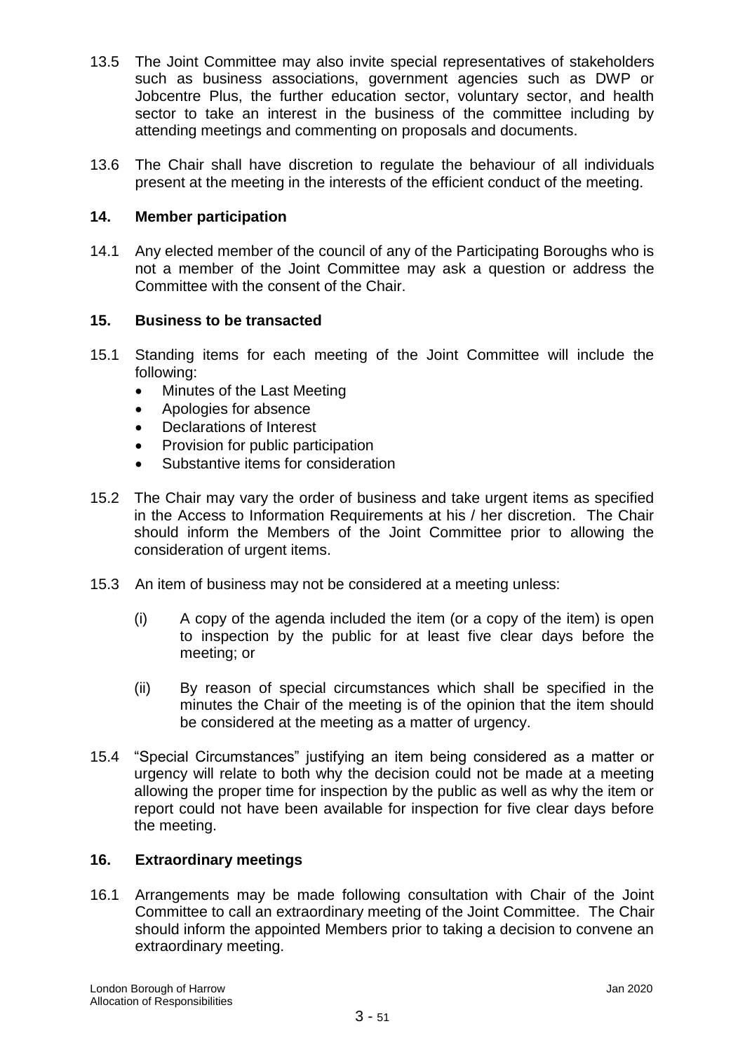13.5 The Joint Committee may also invite special representatives of stakeholders such as business associations, government agencies such as DWP or Jobcentre Plus, the further education sector, voluntary sector, and health sector to take an interest in the business of the committee including by attending meetings and commenting on proposals and documents.

13.6 The Chair shall have discretion to regulate the behaviour of all individuals present at the meeting in the interests of the efficient conduct of the meeting.

## 14. Member participation

14.1 Any elected member of the council of any of the Participating Boroughs who is not a member of the Joint Committee may ask a question or address the Committee with the consent of the Chair.

## 15. Business to be transacted

15.1 Standing items for each meeting of the Joint Committee will include the following:

- Minutes of the Last Meeting
- Apologies for absence
- Declarations of Interest
- Provision for public participation
- Substantive items for consideration

15.2 The Chair may vary the order of business and take urgent items as specified in the Access to Information Requirements at his / her discretion. The Chair should inform the Members of the Joint Committee prior to allowing the consideration of urgent items.

15.3 An item of business may not be considered at a meeting unless:

(i) A copy of the agenda included the item (or a copy of the item) is open to inspection by the public for at least five clear days before the meeting; or

(ii) By reason of special circumstances which shall be specified in the minutes the Chair of the meeting is of the opinion that the item should be considered at the meeting as a matter of urgency.

15.4 "Special Circumstances" justifying an item being considered as a matter or urgency will relate to both why the decision could not be made at a meeting allowing the proper time for inspection by the public as well as why the item or report could not have been available for inspection for five clear days before the meeting.

## 16. Extraordinary meetings

16.1 Arrangements may be made following consultation with Chair of the Joint Committee to call an extraordinary meeting of the Joint Committee. The Chair should inform the appointed Members prior to taking a decision to convene an extraordinary meeting.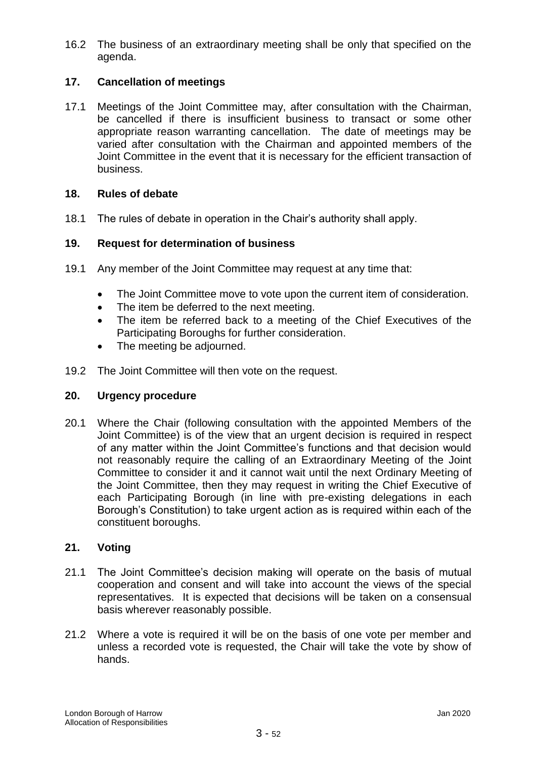16.2 The business of an extraordinary meeting shall be only that specified on the agenda.

## 17. Cancellation of meetings

17.1 Meetings of the Joint Committee may, after consultation with the Chairman, be cancelled if there is insufficient business to transact or some other appropriate reason warranting cancellation. The date of meetings may be varied after consultation with the Chairman and appointed members of the Joint Committee in the event that it is necessary for the efficient transaction of business.

## 18. Rules of debate

18.1 The rules of debate in operation in the Chair's authority shall apply.

## 19. Request for determination of business

19.1 Any member of the Joint Committee may request at any time that:

- The Joint Committee move to vote upon the current item of consideration.
- The item be deferred to the next meeting.
- The item be referred back to a meeting of the Chief Executives of the Participating Boroughs for further consideration.
- The meeting be adjourned.

19.2 The Joint Committee will then vote on the request.

## 20. Urgency procedure

20.1 Where the Chair (following consultation with the appointed Members of the Joint Committee) is of the view that an urgent decision is required in respect of any matter within the Joint Committee's functions and that decision would not reasonably require the calling of an Extraordinary Meeting of the Joint Committee to consider it and it cannot wait until the next Ordinary Meeting of the Joint Committee, then they may request in writing the Chief Executive of each Participating Borough (in line with pre-existing delegations in each Borough's Constitution) to take urgent action as is required within each of the constituent boroughs.

## 21. Voting

21.1 The Joint Committee's decision making will operate on the basis of mutual cooperation and consent and will take into account the views of the special representatives. It is expected that decisions will be taken on a consensual basis wherever reasonably possible.

21.2 Where a vote is required it will be on the basis of one vote per member and unless a recorded vote is requested, the Chair will take the vote by show of hands.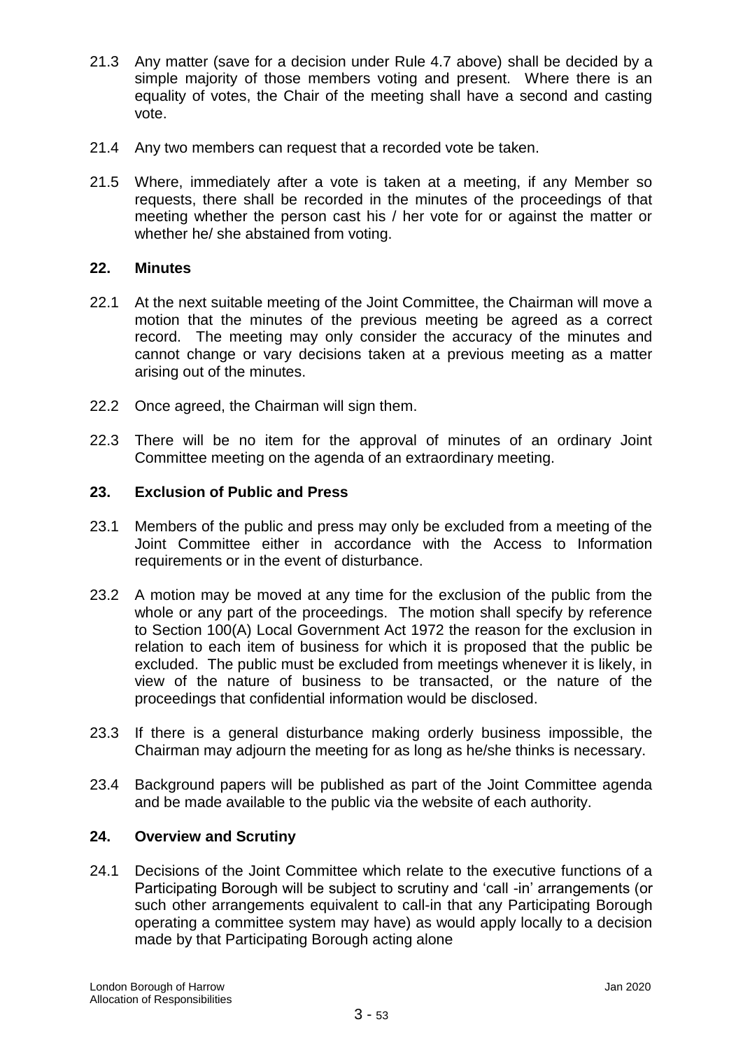21.3 Any matter (save for a decision under Rule 4.7 above) shall be decided by a simple majority of those members voting and present. Where there is an equality of votes, the Chair of the meeting shall have a second and casting vote.

21.4 Any two members can request that a recorded vote be taken.

21.5 Where, immediately after a vote is taken at a meeting, if any Member so requests, there shall be recorded in the minutes of the proceedings of that meeting whether the person cast his / her vote for or against the matter or whether he/ she abstained from voting.

## 22. Minutes

22.1 At the next suitable meeting of the Joint Committee, the Chairman will move a motion that the minutes of the previous meeting be agreed as a correct record. The meeting may only consider the accuracy of the minutes and cannot change or vary decisions taken at a previous meeting as a matter arising out of the minutes.

22.2 Once agreed, the Chairman will sign them.

22.3 There will be no item for the approval of minutes of an ordinary Joint Committee meeting on the agenda of an extraordinary meeting.

## 23. Exclusion of Public and Press

23.1 Members of the public and press may only be excluded from a meeting of the Joint Committee either in accordance with the Access to Information requirements or in the event of disturbance.

23.2 A motion may be moved at any time for the exclusion of the public from the whole or any part of the proceedings. The motion shall specify by reference to Section 100(A) Local Government Act 1972 the reason for the exclusion in relation to each item of business for which it is proposed that the public be excluded. The public must be excluded from meetings whenever it is likely, in view of the nature of business to be transacted, or the nature of the proceedings that confidential information would be disclosed.

23.3 If there is a general disturbance making orderly business impossible, the Chairman may adjourn the meeting for as long as he/she thinks is necessary.

23.4 Background papers will be published as part of the Joint Committee agenda and be made available to the public via the website of each authority.

## 24. Overview and Scrutiny

24.1 Decisions of the Joint Committee which relate to the executive functions of a Participating Borough will be subject to scrutiny and 'call -in' arrangements (or such other arrangements equivalent to call-in that any Participating Borough operating a committee system may have) as would apply locally to a decision made by that Participating Borough acting alone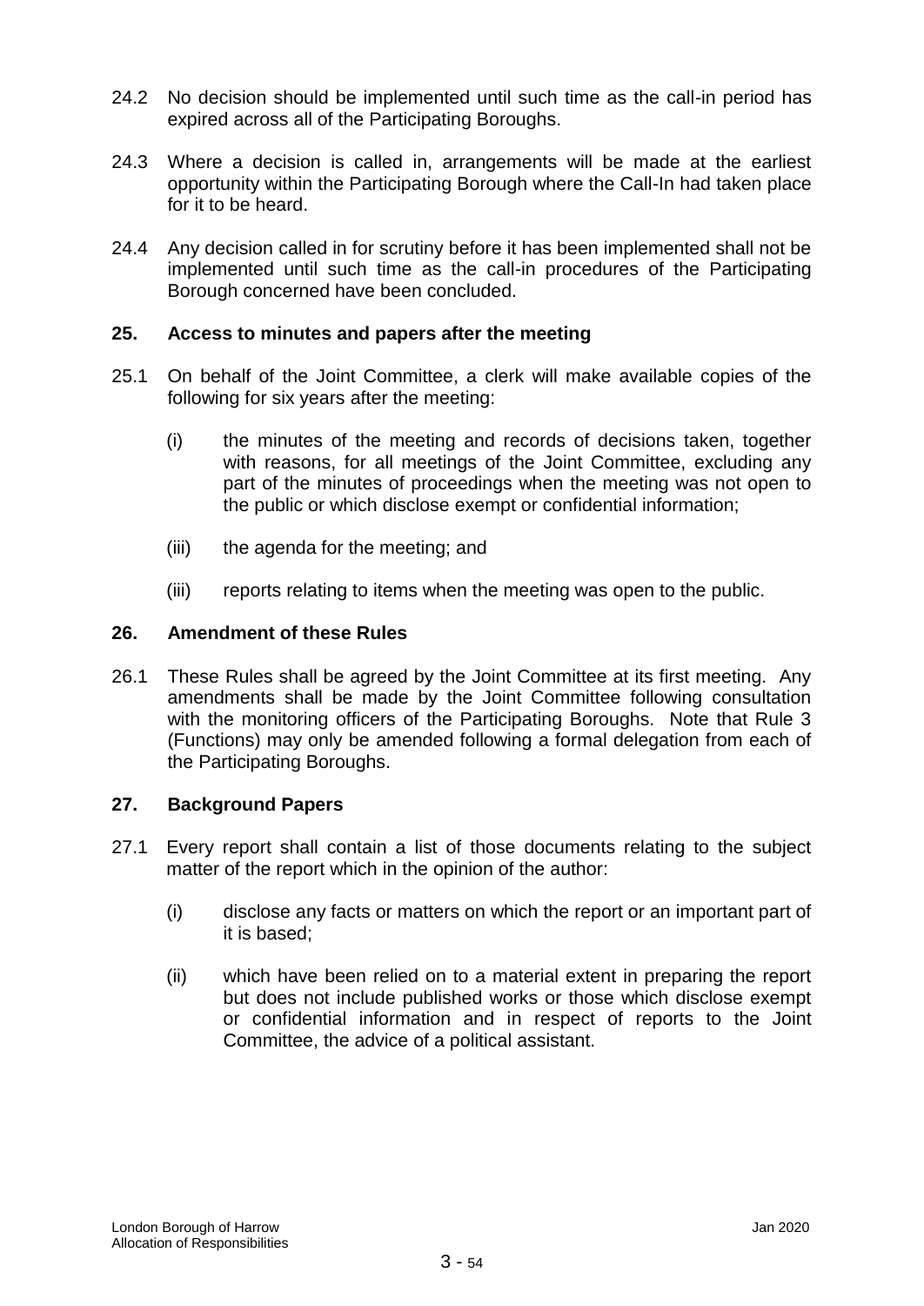24.2 No decision should be implemented until such time as the call-in period has expired across all of the Participating Boroughs.

24.3 Where a decision is called in, arrangements will be made at the earliest opportunity within the Participating Borough where the Call-In had taken place for it to be heard.

24.4 Any decision called in for scrutiny before it has been implemented shall not be implemented until such time as the call-in procedures of the Participating Borough concerned have been concluded.

## 25. Access to minutes and papers after the meeting

25.1 On behalf of the Joint Committee, a clerk will make available copies of the following for six years after the meeting:

(i) the minutes of the meeting and records of decisions taken, together with reasons, for all meetings of the Joint Committee, excluding any part of the minutes of proceedings when the meeting was not open to the public or which disclose exempt or confidential information;

(iii) the agenda for the meeting; and

(iii) reports relating to items when the meeting was open to the public.

## 26. Amendment of these Rules

26.1 These Rules shall be agreed by the Joint Committee at its first meeting. Any amendments shall be made by the Joint Committee following consultation with the monitoring officers of the Participating Boroughs. Note that Rule 3 (Functions) may only be amended following a formal delegation from each of the Participating Boroughs.

## 27. Background Papers

27.1 Every report shall contain a list of those documents relating to the subject matter of the report which in the opinion of the author:

(i) disclose any facts or matters on which the report or an important part of it is based;

(ii) which have been relied on to a material extent in preparing the report but does not include published works or those which disclose exempt or confidential information and in respect of reports to the Joint Committee, the advice of a political assistant.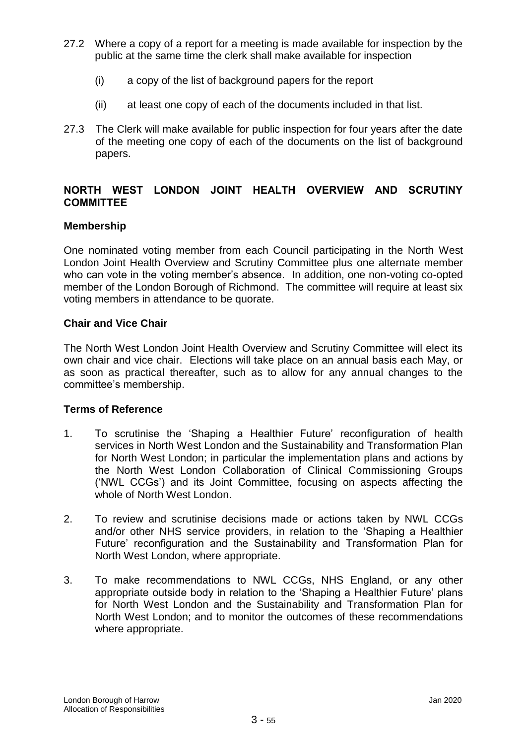27.2 Where a copy of a report for a meeting is made available for inspection by the public at the same time the clerk shall make available for inspection

(i) a copy of the list of background papers for the report

(ii) at least one copy of each of the documents included in that list.

27.3 The Clerk will make available for public inspection for four years after the date of the meeting one copy of each of the documents on the list of background papers.

## NORTH WEST LONDON JOINT HEALTH OVERVIEW AND SCRUTINY COMMITTEE

### Membership

One nominated voting member from each Council participating in the North West London Joint Health Overview and Scrutiny Committee plus one alternate member who can vote in the voting member's absence. In addition, one non-voting co-opted member of the London Borough of Richmond. The committee will require at least six voting members in attendance to be quorate.

### Chair and Vice Chair

The North West London Joint Health Overview and Scrutiny Committee will elect its own chair and vice chair. Elections will take place on an annual basis each May, or as soon as practical thereafter, such as to allow for any annual changes to the committee's membership.

### Terms of Reference

1. To scrutinise the 'Shaping a Healthier Future' reconfiguration of health services in North West London and the Sustainability and Transformation Plan for North West London; in particular the implementation plans and actions by the North West London Collaboration of Clinical Commissioning Groups ('NWL CCGs') and its Joint Committee, focusing on aspects affecting the whole of North West London.

2. To review and scrutinise decisions made or actions taken by NWL CCGs and/or other NHS service providers, in relation to the 'Shaping a Healthier Future' reconfiguration and the Sustainability and Transformation Plan for North West London, where appropriate.

3. To make recommendations to NWL CCGs, NHS England, or any other appropriate outside body in relation to the 'Shaping a Healthier Future' plans for North West London and the Sustainability and Transformation Plan for North West London; and to monitor the outcomes of these recommendations where appropriate.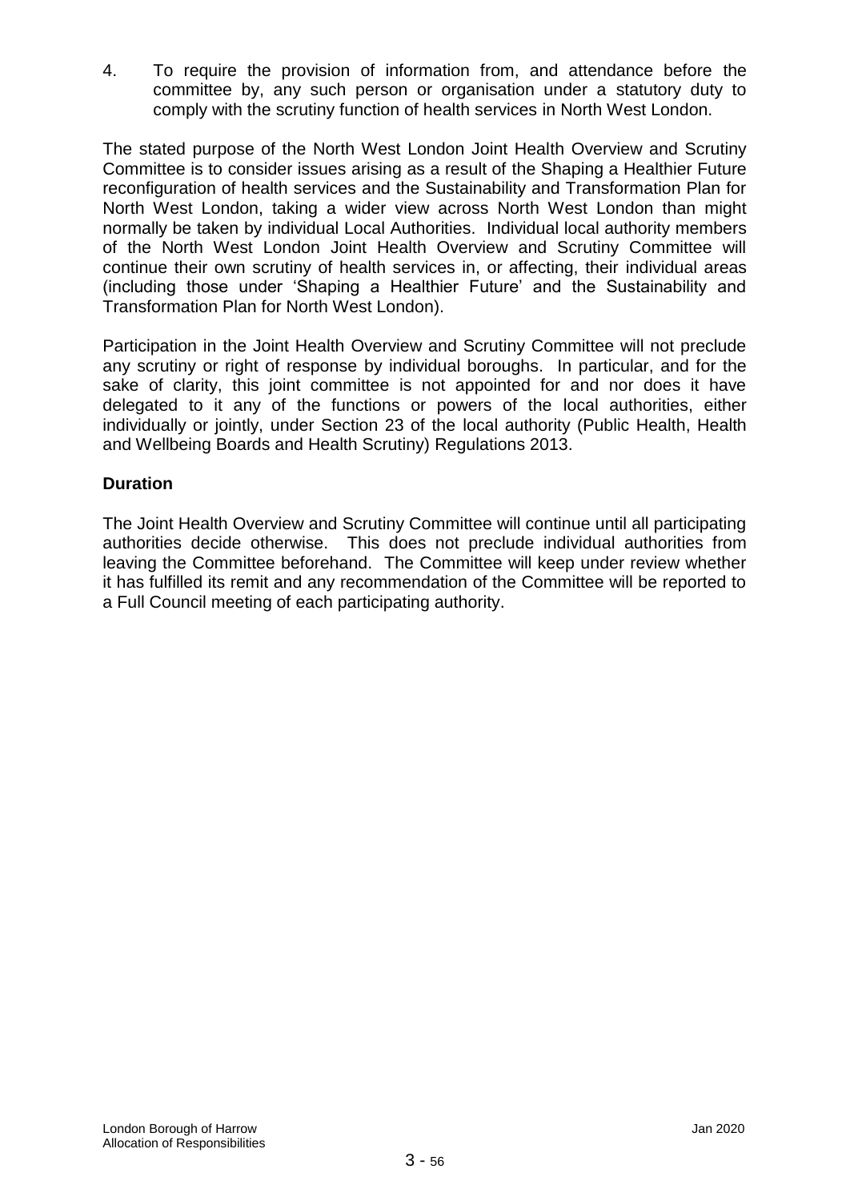4. To require the provision of information from, and attendance before the committee by, any such person or organisation under a statutory duty to comply with the scrutiny function of health services in North West London.

The stated purpose of the North West London Joint Health Overview and Scrutiny Committee is to consider issues arising as a result of the Shaping a Healthier Future reconfiguration of health services and the Sustainability and Transformation Plan for North West London, taking a wider view across North West London than might normally be taken by individual Local Authorities. Individual local authority members of the North West London Joint Health Overview and Scrutiny Committee will continue their own scrutiny of health services in, or affecting, their individual areas (including those under 'Shaping a Healthier Future' and the Sustainability and Transformation Plan for North West London).

Participation in the Joint Health Overview and Scrutiny Committee will not preclude any scrutiny or right of response by individual boroughs. In particular, and for the sake of clarity, this joint committee is not appointed for and nor does it have delegated to it any of the functions or powers of the local authorities, either individually or jointly, under Section 23 of the local authority (Public Health, Health and Wellbeing Boards and Health Scrutiny) Regulations 2013.

**Duration**

The Joint Health Overview and Scrutiny Committee will continue until all participating authorities decide otherwise. This does not preclude individual authorities from leaving the Committee beforehand. The Committee will keep under review whether it has fulfilled its remit and any recommendation of the Committee will be reported to a Full Council meeting of each participating authority.